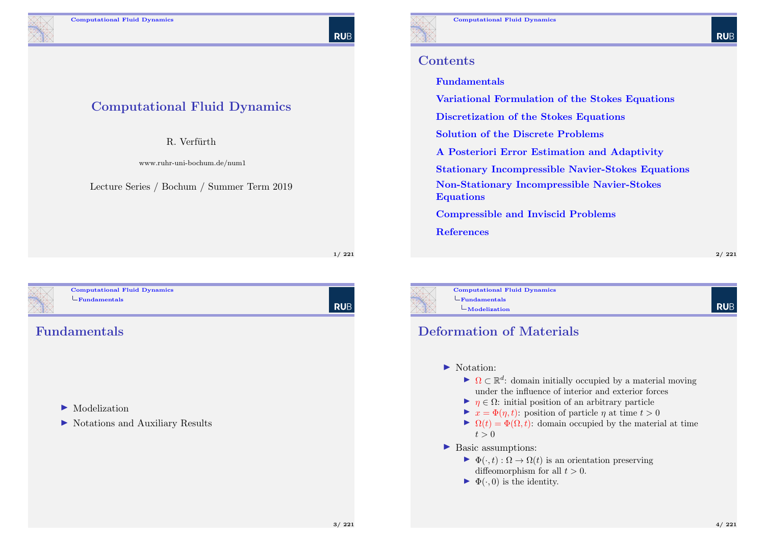# Computational Fluid Dynamics

R. Verfürth

www.ruhr-uni-bochum.de/num1

Lecture Series / Bochum / Summer Term 2019

## Contents

- Fundamentals
- Variational Formulation of the Stokes Equations
- Discretization of the Stokes Equations
- Solution of the Discrete Problems
- A Posteriori Error Estimation and Adaptivity
- Stationary Incompressible Navier-Stokes Equations
- Non-Stationary Incompressible Navier-Stokes Equations
- Compressible and Inviscid Problems
- References

## Fundamentals

- Modelization
- Notations and Auxiliary Results

## Deformation of Materials

- Notation:
  - $\Omega \subset \mathbb{R}^d$: domain initially occupied by a material moving under the influence of interior and exterior forces
  - $\eta \in \Omega$: initial position of an arbitrary particle
  - $x = \Phi(\eta, t)$: position of particle $\eta$ at time $t > 0$
  - $\Omega(t) = \Phi(\Omega, t)$: domain occupied by the material at time $t > 0$
- Basic assumptions:
  - $\Phi(\cdot, t) : \Omega \to \Omega(t)$ is an orientation preserving diffeomorphism for all $t > 0$.
  - $\Phi(\cdot, 0)$ is the identity.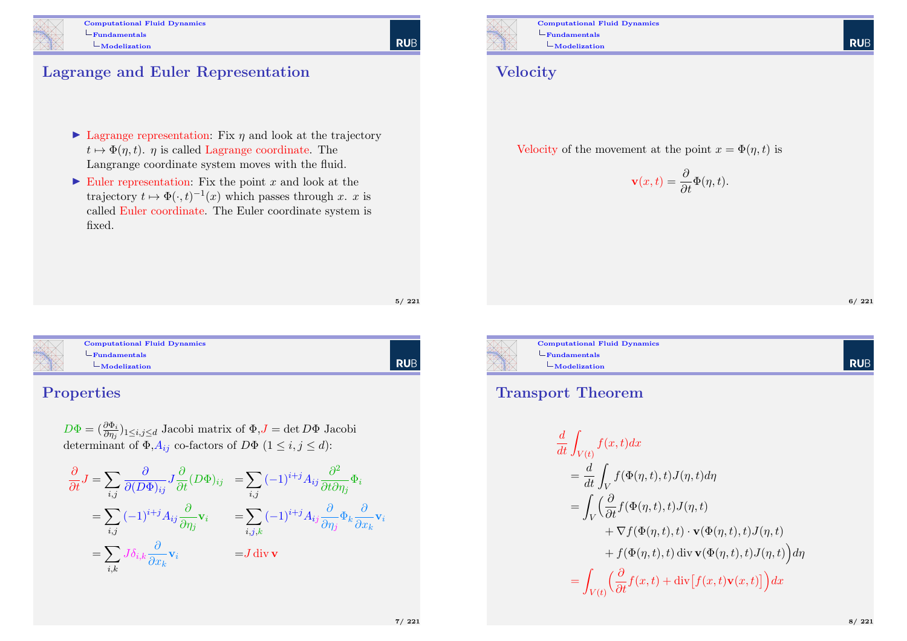## Lagrange and Euler Representation

- Lagrange representation: Fix $\eta$ and look at the trajectory $t \mapsto \Phi(\eta, t)$. $\eta$ is called Lagrange coordinate. The Langrange coordinate system moves with the fluid.
- Euler representation: Fix the point $x$ and look at the trajectory $t \mapsto \Phi(\cdot, t)^{-1}(x)$ which passes through $x$. $x$ is called Euler coordinate. The Euler coordinate system is fixed.

## Velocity

Velocity of the movement at the point $x = \Phi(\eta, t)$ is

$$\mathbf{v}(x, t) = \frac{\partial}{\partial t}\Phi(\eta, t).$$

## Properties

$D\Phi = (\frac{\partial \Phi_i}{\partial \eta_j})_{1 \le i,j \le d}$ Jacobi matrix of $\Phi$, $J = \det D\Phi$ Jacobi determinant of $\Phi$, $A_{ij}$ co-factors of $D\Phi$ $(1 \le i, j \le d)$:

$$\begin{aligned}
\frac{\partial}{\partial t} J &= \sum_{i,j} \frac{\partial}{\partial (D\Phi)_{ij}} J \frac{\partial}{\partial t}(D\Phi)_{ij} &&= \sum_{i,j} (-1)^{i+j} A_{ij} \frac{\partial^2}{\partial t \partial \eta_j} \Phi_i \\
&= \sum_{i,j} (-1)^{i+j} A_{ij} \frac{\partial}{\partial \eta_j} \mathbf{v}_i &&= \sum_{i,j,k} (-1)^{i+j} A_{ij} \frac{\partial}{\partial \eta_j} \Phi_k \frac{\partial}{\partial x_k} \mathbf{v}_i \\
&= \sum_{i,k} J \delta_{i,k} \frac{\partial}{\partial x_k} \mathbf{v}_i &&= J \operatorname{div} \mathbf{v}
\end{aligned}$$

## Transport Theorem

$$\begin{aligned}
&\frac{d}{dt} \int_{V(t)} f(x,t) dx \\
&= \frac{d}{dt} \int_V f(\Phi(\eta,t),t) J(\eta,t) d\eta \\
&= \int_V \Big( \frac{\partial}{\partial t} f(\Phi(\eta,t),t) J(\eta,t) \\
&\qquad + \nabla f(\Phi(\eta,t),t) \cdot \mathbf{v}(\Phi(\eta,t),t) J(\eta,t) \\
&\qquad + f(\Phi(\eta,t),t) \operatorname{div} \mathbf{v}(\Phi(\eta,t),t) J(\eta,t) \Big) d\eta \\
&= \int_{V(t)} \Big( \frac{\partial}{\partial t} f(x,t) + \operatorname{div}\big[ f(x,t) \mathbf{v}(x,t) \big] \Big) dx
\end{aligned}$$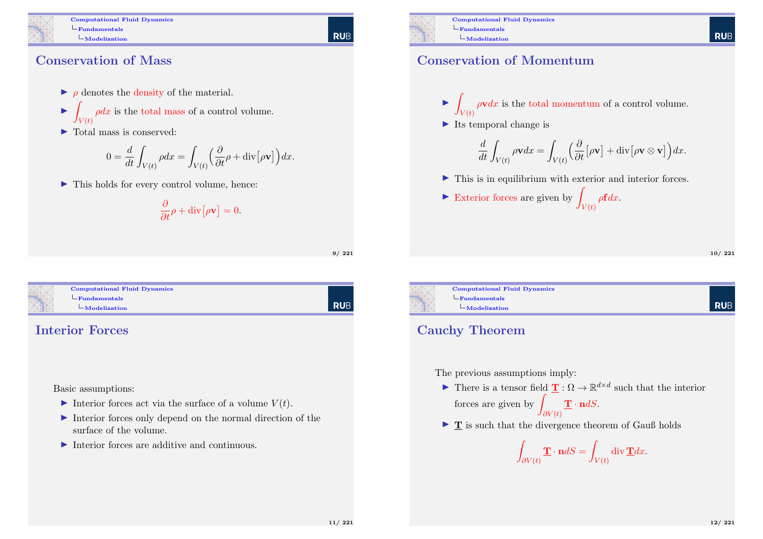## Conservation of Mass

- $\rho$ denotes the density of the material.
- $\int_{V(t)} \rho dx$ is the total mass of a control volume.
- Total mass is conserved:

$$0 = \frac{d}{dt}\int_{V(t)} \rho dx = \int_{V(t)} \Big(\frac{\partial}{\partial t}\rho + \operatorname{div}\big[\rho \mathbf{v}\big]\Big) dx.$$

- This holds for every control volume, hence:

$$\frac{\partial}{\partial t}\rho + \operatorname{div}\big[\rho \mathbf{v}\big] = 0.$$

## Conservation of Momentum

- $\int_{V(t)} \rho \mathbf{v} dx$ is the total momentum of a control volume.
- Its temporal change is

$$\frac{d}{dt}\int_{V(t)} \rho \mathbf{v} dx = \int_{V(t)} \Big(\frac{\partial}{\partial t}\big[\rho \mathbf{v}\big] + \operatorname{div}\big[\rho \mathbf{v} \otimes \mathbf{v}\big]\Big) dx.$$

- This is in equilibrium with exterior and interior forces.
- Exterior forces are given by $\int_{V(t)} \rho \mathbf{f} dx$.

## Interior Forces

Basic assumptions:

- Interior forces act via the surface of a volume $V(t)$.
- Interior forces only depend on the normal direction of the surface of the volume.
- Interior forces are additive and continuous.

## Cauchy Theorem

The previous assumptions imply:

- There is a tensor field $\underline{\mathbf{T}} : \Omega \to \mathbb{R}^{d\times d}$ such that the interior forces are given by $\int_{\partial V(t)} \underline{\mathbf{T}} \cdot \mathbf{n} dS$.
- $\underline{\mathbf{T}}$ is such that the divergence theorem of Gauß holds

$$\int_{\partial V(t)} \underline{\mathbf{T}} \cdot \mathbf{n} dS = \int_{V(t)} \operatorname{div} \underline{\mathbf{T}} dx.$$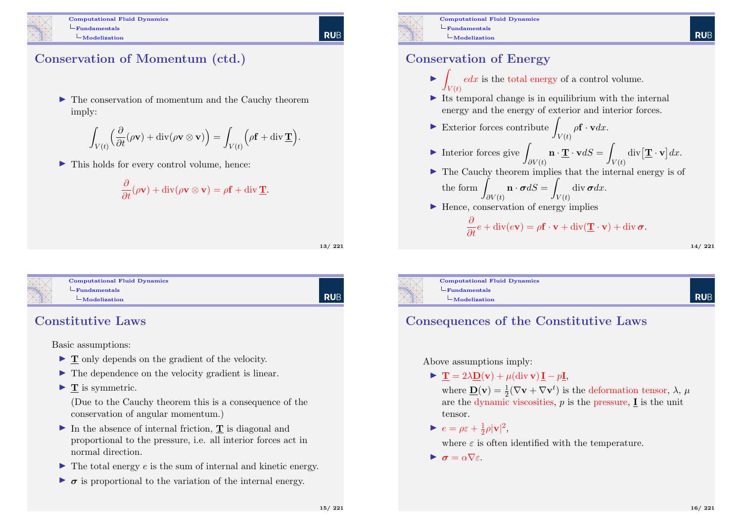## Conservation of Momentum (ctd.)

- The conservation of momentum and the Cauchy theorem imply:

$$\int_{V(t)} \Big( \frac{\partial}{\partial t}(\rho \mathbf{v}) + \operatorname{div}(\rho \mathbf{v} \otimes \mathbf{v}) \Big) = \int_{V(t)} \Big( \rho \mathbf{f} + \operatorname{div} \underline{\mathbf{T}} \Big).$$

- This holds for every control volume, hence:

$$\frac{\partial}{\partial t}(\rho \mathbf{v}) + \operatorname{div}(\rho \mathbf{v} \otimes \mathbf{v}) = \rho \mathbf{f} + \operatorname{div} \underline{\mathbf{T}}.$$

## Conservation of Energy

- $\int_{V(t)} e dx$ is the total energy of a control volume.
- Its temporal change is in equilibrium with the internal energy and the energy of exterior and interior forces.
- Exterior forces contribute $\int_{V(t)} \rho \mathbf{f} \cdot \mathbf{v} dx$.
- Interior forces give $\int_{\partial V(t)} \mathbf{n} \cdot \underline{\mathbf{T}} \cdot \mathbf{v} dS = \int_{V(t)} \operatorname{div} \big[ \underline{\mathbf{T}} \cdot \mathbf{v} \big] dx$.
- The Cauchy theorem implies that the internal energy is of the form $\int_{\partial V(t)} \mathbf{n} \cdot \boldsymbol{\sigma} dS = \int_{V(t)} \operatorname{div} \boldsymbol{\sigma} dx$.
- Hence, conservation of energy implies

$$\frac{\partial}{\partial t} e + \operatorname{div}(e \mathbf{v}) = \rho \mathbf{f} \cdot \mathbf{v} + \operatorname{div}(\underline{\mathbf{T}} \cdot \mathbf{v}) + \operatorname{div} \boldsymbol{\sigma}.$$

## Constitutive Laws

Basic assumptions:

- $\underline{\mathbf{T}}$ only depends on the gradient of the velocity.
- The dependence on the velocity gradient is linear.
- $\underline{\mathbf{T}}$ is symmetric.

  (Due to the Cauchy theorem this is a consequence of the conservation of angular momentum.)
- In the absence of internal friction, $\underline{\mathbf{T}}$ is diagonal and proportional to the pressure, i.e. all interior forces act in normal direction.
- The total energy $e$ is the sum of internal and kinetic energy.
- $\boldsymbol{\sigma}$ is proportional to the variation of the internal energy.

## Consequences of the Constitutive Laws

Above assumptions imply:

- $\underline{\mathbf{T}} = 2\lambda \underline{\mathbf{D}}(\mathbf{v}) + \mu (\operatorname{div} \mathbf{v}) \underline{\mathbf{I}} - p \underline{\mathbf{I}}$,

  where $\underline{\mathbf{D}}(\mathbf{v}) = \frac{1}{2}(\nabla \mathbf{v} + \nabla \mathbf{v}^t)$ is the deformation tensor, $\lambda$, $\mu$ are the dynamic viscosities, $p$ is the pressure, $\underline{\mathbf{I}}$ is the unit tensor.
- $e = \rho \varepsilon + \frac{1}{2} \rho |\mathbf{v}|^2$,

  where $\varepsilon$ is often identified with the temperature.
- $\boldsymbol{\sigma} = \alpha \nabla \varepsilon$.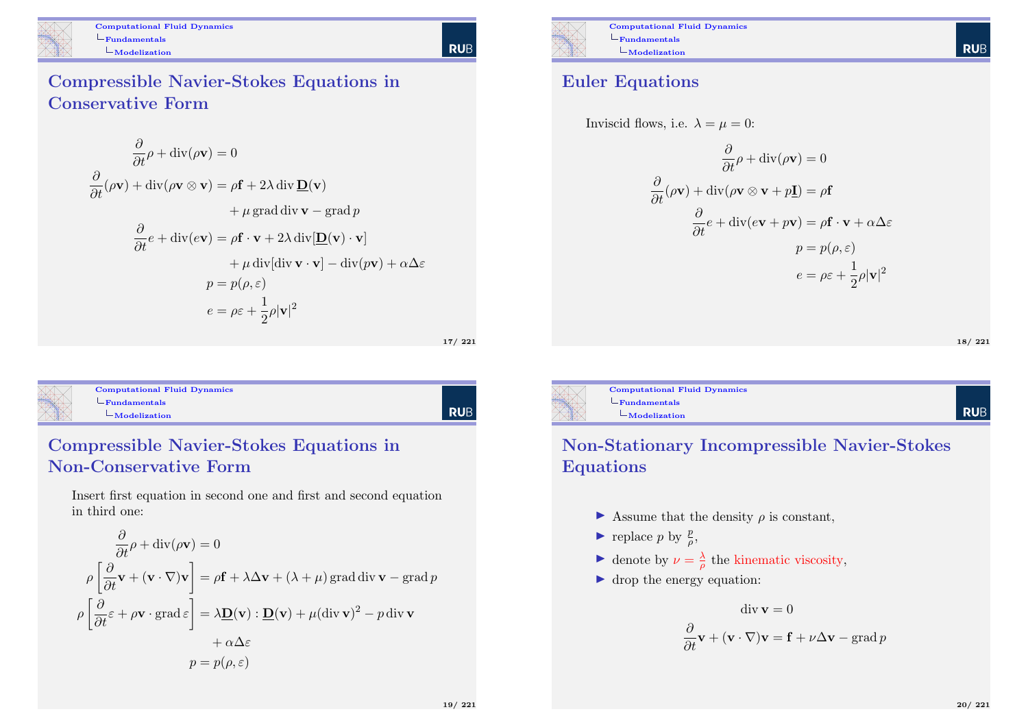## Compressible Navier-Stokes Equations in Conservative Form

$$
\begin{aligned}
\frac{\partial}{\partial t}\rho + \operatorname{div}(\rho \mathbf{v}) &= 0 \\
\frac{\partial}{\partial t}(\rho \mathbf{v}) + \operatorname{div}(\rho \mathbf{v} \otimes \mathbf{v}) &= \rho \mathbf{f} + 2\lambda \operatorname{div} \underline{\mathbf{D}}(\mathbf{v}) \\
&\quad + \mu \operatorname{grad} \operatorname{div} \mathbf{v} - \operatorname{grad} p \\
\frac{\partial}{\partial t} e + \operatorname{div}(e \mathbf{v}) &= \rho \mathbf{f} \cdot \mathbf{v} + 2\lambda \operatorname{div}[\underline{\mathbf{D}}(\mathbf{v}) \cdot \mathbf{v}] \\
&\quad + \mu \operatorname{div}[\operatorname{div} \mathbf{v} \cdot \mathbf{v}] - \operatorname{div}(p\mathbf{v}) + \alpha \Delta \varepsilon \\
p &= p(\rho, \varepsilon) \\
e &= \rho \varepsilon + \frac{1}{2}\rho |\mathbf{v}|^2
\end{aligned}
$$

## Euler Equations

Inviscid flows, i.e. $\lambda = \mu = 0$:

$$
\begin{aligned}
\frac{\partial}{\partial t}\rho + \operatorname{div}(\rho \mathbf{v}) &= 0 \\
\frac{\partial}{\partial t}(\rho \mathbf{v}) + \operatorname{div}(\rho \mathbf{v} \otimes \mathbf{v} + p\underline{\mathbf{I}}) &= \rho \mathbf{f} \\
\frac{\partial}{\partial t} e + \operatorname{div}(e \mathbf{v} + p\mathbf{v}) &= \rho \mathbf{f} \cdot \mathbf{v} + \alpha \Delta \varepsilon \\
p &= p(\rho, \varepsilon) \\
e &= \rho \varepsilon + \frac{1}{2}\rho |\mathbf{v}|^2
\end{aligned}
$$

## Compressible Navier-Stokes Equations in Non-Conservative Form

Insert first equation in second one and first and second equation in third one:

$$
\begin{aligned}
\frac{\partial}{\partial t}\rho + \operatorname{div}(\rho \mathbf{v}) &= 0 \\
\rho \left[ \frac{\partial}{\partial t}\mathbf{v} + (\mathbf{v} \cdot \nabla)\mathbf{v} \right] &= \rho \mathbf{f} + \lambda \Delta \mathbf{v} + (\lambda + \mu) \operatorname{grad} \operatorname{div} \mathbf{v} - \operatorname{grad} p \\
\rho \left[ \frac{\partial}{\partial t}\varepsilon + \rho \mathbf{v} \cdot \operatorname{grad} \varepsilon \right] &= \lambda \underline{\mathbf{D}}(\mathbf{v}) : \underline{\mathbf{D}}(\mathbf{v}) + \mu (\operatorname{div} \mathbf{v})^2 - p \operatorname{div} \mathbf{v} \\
&\quad + \alpha \Delta \varepsilon \\
p &= p(\rho, \varepsilon)
\end{aligned}
$$

## Non-Stationary Incompressible Navier-Stokes Equations

- Assume that the density $\rho$ is constant,
- replace $p$ by $\frac{p}{\rho}$,
- denote by $\nu = \frac{\lambda}{\rho}$ the kinematic viscosity,
- drop the energy equation:

$$
\begin{aligned}
\operatorname{div} \mathbf{v} &= 0 \\
\frac{\partial}{\partial t}\mathbf{v} + (\mathbf{v} \cdot \nabla)\mathbf{v} &= \mathbf{f} + \nu \Delta \mathbf{v} - \operatorname{grad} p
\end{aligned}
$$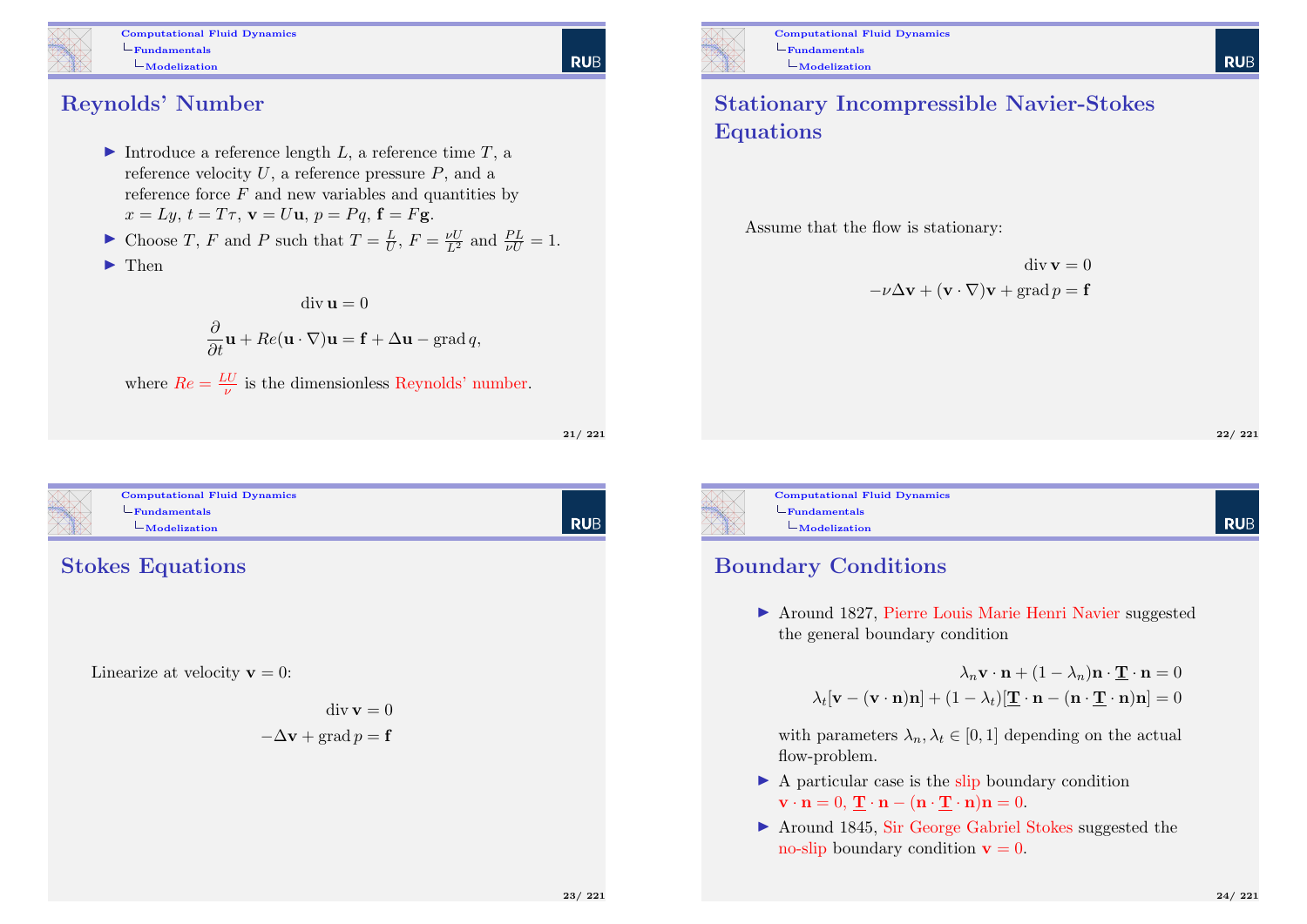## Reynolds' Number

- Introduce a reference length $L$, a reference time $T$, a reference velocity $U$, a reference pressure $P$, and a reference force $F$ and new variables and quantities by $x = Ly$, $t = T\tau$, $\mathbf{v} = U\mathbf{u}$, $p = Pq$, $\mathbf{f} = F\mathbf{g}$.
- Choose $T$, $F$ and $P$ such that $T = \frac{L}{U}$, $F = \frac{\nu U}{L^2}$ and $\frac{PL}{\nu U} = 1$.
- Then

$$
\begin{aligned}
\operatorname{div} \mathbf{u} &= 0 \\
\frac{\partial}{\partial t}\mathbf{u} + Re(\mathbf{u} \cdot \nabla)\mathbf{u} &= \mathbf{f} + \Delta \mathbf{u} - \operatorname{grad} q,
\end{aligned}
$$

where $Re = \frac{LU}{\nu}$ is the dimensionless Reynolds' number.

## Stationary Incompressible Navier-Stokes Equations

Assume that the flow is stationary:

$$
\begin{aligned}
\operatorname{div} \mathbf{v} &= 0 \\
-\nu \Delta \mathbf{v} + (\mathbf{v} \cdot \nabla)\mathbf{v} + \operatorname{grad} p &= \mathbf{f}
\end{aligned}
$$

## Stokes Equations

Linearize at velocity $\mathbf{v} = 0$:

$$
\begin{aligned}
\operatorname{div} \mathbf{v} &= 0 \\
-\Delta \mathbf{v} + \operatorname{grad} p &= \mathbf{f}
\end{aligned}
$$

## Boundary Conditions

- Around 1827, Pierre Louis Marie Henri Navier suggested the general boundary condition

$$
\begin{aligned}
\lambda_n \mathbf{v} \cdot \mathbf{n} + (1 - \lambda_n)\mathbf{n} \cdot \underline{\mathbf{T}} \cdot \mathbf{n} &= 0 \\
\lambda_t[\mathbf{v} - (\mathbf{v} \cdot \mathbf{n})\mathbf{n}] + (1 - \lambda_t)[\underline{\mathbf{T}} \cdot \mathbf{n} - (\mathbf{n} \cdot \underline{\mathbf{T}} \cdot \mathbf{n})\mathbf{n}] &= 0
\end{aligned}
$$

  with parameters $\lambda_n, \lambda_t \in [0, 1]$ depending on the actual flow-problem.
- A particular case is the slip boundary condition $\mathbf{v} \cdot \mathbf{n} = 0$, $\underline{\mathbf{T}} \cdot \mathbf{n} - (\mathbf{n} \cdot \underline{\mathbf{T}} \cdot \mathbf{n})\mathbf{n} = 0$.
- Around 1845, Sir George Gabriel Stokes suggested the no-slip boundary condition $\mathbf{v} = 0$.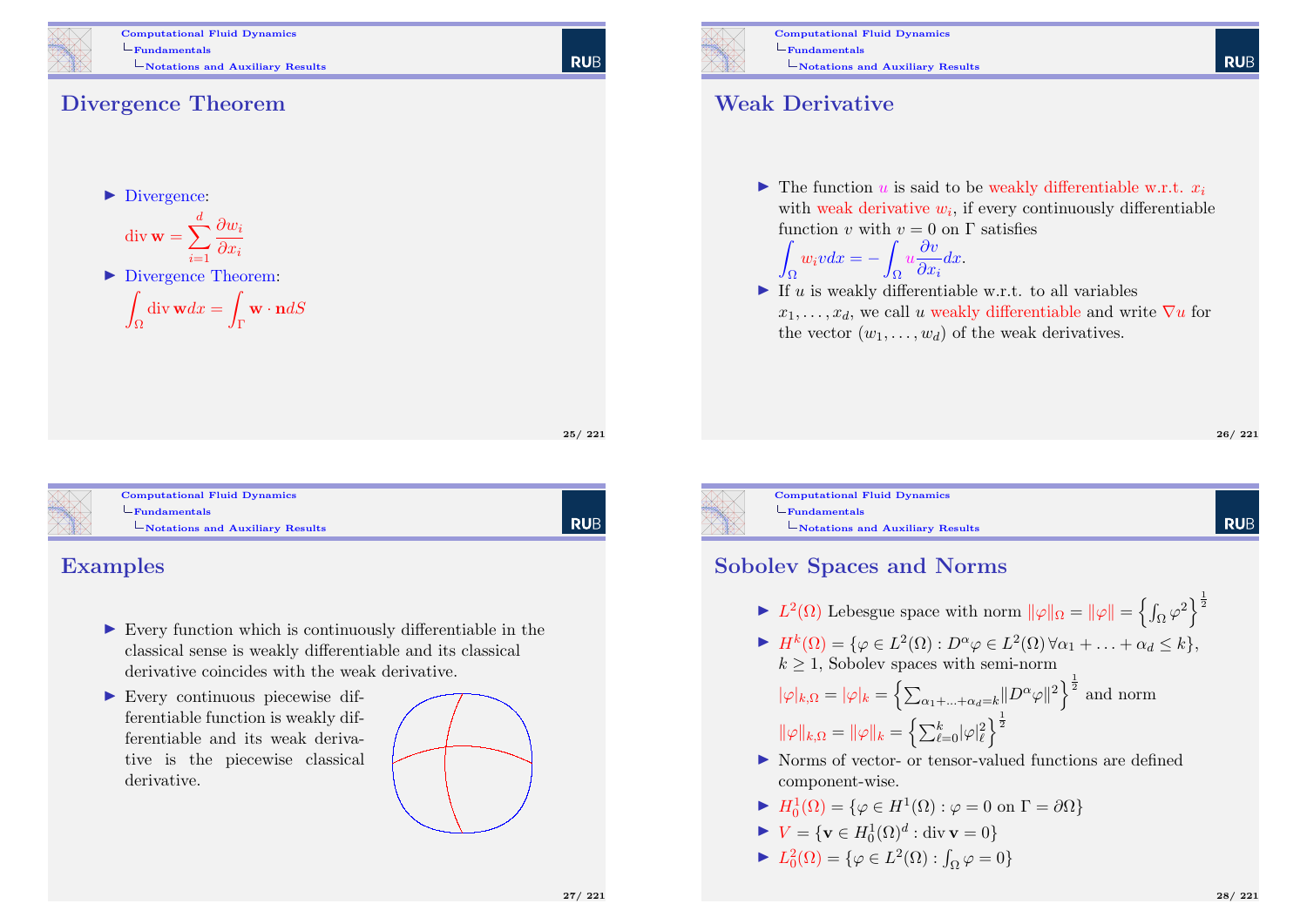## Divergence Theorem

- Divergence:

  $\operatorname{div} \mathbf{w} = \sum_{i=1}^{d} \frac{\partial w_i}{\partial x_i}$

- Divergence Theorem:

  $\int_\Omega \operatorname{div} \mathbf{w} dx = \int_\Gamma \mathbf{w} \cdot \mathbf{n} dS$

## Weak Derivative

- The function $u$ is said to be weakly differentiable w.r.t. $x_i$ with weak derivative $w_i$, if every continuously differentiable function $v$ with $v = 0$ on $\Gamma$ satisfies

  $\int_\Omega w_i v dx = -\int_\Omega u \frac{\partial v}{\partial x_i} dx.$

- If $u$ is weakly differentiable w.r.t. to all variables $x_1, \ldots, x_d$, we call $u$ weakly differentiable and write $\nabla u$ for the vector $(w_1, \ldots, w_d)$ of the weak derivatives.

## Examples

- Every function which is continuously differentiable in the classical sense is weakly differentiable and its classical derivative coincides with the weak derivative.
- Every continuous piecewise differentiable function is weakly differentiable and its weak derivative is the piecewise classical derivative.

## Sobolev Spaces and Norms

- $L^2(\Omega)$ Lebesgue space with norm $\|\varphi\|_\Omega = \|\varphi\| = \left\{ \int_\Omega \varphi^2 \right\}^{\frac{1}{2}}$
- $H^k(\Omega) = \{\varphi \in L^2(\Omega) : D^\alpha \varphi \in L^2(\Omega) \, \forall \alpha_1 + \ldots + \alpha_d \leq k\}$, $k \geq 1$, Sobolev spaces with semi-norm

  $|\varphi|_{k,\Omega} = |\varphi|_k = \left\{ \sum_{\alpha_1 + \ldots + \alpha_d = k} \|D^\alpha \varphi\|^2 \right\}^{\frac{1}{2}}$ and norm

  $\|\varphi\|_{k,\Omega} = \|\varphi\|_k = \left\{ \sum_{\ell=0}^{k} |\varphi|_\ell^2 \right\}^{\frac{1}{2}}$

- Norms of vector- or tensor-valued functions are defined component-wise.
- $H_0^1(\Omega) = \{\varphi \in H^1(\Omega) : \varphi = 0 \text{ on } \Gamma = \partial\Omega\}$
- $V = \{\mathbf{v} \in H_0^1(\Omega)^d : \operatorname{div} \mathbf{v} = 0\}$
- $L_0^2(\Omega) = \{\varphi \in L^2(\Omega) : \int_\Omega \varphi = 0\}$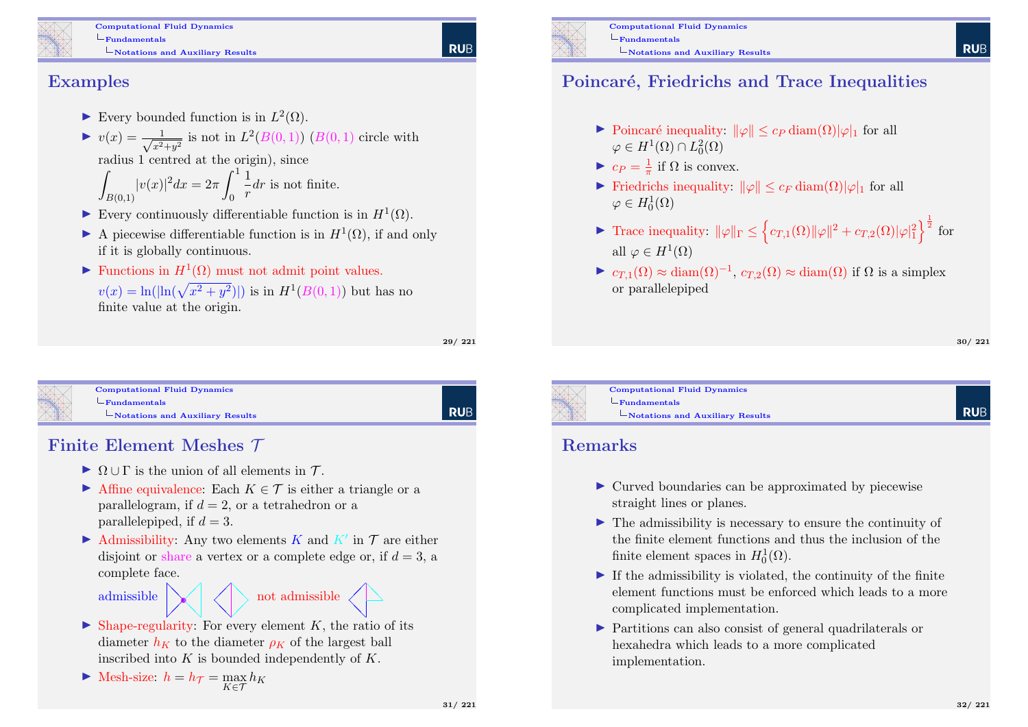## Examples

- Every bounded function is in $L^2(\Omega)$.
- $v(x) = \frac{1}{\sqrt{x^2+y^2}}$ is not in $L^2(B(0,1))$ ($B(0,1)$ circle with radius 1 centred at the origin), since
  $\int_{B(0,1)} |v(x)|^2 dx = 2\pi \int_0^1 \frac{1}{r} dr$ is not finite.
- Every continuously differentiable function is in $H^1(\Omega)$.
- A piecewise differentiable function is in $H^1(\Omega)$, if and only if it is globally continuous.
- Functions in $H^1(\Omega)$ must not admit point values.
  $v(x) = \ln(|\ln(\sqrt{x^2+y^2})|)$ is in $H^1(B(0,1))$ but has no finite value at the origin.

## Poincaré, Friedrichs and Trace Inequalities

- Poincaré inequality: $\|\varphi\| \leq c_P \operatorname{diam}(\Omega) |\varphi|_1$ for all $\varphi \in H^1(\Omega) \cap L_0^2(\Omega)$
- $c_P = \frac{1}{\pi}$ if $\Omega$ is convex.
- Friedrichs inequality: $\|\varphi\| \leq c_F \operatorname{diam}(\Omega) |\varphi|_1$ for all $\varphi \in H_0^1(\Omega)$
- Trace inequality: $\|\varphi\|_\Gamma \leq \left\{ c_{T,1}(\Omega) \|\varphi\|^2 + c_{T,2}(\Omega) |\varphi|_1^2 \right\}^{\frac{1}{2}}$ for all $\varphi \in H^1(\Omega)$
- $c_{T,1}(\Omega) \approx \operatorname{diam}(\Omega)^{-1}$, $c_{T,2}(\Omega) \approx \operatorname{diam}(\Omega)$ if $\Omega$ is a simplex or parallelepiped

## Finite Element Meshes $\mathcal{T}$

- $\Omega \cup \Gamma$ is the union of all elements in $\mathcal{T}$.
- Affine equivalence: Each $K \in \mathcal{T}$ is either a triangle or a parallelogram, if $d = 2$, or a tetrahedron or a parallelepiped, if $d = 3$.
- Admissibility: Any two elements $K$ and $K'$ in $\mathcal{T}$ are either disjoint or share a vertex or a complete edge or, if $d = 3$, a complete face.

  admissible &nbsp;&nbsp;&nbsp; not admissible
- Shape-regularity: For every element $K$, the ratio of its diameter $h_K$ to the diameter $\rho_K$ of the largest ball inscribed into $K$ is bounded independently of $K$.
- Mesh-size: $h = h_{\mathcal{T}} = \max_{K \in \mathcal{T}} h_K$

## Remarks

- Curved boundaries can be approximated by piecewise straight lines or planes.
- The admissibility is necessary to ensure the continuity of the finite element functions and thus the inclusion of the finite element spaces in $H_0^1(\Omega)$.
- If the admissibility is violated, the continuity of the finite element functions must be enforced which leads to a more complicated implementation.
- Partitions can also consist of general quadrilaterals or hexahedra which leads to a more complicated implementation.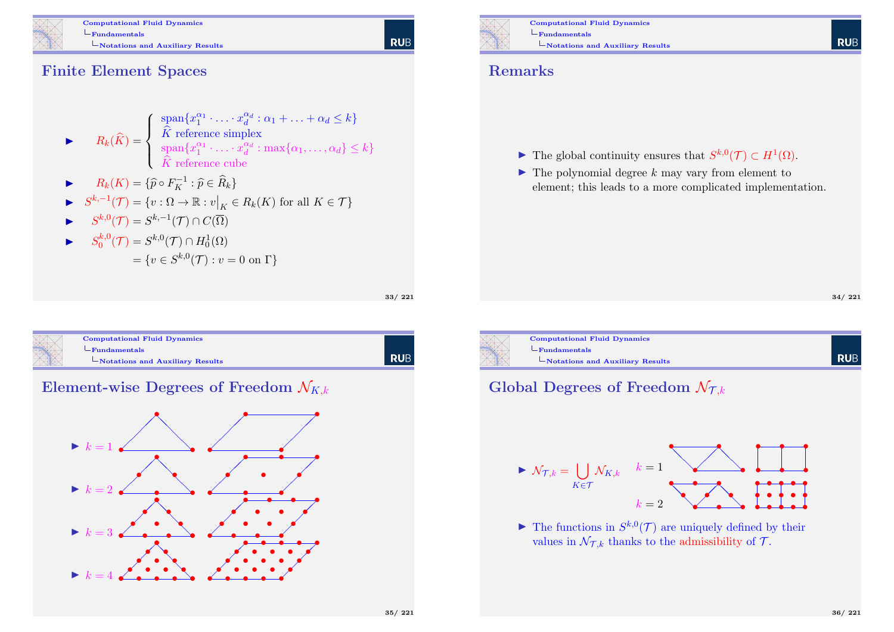## Finite Element Spaces

- $$R_k(\widehat{K}) = \begin{cases} \text{span}\{x_1^{\alpha_1} \cdot \ldots \cdot x_d^{\alpha_d} : \alpha_1 + \ldots + \alpha_d \le k\} \\ \widehat{K} \text{ reference simplex} \\ \text{span}\{x_1^{\alpha_1} \cdot \ldots \cdot x_d^{\alpha_d} : \max\{\alpha_1, \ldots, \alpha_d\} \le k\} \\ \widehat{K} \text{ reference cube} \end{cases}$$
- $R_k(K) = \{\widehat{p} \circ F_K^{-1} : \widehat{p} \in \widehat{R}_k\}$
- $S^{k,-1}(\mathcal{T}) = \{v : \Omega \to \mathbb{R} : v\big|_K \in R_k(K) \text{ for all } K \in \mathcal{T}\}$
- $S^{k,0}(\mathcal{T}) = S^{k,-1}(\mathcal{T}) \cap C(\overline{\Omega})$
- $S_0^{k,0}(\mathcal{T}) = S^{k,0}(\mathcal{T}) \cap H_0^1(\Omega)$
  $= \{v \in S^{k,0}(\mathcal{T}) : v = 0 \text{ on } \Gamma\}$

## Remarks

- The global continuity ensures that $S^{k,0}(\mathcal{T}) \subset H^1(\Omega)$.
- The polynomial degree $k$ may vary from element to element; this leads to a more complicated implementation.

## Element-wise Degrees of Freedom $\mathcal{N}_{K,k}$

- $k = 1$
- $k = 2$
- $k = 3$
- $k = 4$

## Global Degrees of Freedom $\mathcal{N}_{\mathcal{T},k}$

- $\mathcal{N}_{\mathcal{T},k} = \bigcup_{K \in \mathcal{T}} \mathcal{N}_{K,k}$

$k = 1$

$k = 2$

- The functions in $S^{k,0}(\mathcal{T})$ are uniquely defined by their values in $\mathcal{N}_{\mathcal{T},k}$ thanks to the admissibility of $\mathcal{T}$.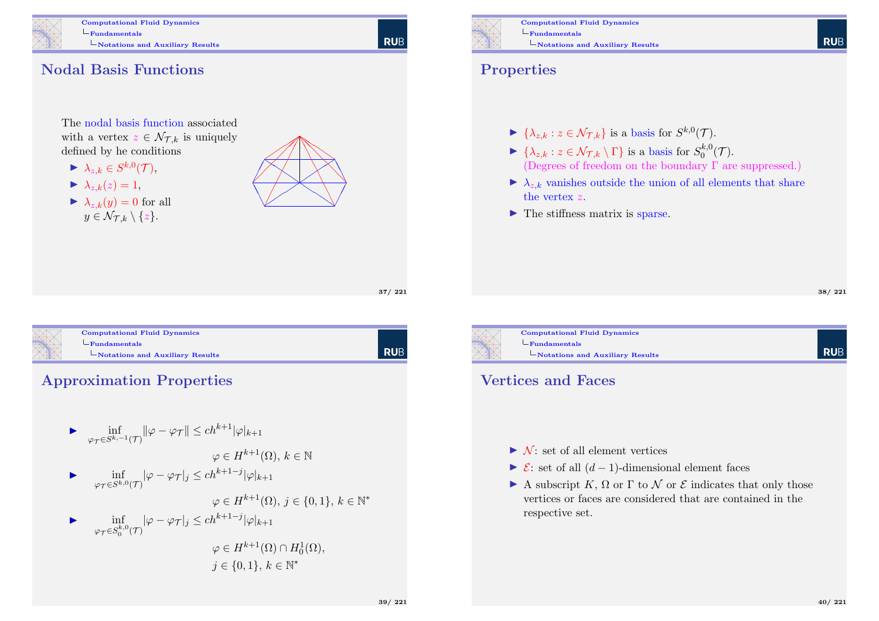## Nodal Basis Functions

The nodal basis function associated with a vertex $z \in \mathcal{N}_{\mathcal{T},k}$ is uniquely defined by he conditions

- $\lambda_{z,k} \in S^{k,0}(\mathcal{T})$,
- $\lambda_{z,k}(z) = 1$,
- $\lambda_{z,k}(y) = 0$ for all $y \in \mathcal{N}_{\mathcal{T},k} \setminus \{z\}$.

## Properties

- $\{\lambda_{z,k} : z \in \mathcal{N}_{\mathcal{T},k}\}$ is a basis for $S^{k,0}(\mathcal{T})$.
- $\{\lambda_{z,k} : z \in \mathcal{N}_{\mathcal{T},k} \setminus \Gamma\}$ is a basis for $S_0^{k,0}(\mathcal{T})$. (Degrees of freedom on the boundary $\Gamma$ are suppressed.)
- $\lambda_{z,k}$ vanishes outside the union of all elements that share the vertex $z$.
- The stiffness matrix is sparse.

## Approximation Properties

- $$\inf_{\varphi_{\mathcal{T}} \in S^{k,-1}(\mathcal{T})} \|\varphi - \varphi_{\mathcal{T}}\| \le ch^{k+1}|\varphi|_{k+1}$$
  $$\varphi \in H^{k+1}(\Omega),\ k \in \mathbb{N}$$
- $$\inf_{\varphi_{\mathcal{T}} \in S^{k,0}(\mathcal{T})} |\varphi - \varphi_{\mathcal{T}}|_j \le ch^{k+1-j}|\varphi|_{k+1}$$
  $$\varphi \in H^{k+1}(\Omega),\ j \in \{0,1\},\ k \in \mathbb{N}^*$$
- $$\inf_{\varphi_{\mathcal{T}} \in S_0^{k,0}(\mathcal{T})} |\varphi - \varphi_{\mathcal{T}}|_j \le ch^{k+1-j}|\varphi|_{k+1}$$
  $$\varphi \in H^{k+1}(\Omega) \cap H_0^1(\Omega),$$
  $$j \in \{0,1\},\ k \in \mathbb{N}^*$$

## Vertices and Faces

- $\mathcal{N}$: set of all element vertices
- $\mathcal{E}$: set of all $(d-1)$-dimensional element faces
- A subscript $K$, $\Omega$ or $\Gamma$ to $\mathcal{N}$ or $\mathcal{E}$ indicates that only those vertices or faces are considered that are contained in the respective set.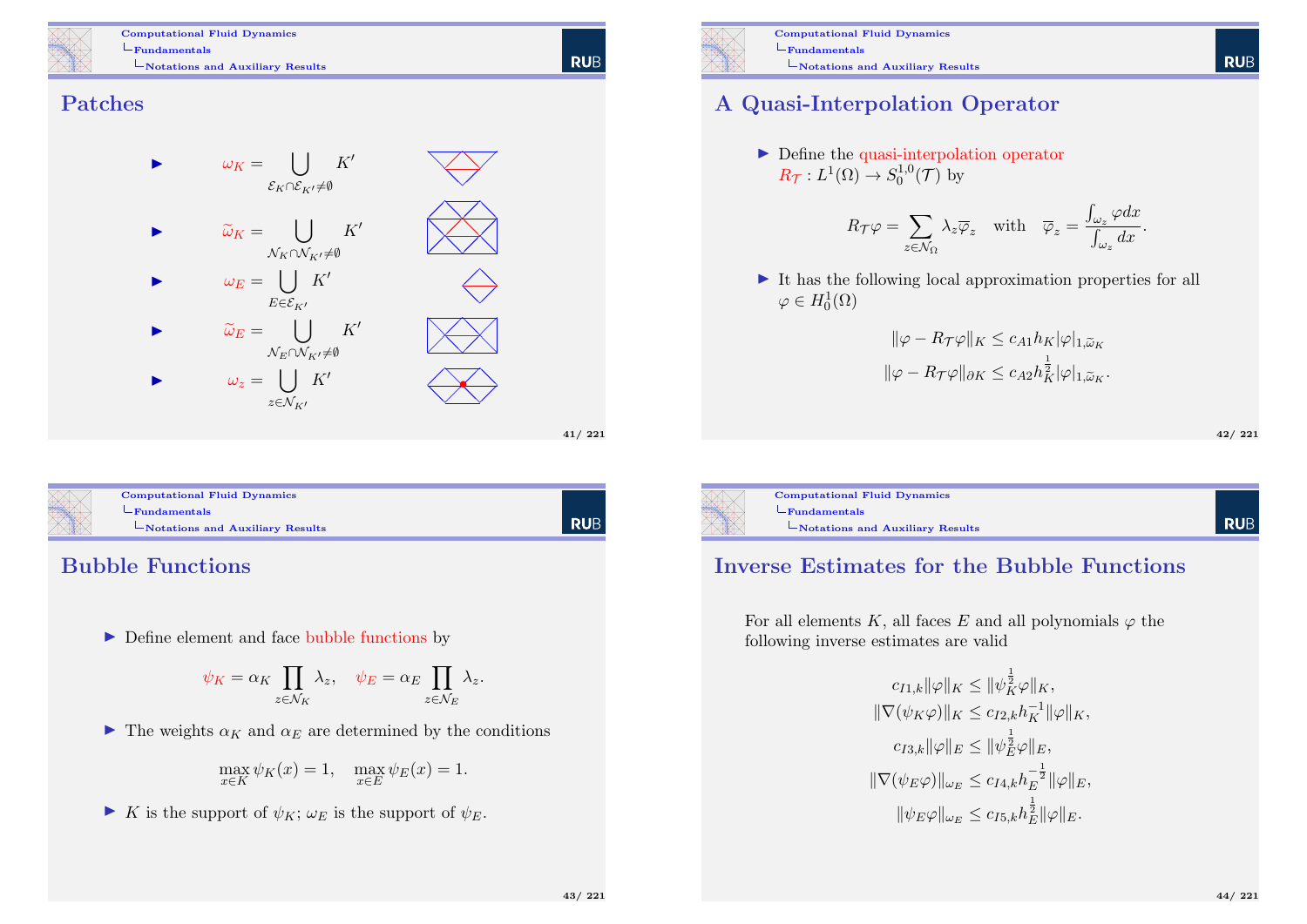## Patches

- $$\omega_K = \bigcup_{\mathcal{E}_K \cap \mathcal{E}_{K'} \neq \emptyset} K'$$
- $$\widetilde{\omega}_K = \bigcup_{\mathcal{N}_K \cap \mathcal{N}_{K'} \neq \emptyset} K'$$
- $$\omega_E = \bigcup_{E \in \mathcal{E}_{K'}} K'$$
- $$\widetilde{\omega}_E = \bigcup_{\mathcal{N}_E \cap \mathcal{N}_{K'} \neq \emptyset} K'$$
- $$\omega_z = \bigcup_{z \in \mathcal{N}_{K'}} K'$$

## A Quasi-Interpolation Operator

- Define the quasi-interpolation operator $R_{\mathcal{T}} : L^1(\Omega) \to S_0^{1,0}(\mathcal{T})$ by

$$R_{\mathcal{T}}\varphi = \sum_{z \in \mathcal{N}_\Omega} \lambda_z \overline{\varphi}_z \quad \text{with} \quad \overline{\varphi}_z = \frac{\int_{\omega_z} \varphi dx}{\int_{\omega_z} dx}.$$

- It has the following local approximation properties for all $\varphi \in H_0^1(\Omega)$

$$\|\varphi - R_{\mathcal{T}}\varphi\|_K \leq c_{A1} h_K |\varphi|_{1,\widetilde{\omega}_K}$$

$$\|\varphi - R_{\mathcal{T}}\varphi\|_{\partial K} \leq c_{A2} h_K^{\frac{1}{2}} |\varphi|_{1,\widetilde{\omega}_K}.$$

## Bubble Functions

- Define element and face bubble functions by

$$\psi_K = \alpha_K \prod_{z \in \mathcal{N}_K} \lambda_z, \quad \psi_E = \alpha_E \prod_{z \in \mathcal{N}_E} \lambda_z.$$

- The weights $\alpha_K$ and $\alpha_E$ are determined by the conditions

$$\max_{x \in K} \psi_K(x) = 1, \quad \max_{x \in E} \psi_E(x) = 1.$$

- $K$ is the support of $\psi_K$; $\omega_E$ is the support of $\psi_E$.

## Inverse Estimates for the Bubble Functions

For all elements $K$, all faces $E$ and all polynomials $\varphi$ the following inverse estimates are valid

$$c_{I1,k}\|\varphi\|_K \leq \|\psi_K^{\frac{1}{2}}\varphi\|_K,$$

$$\|\nabla(\psi_K\varphi)\|_K \leq c_{I2,k} h_K^{-1} \|\varphi\|_K,$$

$$c_{I3,k}\|\varphi\|_E \leq \|\psi_E^{\frac{1}{2}}\varphi\|_E,$$

$$\|\nabla(\psi_E\varphi)\|_{\omega_E} \leq c_{I4,k} h_E^{-\frac{1}{2}} \|\varphi\|_E,$$

$$\|\psi_E\varphi\|_{\omega_E} \leq c_{I5,k} h_E^{\frac{1}{2}} \|\varphi\|_E.$$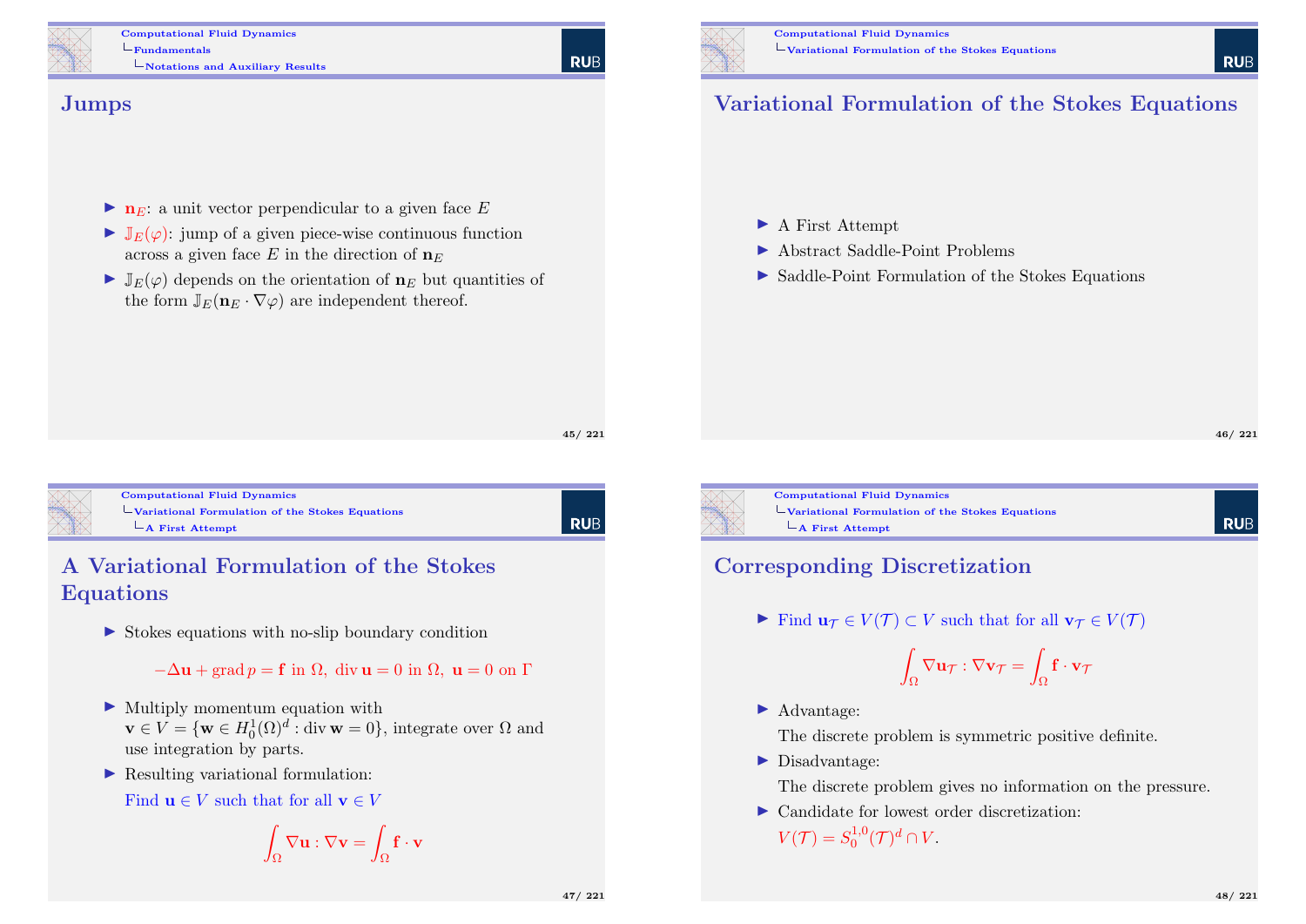## Jumps

- $\mathbf{n}_E$: a unit vector perpendicular to a given face $E$
- $\mathbb{J}_E(\varphi)$: jump of a given piece-wise continuous function across a given face $E$ in the direction of $\mathbf{n}_E$
- $\mathbb{J}_E(\varphi)$ depends on the orientation of $\mathbf{n}_E$ but quantities of the form $\mathbb{J}_E(\mathbf{n}_E \cdot \nabla\varphi)$ are independent thereof.

## Variational Formulation of the Stokes Equations

- A First Attempt
- Abstract Saddle-Point Problems
- Saddle-Point Formulation of the Stokes Equations

## A Variational Formulation of the Stokes Equations

- Stokes equations with no-slip boundary condition

$$-\Delta\mathbf{u} + \operatorname{grad} p = \mathbf{f} \text{ in } \Omega,\ \operatorname{div}\mathbf{u} = 0 \text{ in } \Omega,\ \mathbf{u} = 0 \text{ on } \Gamma$$

- Multiply momentum equation with $\mathbf{v} \in V = \{\mathbf{w} \in H_0^1(\Omega)^d : \operatorname{div}\mathbf{w} = 0\}$, integrate over $\Omega$ and use integration by parts.
- Resulting variational formulation:
  Find $\mathbf{u} \in V$ such that for all $\mathbf{v} \in V$

$$\int_\Omega \nabla\mathbf{u} : \nabla\mathbf{v} = \int_\Omega \mathbf{f} \cdot \mathbf{v}$$

## Corresponding Discretization

- Find $\mathbf{u}_\mathcal{T} \in V(\mathcal{T}) \subset V$ such that for all $\mathbf{v}_\mathcal{T} \in V(\mathcal{T})$

$$\int_\Omega \nabla\mathbf{u}_\mathcal{T} : \nabla\mathbf{v}_\mathcal{T} = \int_\Omega \mathbf{f} \cdot \mathbf{v}_\mathcal{T}$$

- Advantage:
  The discrete problem is symmetric positive definite.
- Disadvantage:
  The discrete problem gives no information on the pressure.
- Candidate for lowest order discretization:
  $V(\mathcal{T}) = S_0^{1,0}(\mathcal{T})^d \cap V$.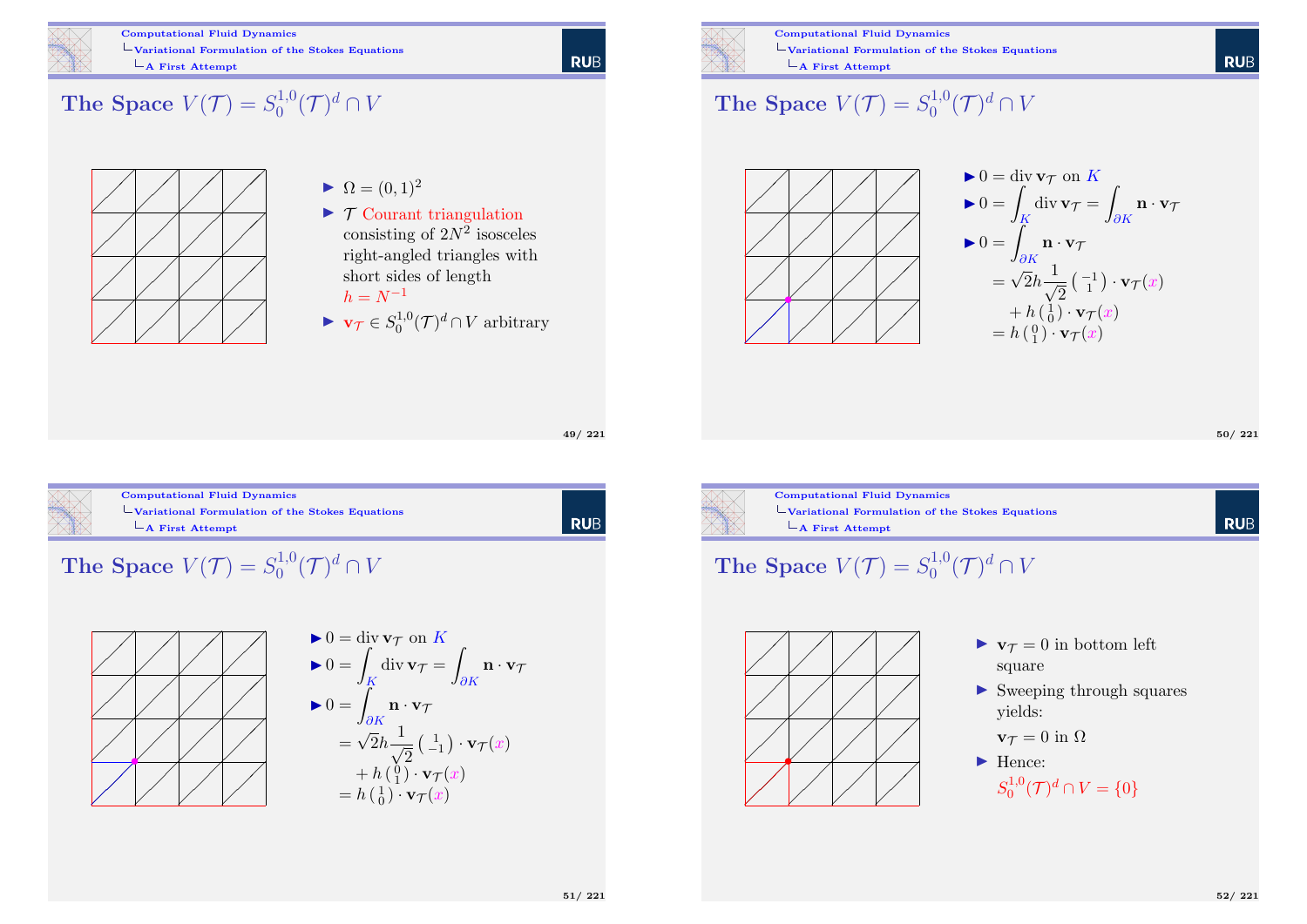## The Space $V(\mathcal{T}) = S_0^{1,0}(\mathcal{T})^d \cap V$

- $\Omega = (0,1)^2$
- $\mathcal{T}$ Courant triangulation consisting of $2N^2$ isosceles right-angled triangles with short sides of length $h = N^{-1}$
- $\mathbf{v}_\mathcal{T} \in S_0^{1,0}(\mathcal{T})^d \cap V$ arbitrary

## The Space $V(\mathcal{T}) = S_0^{1,0}(\mathcal{T})^d \cap V$

- $0 = \operatorname{div} \mathbf{v}_\mathcal{T}$ on $K$
- $0 = \int_K \operatorname{div} \mathbf{v}_\mathcal{T} = \int_{\partial K} \mathbf{n} \cdot \mathbf{v}_\mathcal{T}$
- $0 = \int_{\partial K} \mathbf{n} \cdot \mathbf{v}_\mathcal{T}$

$$= \sqrt{2} h \frac{1}{\sqrt{2}} \begin{pmatrix} -1 \\ 1 \end{pmatrix} \cdot \mathbf{v}_\mathcal{T}(x) + h \begin{pmatrix} 1 \\ 0 \end{pmatrix} \cdot \mathbf{v}_\mathcal{T}(x) = h \begin{pmatrix} 0 \\ 1 \end{pmatrix} \cdot \mathbf{v}_\mathcal{T}(x)$$

## The Space $V(\mathcal{T}) = S_0^{1,0}(\mathcal{T})^d \cap V$

- $0 = \operatorname{div} \mathbf{v}_\mathcal{T}$ on $K$
- $0 = \int_K \operatorname{div} \mathbf{v}_\mathcal{T} = \int_{\partial K} \mathbf{n} \cdot \mathbf{v}_\mathcal{T}$
- $0 = \int_{\partial K} \mathbf{n} \cdot \mathbf{v}_\mathcal{T}$

$$= \sqrt{2} h \frac{1}{\sqrt{2}} \begin{pmatrix} 1 \\ -1 \end{pmatrix} \cdot \mathbf{v}_\mathcal{T}(x) + h \begin{pmatrix} 0 \\ 1 \end{pmatrix} \cdot \mathbf{v}_\mathcal{T}(x) = h \begin{pmatrix} 1 \\ 0 \end{pmatrix} \cdot \mathbf{v}_\mathcal{T}(x)$$

## The Space $V(\mathcal{T}) = S_0^{1,0}(\mathcal{T})^d \cap V$

- $\mathbf{v}_\mathcal{T} = 0$ in bottom left square
- Sweeping through squares yields:

  $\mathbf{v}_\mathcal{T} = 0$ in $\Omega$
- Hence:

  $S_0^{1,0}(\mathcal{T})^d \cap V = \{0\}$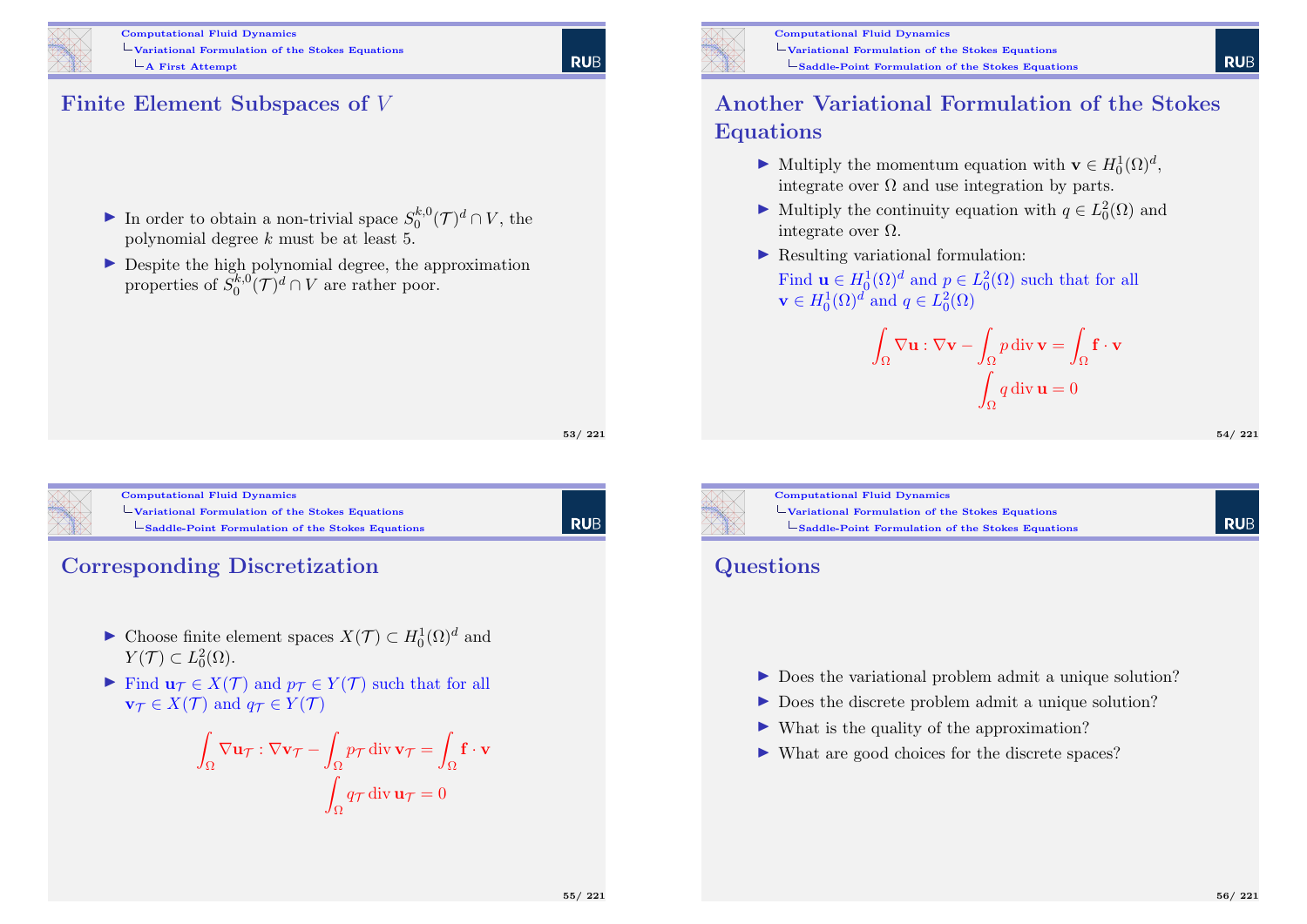## Finite Element Subspaces of $V$

- In order to obtain a non-trivial space $S_0^{k,0}(\mathcal{T})^d \cap V$, the polynomial degree $k$ must be at least 5.
- Despite the high polynomial degree, the approximation properties of $S_0^{k,0}(\mathcal{T})^d \cap V$ are rather poor.

## Another Variational Formulation of the Stokes Equations

- Multiply the momentum equation with $\mathbf{v} \in H_0^1(\Omega)^d$, integrate over $\Omega$ and use integration by parts.
- Multiply the continuity equation with $q \in L_0^2(\Omega)$ and integrate over $\Omega$.
- Resulting variational formulation:
  Find $\mathbf{u} \in H_0^1(\Omega)^d$ and $p \in L_0^2(\Omega)$ such that for all $\mathbf{v} \in H_0^1(\Omega)^d$ and $q \in L_0^2(\Omega)$

$$\int_\Omega \nabla \mathbf{u} : \nabla \mathbf{v} - \int_\Omega p \operatorname{div} \mathbf{v} = \int_\Omega \mathbf{f} \cdot \mathbf{v}$$

$$\int_\Omega q \operatorname{div} \mathbf{u} = 0$$

## Corresponding Discretization

- Choose finite element spaces $X(\mathcal{T}) \subset H_0^1(\Omega)^d$ and $Y(\mathcal{T}) \subset L_0^2(\Omega)$.
- Find $\mathbf{u}_\mathcal{T} \in X(\mathcal{T})$ and $p_\mathcal{T} \in Y(\mathcal{T})$ such that for all $\mathbf{v}_\mathcal{T} \in X(\mathcal{T})$ and $q_\mathcal{T} \in Y(\mathcal{T})$

$$\int_\Omega \nabla \mathbf{u}_\mathcal{T} : \nabla \mathbf{v}_\mathcal{T} - \int_\Omega p_\mathcal{T} \operatorname{div} \mathbf{v}_\mathcal{T} = \int_\Omega \mathbf{f} \cdot \mathbf{v}$$

$$\int_\Omega q_\mathcal{T} \operatorname{div} \mathbf{u}_\mathcal{T} = 0$$

## Questions

- Does the variational problem admit a unique solution?
- Does the discrete problem admit a unique solution?
- What is the quality of the approximation?
- What are good choices for the discrete spaces?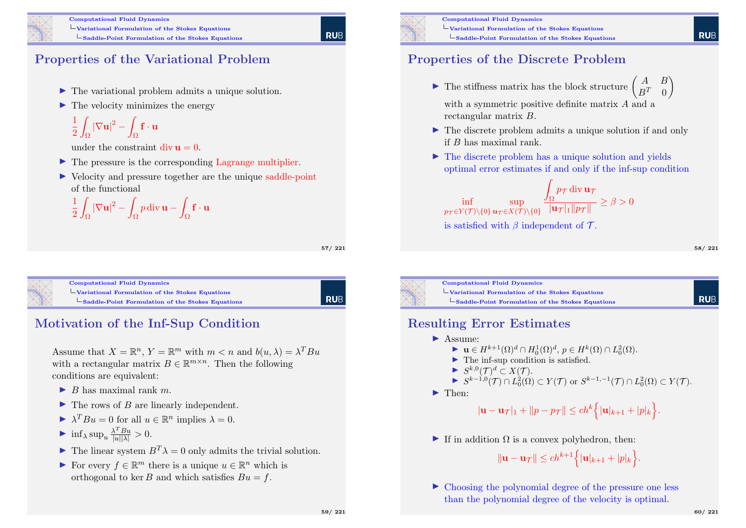## Properties of the Variational Problem

- The variational problem admits a unique solution.
- The velocity minimizes the energy
  $$\frac{1}{2}\int_\Omega |\nabla \mathbf{u}|^2 - \int_\Omega \mathbf{f}\cdot\mathbf{u}$$
  under the constraint $\operatorname{div}\mathbf{u} = 0$.
- The pressure is the corresponding Lagrange multiplier.
- Velocity and pressure together are the unique saddle-point of the functional
  $$\frac{1}{2}\int_\Omega |\nabla \mathbf{u}|^2 - \int_\Omega p \operatorname{div}\mathbf{u} - \int_\Omega \mathbf{f}\cdot\mathbf{u}$$

## Properties of the Discrete Problem

- The stiffness matrix has the block structure $\begin{pmatrix} A & B \\ B^T & 0 \end{pmatrix}$ with a symmetric positive definite matrix $A$ and a rectangular matrix $B$.
- The discrete problem admits a unique solution if and only if $B$ has maximal rank.
- The discrete problem has a unique solution and yields optimal error estimates if and only if the inf-sup condition
  $$\inf_{p_\mathcal{T}\in Y(\mathcal{T})\setminus\{0\}} \sup_{\mathbf{u}_\mathcal{T}\in X(\mathcal{T})\setminus\{0\}} \frac{\int_\Omega p_\mathcal{T} \operatorname{div}\mathbf{u}_\mathcal{T}}{|\mathbf{u}_\mathcal{T}|_1 \|p_\mathcal{T}\|} \geq \beta > 0$$
  is satisfied with $\beta$ independent of $\mathcal{T}$.

## Motivation of the Inf-Sup Condition

Assume that $X = \mathbb{R}^n$, $Y = \mathbb{R}^m$ with $m < n$ and $b(u,\lambda) = \lambda^T B u$ with a rectangular matrix $B \in \mathbb{R}^{m\times n}$. Then the following conditions are equivalent:

- $B$ has maximal rank $m$.
- The rows of $B$ are linearly independent.
- $\lambda^T B u = 0$ for all $u \in \mathbb{R}^n$ implies $\lambda = 0$.
- $\inf_\lambda \sup_u \frac{\lambda^T B u}{|u||\lambda|} > 0$.
- The linear system $B^T\lambda = 0$ only admits the trivial solution.
- For every $f \in \mathbb{R}^m$ there is a unique $u \in \mathbb{R}^n$ which is orthogonal to $\ker B$ and which satisfies $Bu = f$.

## Resulting Error Estimates

- Assume:
  - $\mathbf{u} \in H^{k+1}(\Omega)^d \cap H_0^1(\Omega)^d$, $p \in H^k(\Omega)\cap L_0^2(\Omega)$.
  - The inf-sup condition is satisfied.
  - $S^{k,0}(\mathcal{T})^d \subset X(\mathcal{T})$.
  - $S^{k-1,0}(\mathcal{T}) \cap L_0^2(\Omega) \subset Y(\mathcal{T})$ or $S^{k-1,-1}(\mathcal{T}) \cap L_0^2(\Omega) \subset Y(\mathcal{T})$.
- Then:
  $$|\mathbf{u}-\mathbf{u}_\mathcal{T}|_1 + \|p - p_\mathcal{T}\| \leq ch^k\Big\{|\mathbf{u}|_{k+1} + |p|_k\Big\}.$$
- If in addition $\Omega$ is a convex polyhedron, then:
  $$\|\mathbf{u}-\mathbf{u}_\mathcal{T}\| \leq ch^{k+1}\Big\{|\mathbf{u}|_{k+1} + |p|_k\Big\}.$$
- Choosing the polynomial degree of the pressure one less than the polynomial degree of the velocity is optimal.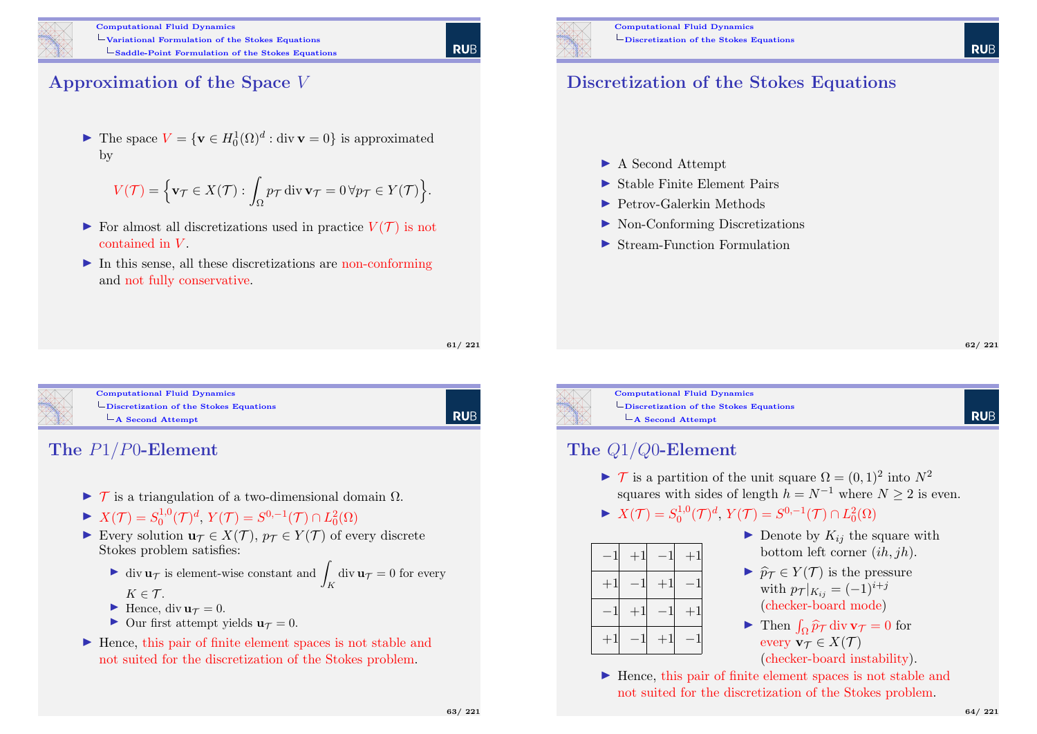## Approximation of the Space $V$

- The space $V = \{\mathbf{v} \in H_0^1(\Omega)^d : \operatorname{div} \mathbf{v} = 0\}$ is approximated by

$$V(\mathcal{T}) = \Big\{ \mathbf{v}_\mathcal{T} \in X(\mathcal{T}) : \int_\Omega p_\mathcal{T} \operatorname{div} \mathbf{v}_\mathcal{T} = 0 \,\forall p_\mathcal{T} \in Y(\mathcal{T}) \Big\}.$$

- For almost all discretizations used in practice $V(\mathcal{T})$ is not contained in $V$.
- In this sense, all these discretizations are non-conforming and not fully conservative.

## Discretization of the Stokes Equations

- A Second Attempt
- Stable Finite Element Pairs
- Petrov-Galerkin Methods
- Non-Conforming Discretizations
- Stream-Function Formulation

## The $P1/P0$-Element

- $\mathcal{T}$ is a triangulation of a two-dimensional domain $\Omega$.
- $X(\mathcal{T}) = S_0^{1,0}(\mathcal{T})^d$, $Y(\mathcal{T}) = S^{0,-1}(\mathcal{T}) \cap L_0^2(\Omega)$
- Every solution $\mathbf{u}_\mathcal{T} \in X(\mathcal{T})$, $p_\mathcal{T} \in Y(\mathcal{T})$ of every discrete Stokes problem satisfies:
  - $\operatorname{div} \mathbf{u}_\mathcal{T}$ is element-wise constant and $\displaystyle\int_K \operatorname{div} \mathbf{u}_\mathcal{T} = 0$ for every $K \in \mathcal{T}$.
  - Hence, $\operatorname{div} \mathbf{u}_\mathcal{T} = 0$.
  - Our first attempt yields $\mathbf{u}_\mathcal{T} = 0$.
- Hence, this pair of finite element spaces is not stable and not suited for the discretization of the Stokes problem.

## The $Q1/Q0$-Element

- $\mathcal{T}$ is a partition of the unit square $\Omega = (0,1)^2$ into $N^2$ squares with sides of length $h = N^{-1}$ where $N \geq 2$ is even.
- $X(\mathcal{T}) = S_0^{1,0}(\mathcal{T})^d$, $Y(\mathcal{T}) = S^{0,-1}(\mathcal{T}) \cap L_0^2(\Omega)$

| | | | |
|---|---|---|---|
| $-1$ | $+1$ | $-1$ | $+1$ |
| $+1$ | $-1$ | $+1$ | $-1$ |
| $-1$ | $+1$ | $-1$ | $+1$ |
| $+1$ | $-1$ | $+1$ | $-1$ |

- Denote by $K_{ij}$ the square with bottom left corner $(ih, jh)$.
- $\widehat{p}_\mathcal{T} \in Y(\mathcal{T})$ is the pressure with $p_\mathcal{T}|_{K_{ij}} = (-1)^{i+j}$ (checker-board mode)
- Then $\int_\Omega \widehat{p}_\mathcal{T} \operatorname{div} \mathbf{v}_\mathcal{T} = 0$ for every $\mathbf{v}_\mathcal{T} \in X(\mathcal{T})$ (checker-board instability).
- Hence, this pair of finite element spaces is not stable and not suited for the discretization of the Stokes problem.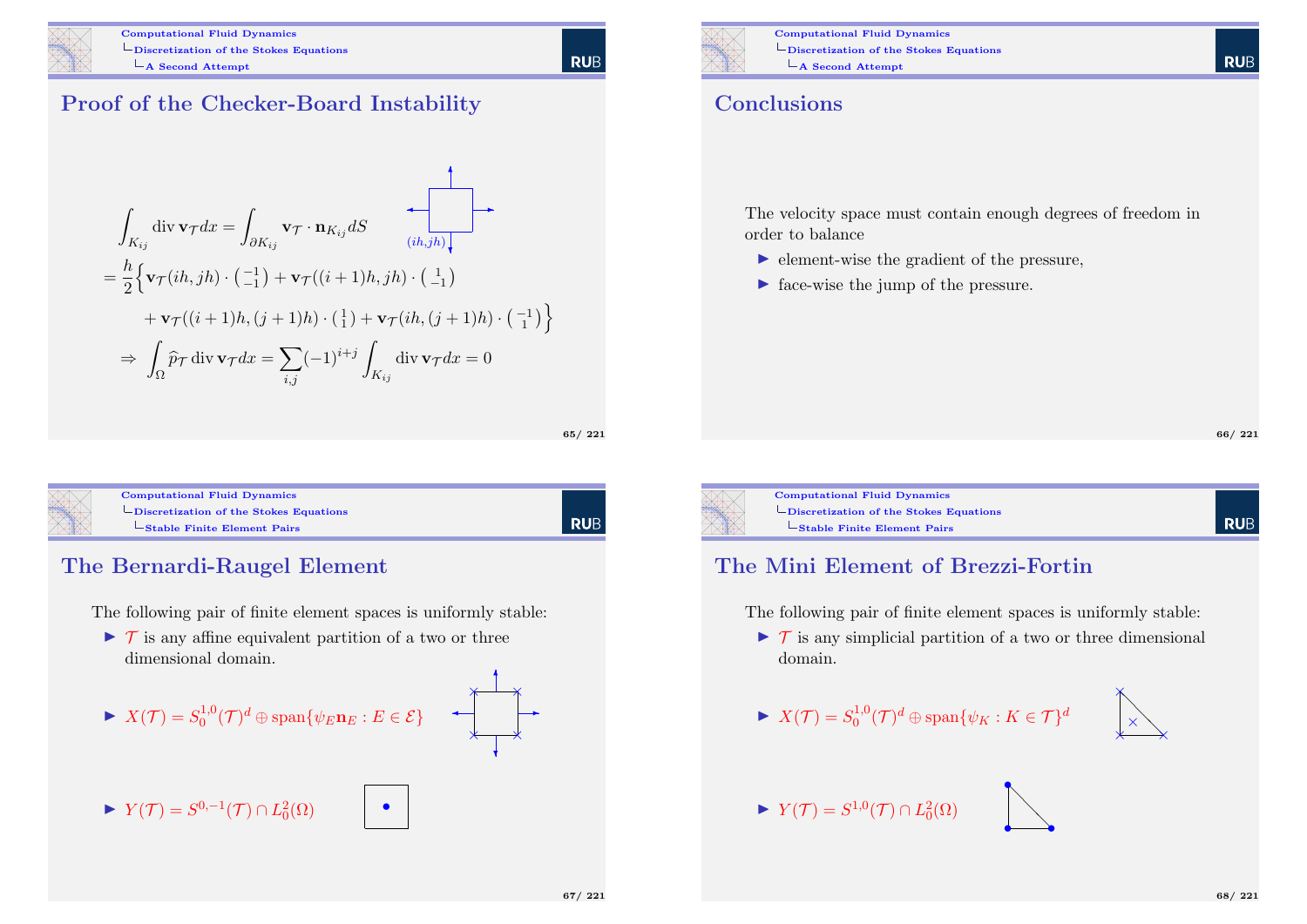## Proof of the Checker-Board Instability

$$\int_{K_{ij}} \operatorname{div} \mathbf{v}_{\mathcal{T}} dx = \int_{\partial K_{ij}} \mathbf{v}_{\mathcal{T}} \cdot \mathbf{n}_{K_{ij}} dS$$

$$= \frac{h}{2}\Big\{ \mathbf{v}_{\mathcal{T}}(ih,jh) \cdot \begin{pmatrix} -1 \\ -1 \end{pmatrix} + \mathbf{v}_{\mathcal{T}}((i+1)h,jh) \cdot \begin{pmatrix} 1 \\ -1 \end{pmatrix}$$

$$+ \mathbf{v}_{\mathcal{T}}((i+1)h,(j+1)h) \cdot \begin{pmatrix} 1 \\ 1 \end{pmatrix} + \mathbf{v}_{\mathcal{T}}(ih,(j+1)h) \cdot \begin{pmatrix} -1 \\ 1 \end{pmatrix} \Big\}$$

$$\Rightarrow \int_{\Omega} \widehat{p}_{\mathcal{T}} \operatorname{div} \mathbf{v}_{\mathcal{T}} dx = \sum_{i,j} (-1)^{i+j} \int_{K_{ij}} \operatorname{div} \mathbf{v}_{\mathcal{T}} dx = 0$$

$(ih, jh)$

## Conclusions

The velocity space must contain enough degrees of freedom in order to balance

- element-wise the gradient of the pressure,
- face-wise the jump of the pressure.

## The Bernardi-Raugel Element

The following pair of finite element spaces is uniformly stable:

- $\mathcal{T}$ is any affine equivalent partition of a two or three dimensional domain.
- $X(\mathcal{T}) = S_0^{1,0}(\mathcal{T})^d \oplus \operatorname{span}\{\psi_E \mathbf{n}_E : E \in \mathcal{E}\}$
- $Y(\mathcal{T}) = S^{0,-1}(\mathcal{T}) \cap L_0^2(\Omega)$

## The Mini Element of Brezzi-Fortin

The following pair of finite element spaces is uniformly stable:

- $\mathcal{T}$ is any simplicial partition of a two or three dimensional domain.
- $X(\mathcal{T}) = S_0^{1,0}(\mathcal{T})^d \oplus \operatorname{span}\{\psi_K : K \in \mathcal{T}\}^d$
- $Y(\mathcal{T}) = S^{1,0}(\mathcal{T}) \cap L_0^2(\Omega)$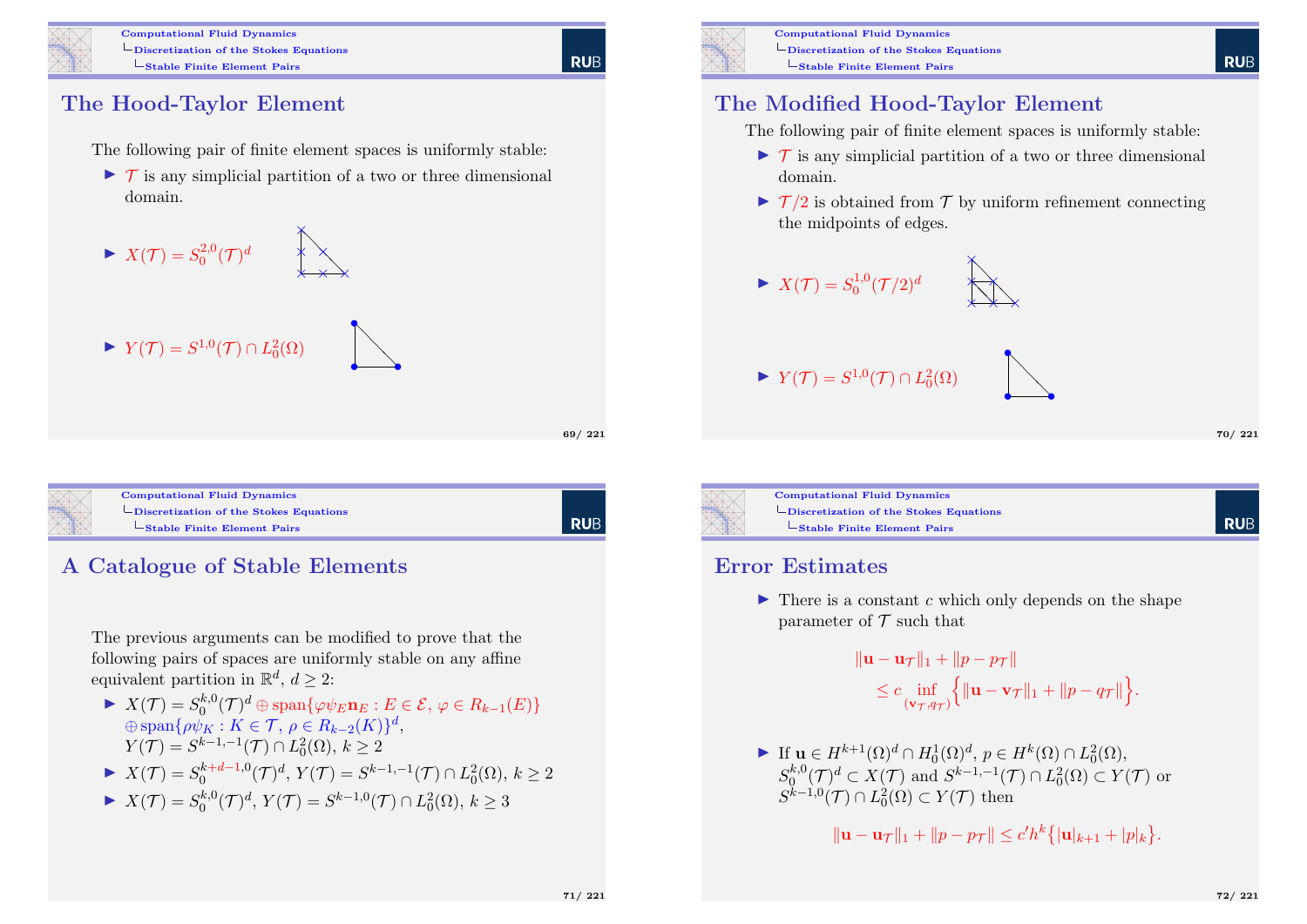## The Hood-Taylor Element

The following pair of finite element spaces is uniformly stable:

- $\mathcal{T}$ is any simplicial partition of a two or three dimensional domain.
- $X(\mathcal{T}) = S_0^{2,0}(\mathcal{T})^d$
- $Y(\mathcal{T}) = S^{1,0}(\mathcal{T}) \cap L_0^2(\Omega)$

## The Modified Hood-Taylor Element

The following pair of finite element spaces is uniformly stable:

- $\mathcal{T}$ is any simplicial partition of a two or three dimensional domain.
- $\mathcal{T}/2$ is obtained from $\mathcal{T}$ by uniform refinement connecting the midpoints of edges.
- $X(\mathcal{T}) = S_0^{1,0}(\mathcal{T}/2)^d$
- $Y(\mathcal{T}) = S^{1,0}(\mathcal{T}) \cap L_0^2(\Omega)$

## A Catalogue of Stable Elements

The previous arguments can be modified to prove that the following pairs of spaces are uniformly stable on any affine equivalent partition in $\mathbb{R}^d$, $d \geq 2$:

- $X(\mathcal{T}) = S_0^{k,0}(\mathcal{T})^d \oplus \operatorname{span}\{\varphi\psi_E \mathbf{n}_E : E \in \mathcal{E}, \varphi \in R_{k-1}(E)\}$
  $\oplus \operatorname{span}\{\rho\psi_K : K \in \mathcal{T}, \rho \in R_{k-2}(K)\}^d$,
  $Y(\mathcal{T}) = S^{k-1,-1}(\mathcal{T}) \cap L_0^2(\Omega)$, $k \geq 2$
- $X(\mathcal{T}) = S_0^{k+d-1,0}(\mathcal{T})^d$, $Y(\mathcal{T}) = S^{k-1,-1}(\mathcal{T}) \cap L_0^2(\Omega)$, $k \geq 2$
- $X(\mathcal{T}) = S_0^{k,0}(\mathcal{T})^d$, $Y(\mathcal{T}) = S^{k-1,0}(\mathcal{T}) \cap L_0^2(\Omega)$, $k \geq 3$

## Error Estimates

- There is a constant $c$ which only depends on the shape parameter of $\mathcal{T}$ such that

$$\|\mathbf{u} - \mathbf{u}_\mathcal{T}\|_1 + \|p - p_\mathcal{T}\| \leq c \inf_{(\mathbf{v}_\mathcal{T}, q_\mathcal{T})} \Big\{ \|\mathbf{u} - \mathbf{v}_\mathcal{T}\|_1 + \|p - q_\mathcal{T}\| \Big\}.$$

- If $\mathbf{u} \in H^{k+1}(\Omega)^d \cap H_0^1(\Omega)^d$, $p \in H^k(\Omega) \cap L_0^2(\Omega)$, $S_0^{k,0}(\mathcal{T})^d \subset X(\mathcal{T})$ and $S^{k-1,-1}(\mathcal{T}) \cap L_0^2(\Omega) \subset Y(\mathcal{T})$ or $S^{k-1,0}(\mathcal{T}) \cap L_0^2(\Omega) \subset Y(\mathcal{T})$ then

$$\|\mathbf{u} - \mathbf{u}_\mathcal{T}\|_1 + \|p - p_\mathcal{T}\| \leq c' h^k \big\{ |\mathbf{u}|_{k+1} + |p|_k \big\}.$$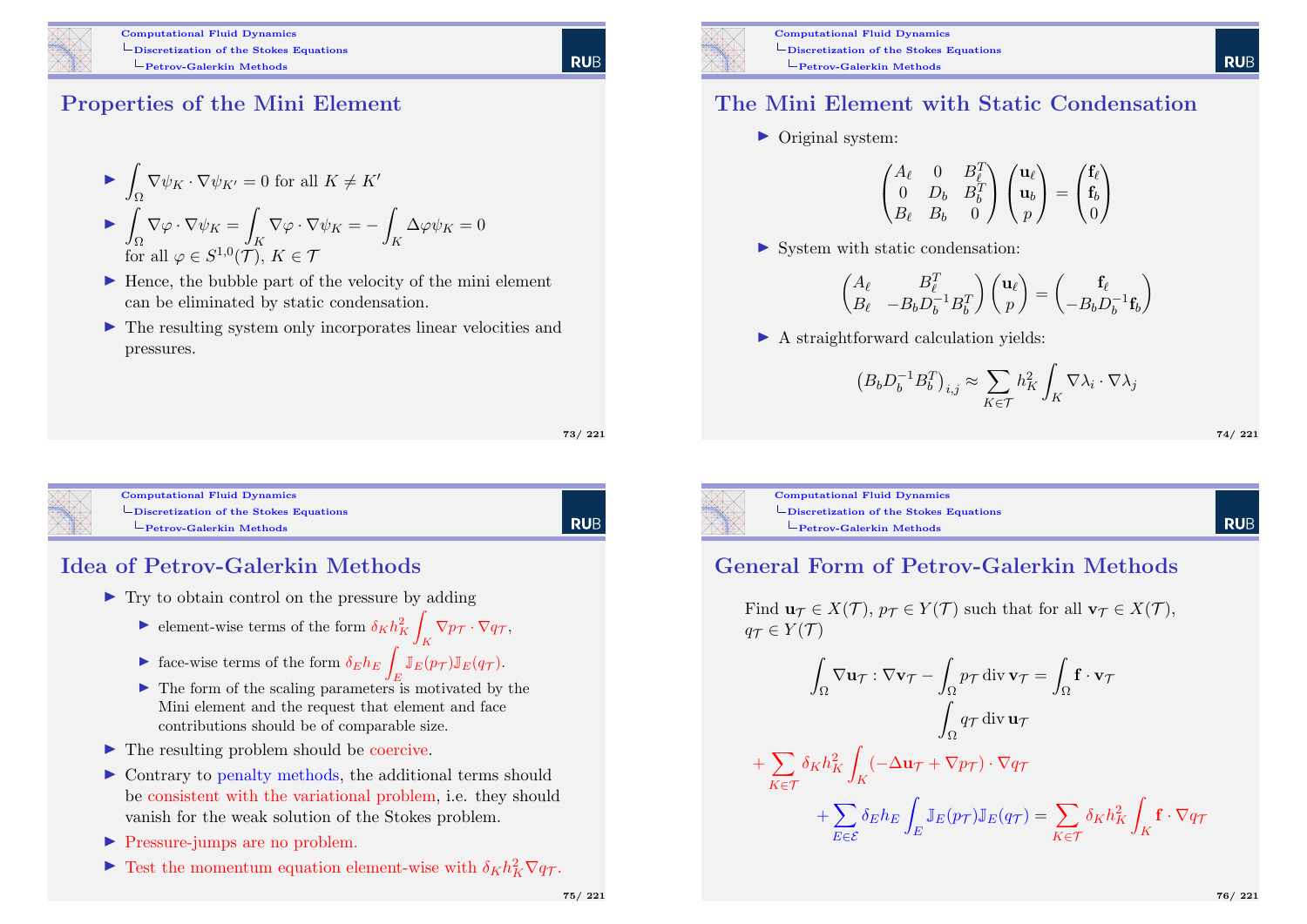## Properties of the Mini Element

- $\int_\Omega \nabla\psi_K \cdot \nabla\psi_{K'} = 0$ for all $K \neq K'$
- $\int_\Omega \nabla\varphi \cdot \nabla\psi_K = \int_K \nabla\varphi \cdot \nabla\psi_K = -\int_K \Delta\varphi\psi_K = 0$ for all $\varphi \in S^{1,0}(\mathcal{T})$, $K \in \mathcal{T}$
- Hence, the bubble part of the velocity of the mini element can be eliminated by static condensation.
- The resulting system only incorporates linear velocities and pressures.

## The Mini Element with Static Condensation

- Original system:

$$\begin{pmatrix} A_\ell & 0 & B_\ell^T \\ 0 & D_b & B_b^T \\ B_\ell & B_b & 0 \end{pmatrix} \begin{pmatrix} \mathbf{u}_\ell \\ \mathbf{u}_b \\ p \end{pmatrix} = \begin{pmatrix} \mathbf{f}_\ell \\ \mathbf{f}_b \\ 0 \end{pmatrix}$$

- System with static condensation:

$$\begin{pmatrix} A_\ell & B_\ell^T \\ B_\ell & -B_b D_b^{-1} B_b^T \end{pmatrix} \begin{pmatrix} \mathbf{u}_\ell \\ p \end{pmatrix} = \begin{pmatrix} \mathbf{f}_\ell \\ -B_b D_b^{-1} \mathbf{f}_b \end{pmatrix}$$

- A straightforward calculation yields:

$$\left(B_b D_b^{-1} B_b^T\right)_{i,j} \approx \sum_{K\in\mathcal{T}} h_K^2 \int_K \nabla\lambda_i \cdot \nabla\lambda_j$$

## Idea of Petrov-Galerkin Methods

- Try to obtain control on the pressure by adding
  - element-wise terms of the form $\delta_K h_K^2 \int_K \nabla p_\mathcal{T} \cdot \nabla q_\mathcal{T}$,
  - face-wise terms of the form $\delta_E h_E \int_E \mathbb{J}_E(p_\mathcal{T})\mathbb{J}_E(q_\mathcal{T})$.
  - The form of the scaling parameters is motivated by the Mini element and the request that element and face contributions should be of comparable size.
- The resulting problem should be coercive.
- Contrary to penalty methods, the additional terms should be consistent with the variational problem, i.e. they should vanish for the weak solution of the Stokes problem.
- Pressure-jumps are no problem.
- Test the momentum equation element-wise with $\delta_K h_K^2 \nabla q_\mathcal{T}$.

## General Form of Petrov-Galerkin Methods

Find $\mathbf{u}_\mathcal{T} \in X(\mathcal{T})$, $p_\mathcal{T} \in Y(\mathcal{T})$ such that for all $\mathbf{v}_\mathcal{T} \in X(\mathcal{T})$, $q_\mathcal{T} \in Y(\mathcal{T})$

$$\int_\Omega \nabla\mathbf{u}_\mathcal{T} : \nabla\mathbf{v}_\mathcal{T} - \int_\Omega p_\mathcal{T} \operatorname{div} \mathbf{v}_\mathcal{T} = \int_\Omega \mathbf{f} \cdot \mathbf{v}_\mathcal{T}$$

$$\int_\Omega q_\mathcal{T} \operatorname{div} \mathbf{u}_\mathcal{T}$$

$$+ \sum_{K\in\mathcal{T}} \delta_K h_K^2 \int_K (-\Delta\mathbf{u}_\mathcal{T} + \nabla p_\mathcal{T}) \cdot \nabla q_\mathcal{T}$$

$$+ \sum_{E\in\mathcal{E}} \delta_E h_E \int_E \mathbb{J}_E(p_\mathcal{T})\mathbb{J}_E(q_\mathcal{T}) = \sum_{K\in\mathcal{T}} \delta_K h_K^2 \int_K \mathbf{f} \cdot \nabla q_\mathcal{T}$$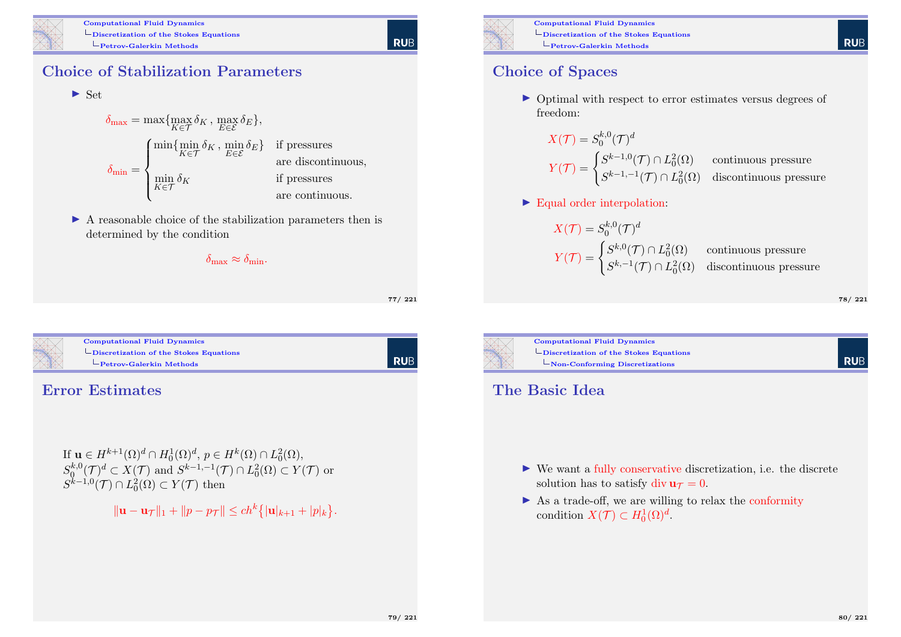## Choice of Stabilization Parameters

- Set

$$\delta_{\max} = \max\{\max_{K\in\mathcal{T}} \delta_K \,,\, \max_{E\in\mathcal{E}} \delta_E\},$$

$$\delta_{\min} = \begin{cases} \min\{\min_{K\in\mathcal{T}} \delta_K \,,\, \min_{E\in\mathcal{E}} \delta_E\} & \text{if pressures are discontinuous,} \\ \min_{K\in\mathcal{T}} \delta_K & \text{if pressures are continuous.} \end{cases}$$

- A reasonable choice of the stabilization parameters then is determined by the condition

$$\delta_{\max} \approx \delta_{\min}.$$

## Choice of Spaces

- Optimal with respect to error estimates versus degrees of freedom:

$$X(\mathcal{T}) = S_0^{k,0}(\mathcal{T})^d$$

$$Y(\mathcal{T}) = \begin{cases} S^{k-1,0}(\mathcal{T}) \cap L_0^2(\Omega) & \text{continuous pressure} \\ S^{k-1,-1}(\mathcal{T}) \cap L_0^2(\Omega) & \text{discontinuous pressure} \end{cases}$$

- Equal order interpolation:

$$X(\mathcal{T}) = S_0^{k,0}(\mathcal{T})^d$$

$$Y(\mathcal{T}) = \begin{cases} S^{k,0}(\mathcal{T}) \cap L_0^2(\Omega) & \text{continuous pressure} \\ S^{k,-1}(\mathcal{T}) \cap L_0^2(\Omega) & \text{discontinuous pressure} \end{cases}$$

## Error Estimates

If $\mathbf{u} \in H^{k+1}(\Omega)^d \cap H_0^1(\Omega)^d$, $p \in H^k(\Omega) \cap L_0^2(\Omega)$, $S_0^{k,0}(\mathcal{T})^d \subset X(\mathcal{T})$ and $S^{k-1,-1}(\mathcal{T}) \cap L_0^2(\Omega) \subset Y(\mathcal{T})$ or $S^{k-1,0}(\mathcal{T}) \cap L_0^2(\Omega) \subset Y(\mathcal{T})$ then

$$\|\mathbf{u} - \mathbf{u}_\mathcal{T}\|_1 + \|p - p_\mathcal{T}\| \le ch^k\{|\mathbf{u}|_{k+1} + |p|_k\}.$$

## The Basic Idea

- We want a fully conservative discretization, i.e. the discrete solution has to satisfy $\operatorname{div} \mathbf{u}_\mathcal{T} = 0$.
- As a trade-off, we are willing to relax the conformity condition $X(\mathcal{T}) \subset H_0^1(\Omega)^d$.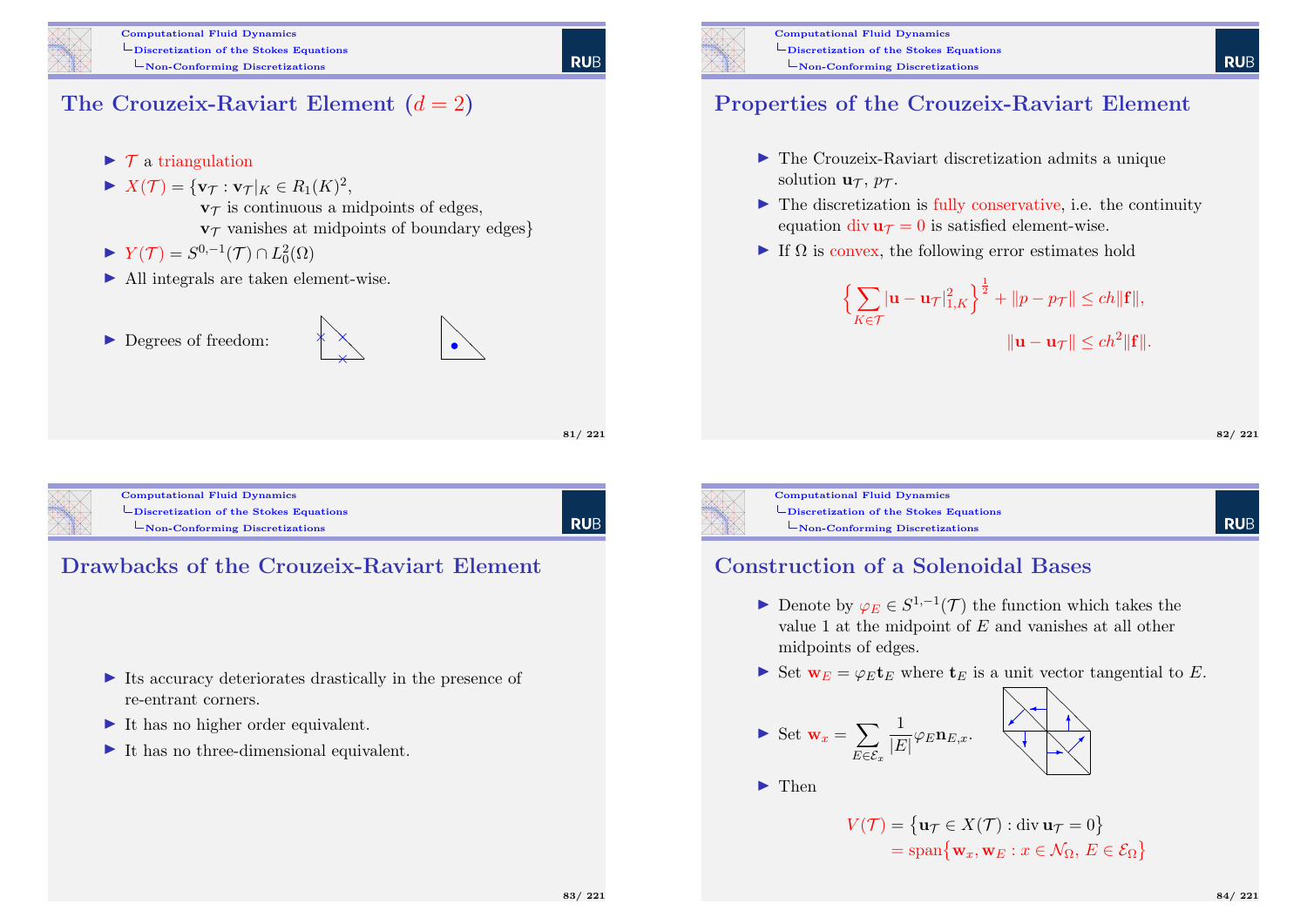## The Crouzeix-Raviart Element ($d = 2$)

- $\mathcal{T}$ a triangulation
- $X(\mathcal{T}) = \{\mathbf{v}_\mathcal{T} : \mathbf{v}_\mathcal{T}|_K \in R_1(K)^2,$
  $\mathbf{v}_\mathcal{T}$ is continuous a midpoints of edges,
  $\mathbf{v}_\mathcal{T}$ vanishes at midpoints of boundary edges$\}$
- $Y(\mathcal{T}) = S^{0,-1}(\mathcal{T}) \cap L_0^2(\Omega)$
- All integrals are taken element-wise.
- Degrees of freedom:

## Properties of the Crouzeix-Raviart Element

- The Crouzeix-Raviart discretization admits a unique solution $\mathbf{u}_\mathcal{T}$, $p_\mathcal{T}$.
- The discretization is fully conservative, i.e. the continuity equation $\operatorname{div} \mathbf{u}_\mathcal{T} = 0$ is satisfied element-wise.
- If $\Omega$ is convex, the following error estimates hold

$$\Big\{\sum_{K \in \mathcal{T}} |\mathbf{u} - \mathbf{u}_\mathcal{T}|_{1,K}^2\Big\}^{\frac{1}{2}} + \|p - p_\mathcal{T}\| \le ch\|\mathbf{f}\|,$$

$$\|\mathbf{u} - \mathbf{u}_\mathcal{T}\| \le ch^2\|\mathbf{f}\|.$$

## Drawbacks of the Crouzeix-Raviart Element

- Its accuracy deteriorates drastically in the presence of re-entrant corners.
- It has no higher order equivalent.
- It has no three-dimensional equivalent.

## Construction of a Solenoidal Bases

- Denote by $\varphi_E \in S^{1,-1}(\mathcal{T})$ the function which takes the value 1 at the midpoint of $E$ and vanishes at all other midpoints of edges.
- Set $\mathbf{w}_E = \varphi_E \mathbf{t}_E$ where $\mathbf{t}_E$ is a unit vector tangential to $E$.
- Set $\mathbf{w}_x = \displaystyle\sum_{E \in \mathcal{E}_x} \frac{1}{|E|} \varphi_E \mathbf{n}_{E,x}$.
- Then

$$V(\mathcal{T}) = \{\mathbf{u}_\mathcal{T} \in X(\mathcal{T}) : \operatorname{div} \mathbf{u}_\mathcal{T} = 0\}$$
$$= \operatorname{span}\{\mathbf{w}_x, \mathbf{w}_E : x \in \mathcal{N}_\Omega,\ E \in \mathcal{E}_\Omega\}$$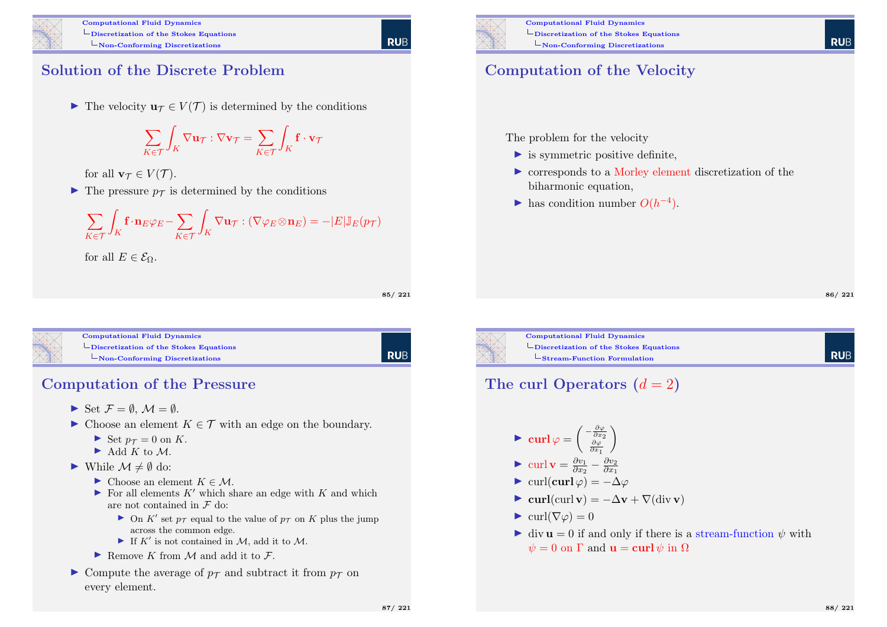## Solution of the Discrete Problem

- The velocity $\mathbf{u}_\mathcal{T} \in V(\mathcal{T})$ is determined by the conditions

$$\sum_{K\in\mathcal{T}} \int_K \nabla \mathbf{u}_\mathcal{T} : \nabla \mathbf{v}_\mathcal{T} = \sum_{K\in\mathcal{T}} \int_K \mathbf{f} \cdot \mathbf{v}_\mathcal{T}$$

  for all $\mathbf{v}_\mathcal{T} \in V(\mathcal{T})$.
- The pressure $p_\mathcal{T}$ is determined by the conditions

$$\sum_{K\in\mathcal{T}} \int_K \mathbf{f} \cdot \mathbf{n}_E \varphi_E - \sum_{K\in\mathcal{T}} \int_K \nabla \mathbf{u}_\mathcal{T} : (\nabla \varphi_E \otimes \mathbf{n}_E) = -|E| \mathbb{J}_E(p_\mathcal{T})$$

  for all $E \in \mathcal{E}_\Omega$.

## Computation of the Velocity

The problem for the velocity

- is symmetric positive definite,
- corresponds to a Morley element discretization of the biharmonic equation,
- has condition number $O(h^{-4})$.

## Computation of the Pressure

- Set $\mathcal{F} = \emptyset$, $\mathcal{M} = \emptyset$.
- Choose an element $K \in \mathcal{T}$ with an edge on the boundary.
  - Set $p_\mathcal{T} = 0$ on $K$.
  - Add $K$ to $\mathcal{M}$.
- While $\mathcal{M} \neq \emptyset$ do:
  - Choose an element $K \in \mathcal{M}$.
  - For all elements $K'$ which share an edge with $K$ and which are not contained in $\mathcal{F}$ do:
    - On $K'$ set $p_\mathcal{T}$ equal to the value of $p_\mathcal{T}$ on $K$ plus the jump across the common edge.
    - If $K'$ is not contained in $\mathcal{M}$, add it to $\mathcal{M}$.
  - Remove $K$ from $\mathcal{M}$ and add it to $\mathcal{F}$.
- Compute the average of $p_\mathcal{T}$ and subtract it from $p_\mathcal{T}$ on every element.

## The curl Operators ($d = 2$)

- $\mathbf{curl}\, \varphi = \begin{pmatrix} -\frac{\partial \varphi}{\partial x_2} \\ \frac{\partial \varphi}{\partial x_1} \end{pmatrix}$
- $\operatorname{curl} \mathbf{v} = \frac{\partial v_1}{\partial x_2} - \frac{\partial v_2}{\partial x_1}$
- $\operatorname{curl}(\mathbf{curl}\, \varphi) = -\Delta \varphi$
- $\mathbf{curl}(\operatorname{curl} \mathbf{v}) = -\Delta \mathbf{v} + \nabla(\operatorname{div} \mathbf{v})$
- $\operatorname{curl}(\nabla \varphi) = 0$
- $\operatorname{div} \mathbf{u} = 0$ if and only if there is a stream-function $\psi$ with $\psi = 0$ on $\Gamma$ and $\mathbf{u} = \mathbf{curl}\, \psi$ in $\Omega$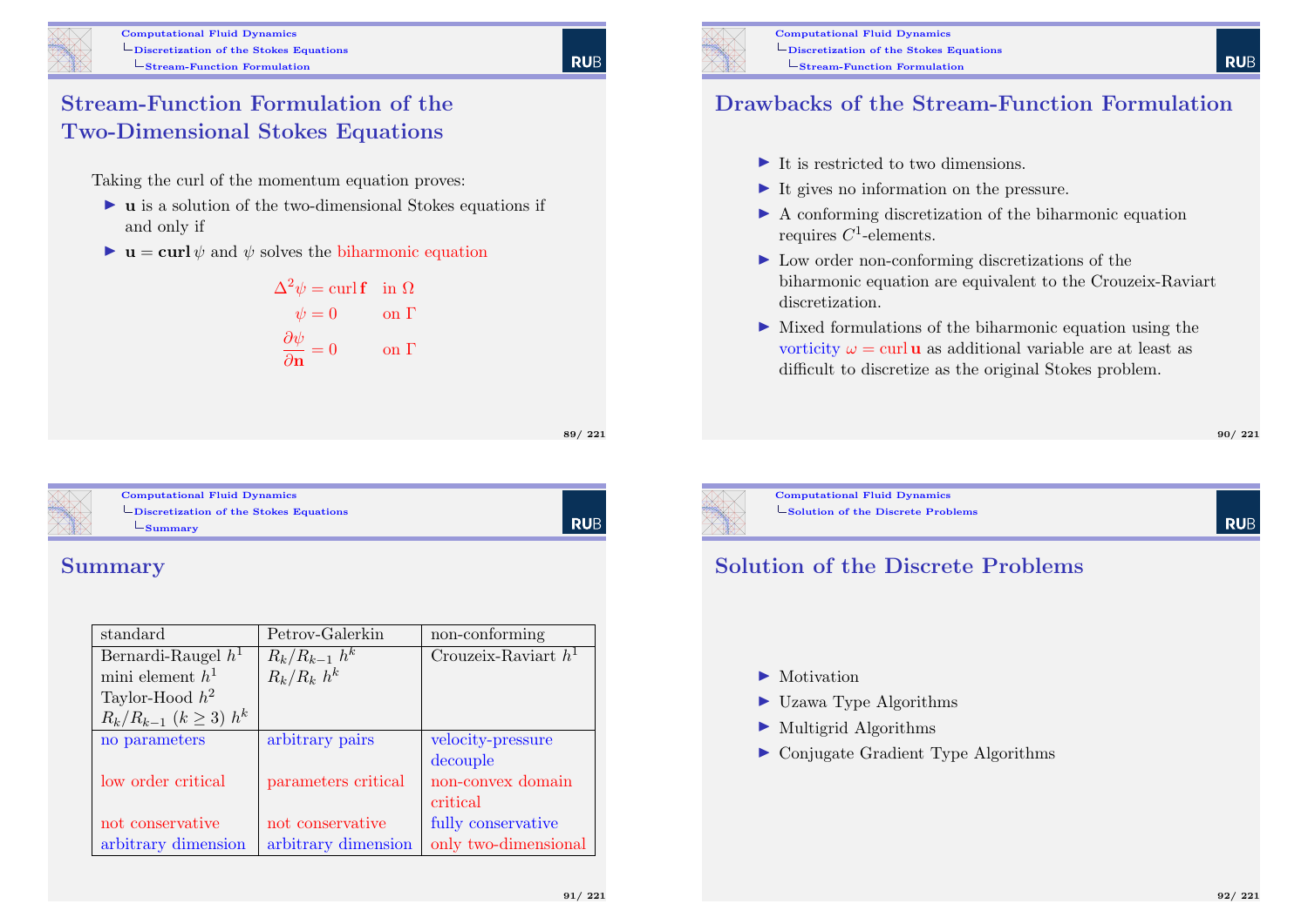## Stream-Function Formulation of the Two-Dimensional Stokes Equations

Taking the curl of the momentum equation proves:

- $\mathbf{u}$ is a solution of the two-dimensional Stokes equations if and only if
- $\mathbf{u} = \mathbf{curl}\,\psi$ and $\psi$ solves the biharmonic equation

$$\begin{aligned} \Delta^2\psi &= \operatorname{curl}\mathbf{f} && \text{in } \Omega \\ \psi &= 0 && \text{on } \Gamma \\ \frac{\partial\psi}{\partial\mathbf{n}} &= 0 && \text{on } \Gamma \end{aligned}$$

## Drawbacks of the Stream-Function Formulation

- It is restricted to two dimensions.
- It gives no information on the pressure.
- A conforming discretization of the biharmonic equation requires $C^1$-elements.
- Low order non-conforming discretizations of the biharmonic equation are equivalent to the Crouzeix-Raviart discretization.
- Mixed formulations of the biharmonic equation using the vorticity $\omega = \operatorname{curl}\mathbf{u}$ as additional variable are at least as difficult to discretize as the original Stokes problem.

## Summary

| standard | Petrov-Galerkin | non-conforming |
|---|---|---|
| Bernardi-Raugel $h^1$<br>mini element $h^1$<br>Taylor-Hood $h^2$<br>$R_k/R_{k-1}$ $(k \geq 3)$ $h^k$ | $R_k/R_{k-1}$ $h^k$<br>$R_k/R_k$ $h^k$ | Crouzeix-Raviart $h^1$ |
| no parameters | arbitrary pairs | velocity-pressure decouple |
| low order critical | parameters critical | non-convex domain critical |
| not conservative | not conservative | fully conservative |
| arbitrary dimension | arbitrary dimension | only two-dimensional |

## Solution of the Discrete Problems

- Motivation
- Uzawa Type Algorithms
- Multigrid Algorithms
- Conjugate Gradient Type Algorithms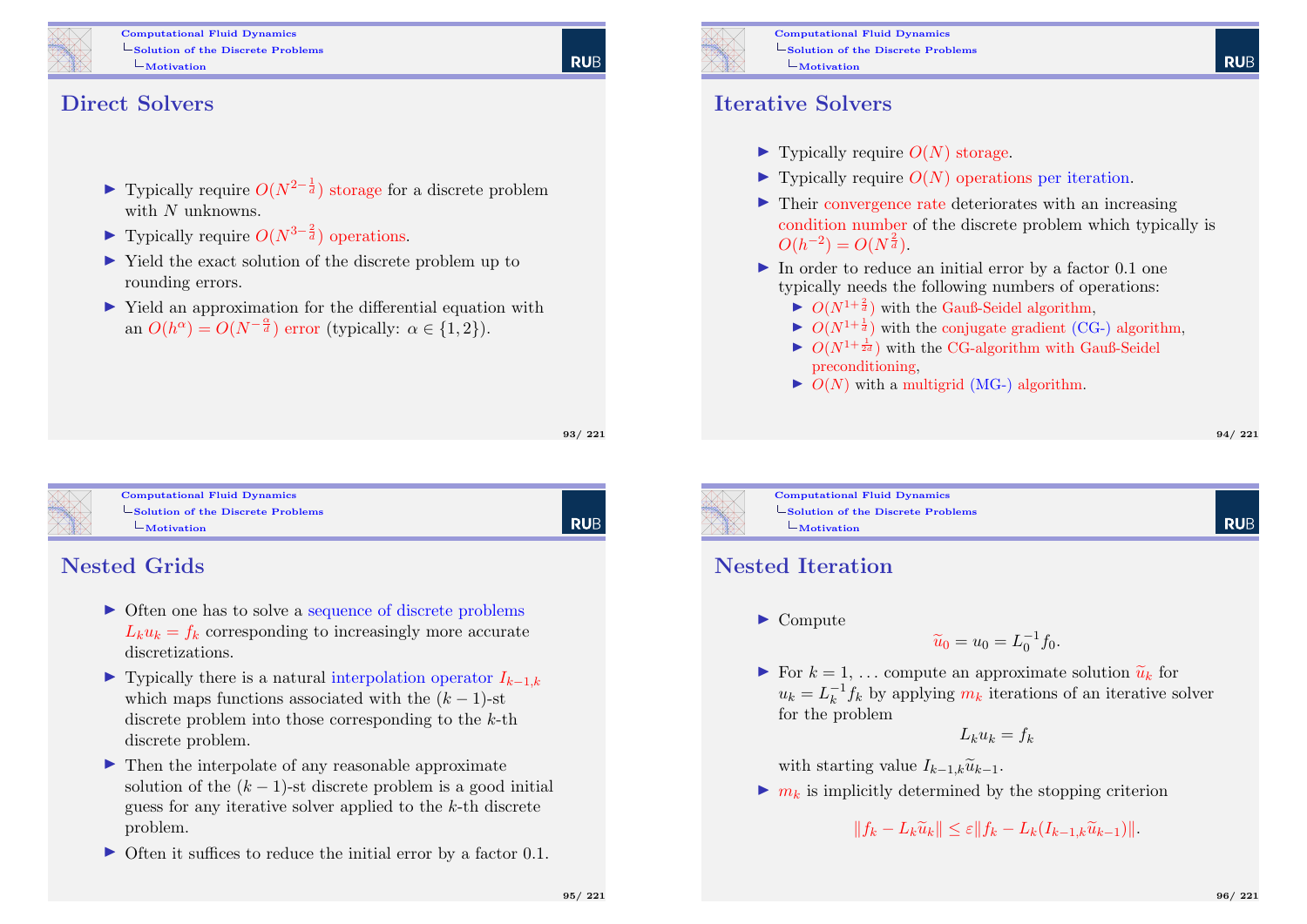## Direct Solvers

- Typically require $O(N^{2-\frac{1}{d}})$ storage for a discrete problem with $N$ unknowns.
- Typically require $O(N^{3-\frac{2}{d}})$ operations.
- Yield the exact solution of the discrete problem up to rounding errors.
- Yield an approximation for the differential equation with an $O(h^{\alpha}) = O(N^{-\frac{\alpha}{d}})$ error (typically: $\alpha \in \{1, 2\}$).

## Iterative Solvers

- Typically require $O(N)$ storage.
- Typically require $O(N)$ operations per iteration.
- Their convergence rate deteriorates with an increasing condition number of the discrete problem which typically is $O(h^{-2}) = O(N^{\frac{2}{d}})$.
- In order to reduce an initial error by a factor 0.1 one typically needs the following numbers of operations:
  - $O(N^{1+\frac{2}{d}})$ with the Gauß-Seidel algorithm,
  - $O(N^{1+\frac{1}{d}})$ with the conjugate gradient (CG-) algorithm,
  - $O(N^{1+\frac{1}{2d}})$ with the CG-algorithm with Gauß-Seidel preconditioning,
  - $O(N)$ with a multigrid (MG-) algorithm.

## Nested Grids

- Often one has to solve a sequence of discrete problems $L_k u_k = f_k$ corresponding to increasingly more accurate discretizations.
- Typically there is a natural interpolation operator $I_{k-1,k}$ which maps functions associated with the $(k-1)$-st discrete problem into those corresponding to the $k$-th discrete problem.
- Then the interpolate of any reasonable approximate solution of the $(k-1)$-st discrete problem is a good initial guess for any iterative solver applied to the $k$-th discrete problem.
- Often it suffices to reduce the initial error by a factor 0.1.

## Nested Iteration

- Compute
$$\widetilde{u}_0 = u_0 = L_0^{-1} f_0.$$
- For $k = 1, \dots$ compute an approximate solution $\widetilde{u}_k$ for $u_k = L_k^{-1} f_k$ by applying $m_k$ iterations of an iterative solver for the problem
$$L_k u_k = f_k$$
with starting value $I_{k-1,k}\widetilde{u}_{k-1}$.
- $m_k$ is implicitly determined by the stopping criterion
$$\|f_k - L_k \widetilde{u}_k\| \leq \varepsilon \|f_k - L_k(I_{k-1,k}\widetilde{u}_{k-1})\|.$$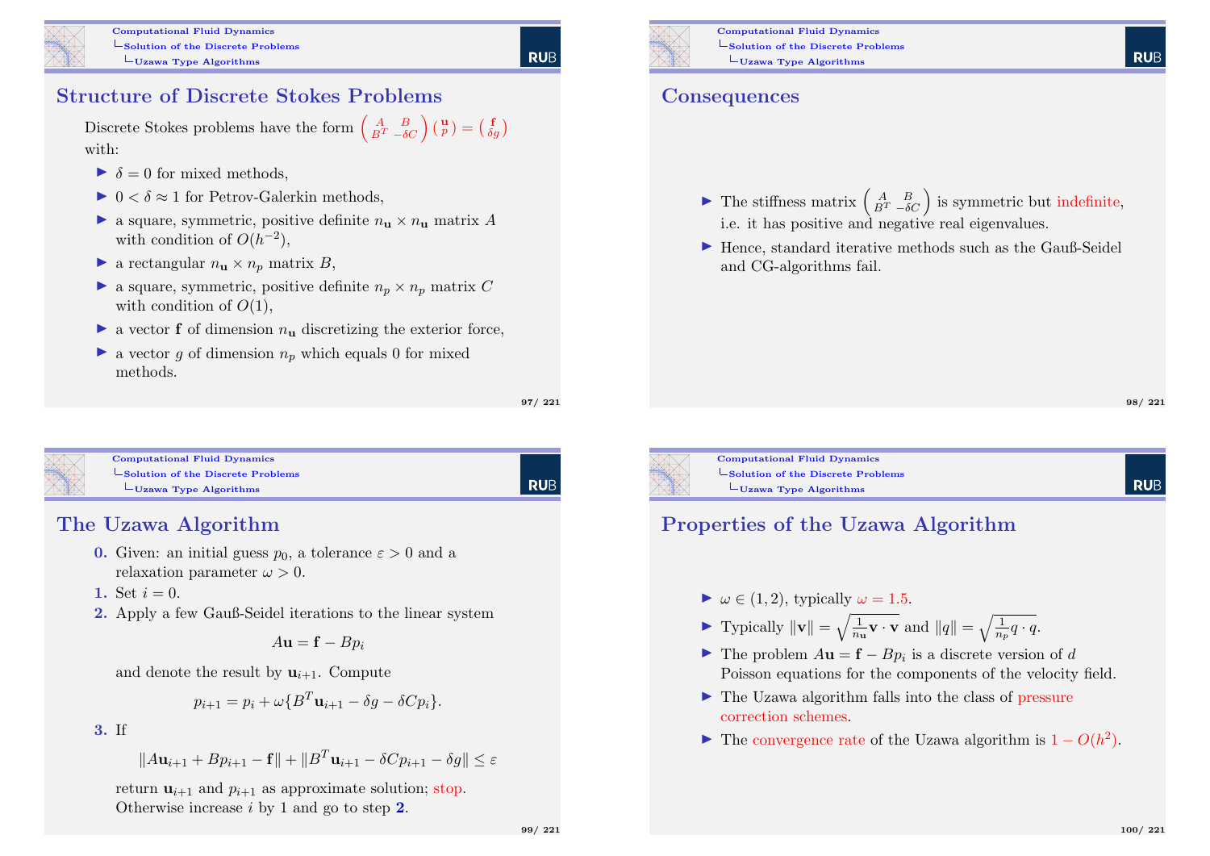## Structure of Discrete Stokes Problems

Discrete Stokes problems have the form $\begin{pmatrix} A & B \\ B^T & -\delta C \end{pmatrix} \begin{pmatrix} \mathbf{u} \\ p \end{pmatrix} = \begin{pmatrix} \mathbf{f} \\ \delta g \end{pmatrix}$ with:

- $\delta = 0$ for mixed methods,
- $0 < \delta \approx 1$ for Petrov-Galerkin methods,
- a square, symmetric, positive definite $n_{\mathbf{u}} \times n_{\mathbf{u}}$ matrix $A$ with condition of $O(h^{-2})$,
- a rectangular $n_{\mathbf{u}} \times n_p$ matrix $B$,
- a square, symmetric, positive definite $n_p \times n_p$ matrix $C$ with condition of $O(1)$,
- a vector $\mathbf{f}$ of dimension $n_{\mathbf{u}}$ discretizing the exterior force,
- a vector $g$ of dimension $n_p$ which equals 0 for mixed methods.

## Consequences

- The stiffness matrix $\begin{pmatrix} A & B \\ B^T & -\delta C \end{pmatrix}$ is symmetric but indefinite, i.e. it has positive and negative real eigenvalues.
- Hence, standard iterative methods such as the Gauß-Seidel and CG-algorithms fail.

## The Uzawa Algorithm

**0.** Given: an initial guess $p_0$, a tolerance $\varepsilon > 0$ and a relaxation parameter $\omega > 0$.

**1.** Set $i = 0$.

**2.** Apply a few Gauß-Seidel iterations to the linear system

$$A\mathbf{u} = \mathbf{f} - Bp_i$$

and denote the result by $\mathbf{u}_{i+1}$. Compute

$$p_{i+1} = p_i + \omega\{B^T\mathbf{u}_{i+1} - \delta g - \delta C p_i\}.$$

**3.** If

$$\|A\mathbf{u}_{i+1} + Bp_{i+1} - \mathbf{f}\| + \|B^T\mathbf{u}_{i+1} - \delta C p_{i+1} - \delta g\| \le \varepsilon$$

return $\mathbf{u}_{i+1}$ and $p_{i+1}$ as approximate solution; stop. Otherwise increase $i$ by 1 and go to step **2**.

## Properties of the Uzawa Algorithm

- $\omega \in (1, 2)$, typically $\omega = 1.5$.
- Typically $\|\mathbf{v}\| = \sqrt{\frac{1}{n_{\mathbf{u}}}\mathbf{v} \cdot \mathbf{v}}$ and $\|q\| = \sqrt{\frac{1}{n_p} q \cdot q}$.
- The problem $A\mathbf{u} = \mathbf{f} - Bp_i$ is a discrete version of $d$ Poisson equations for the components of the velocity field.
- The Uzawa algorithm falls into the class of pressure correction schemes.
- The convergence rate of the Uzawa algorithm is $1 - O(h^2)$.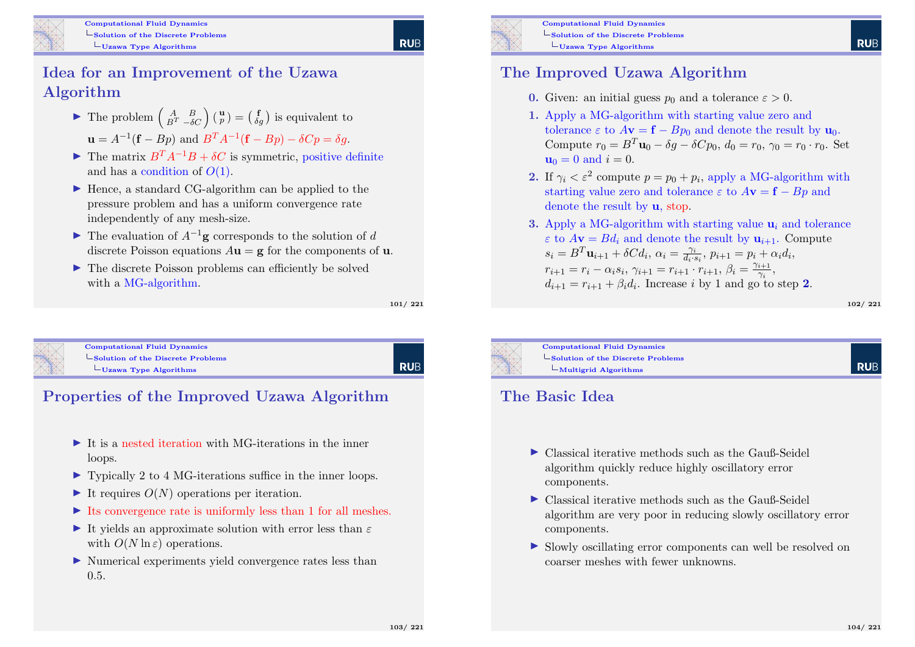## Idea for an Improvement of the Uzawa Algorithm

- The problem $\begin{pmatrix} A & B \\ B^T & -\delta C \end{pmatrix} \begin{pmatrix} \mathbf{u} \\ p \end{pmatrix} = \begin{pmatrix} \mathbf{f} \\ \delta g \end{pmatrix}$ is equivalent to $\mathbf{u} = A^{-1}(\mathbf{f} - Bp)$ and $B^T A^{-1}(\mathbf{f} - Bp) - \delta C p = \delta g$.
- The matrix $B^T A^{-1} B + \delta C$ is symmetric, positive definite and has a condition of $O(1)$.
- Hence, a standard CG-algorithm can be applied to the pressure problem and has a uniform convergence rate independently of any mesh-size.
- The evaluation of $A^{-1}\mathbf{g}$ corresponds to the solution of $d$ discrete Poisson equations $A\mathbf{u} = \mathbf{g}$ for the components of $\mathbf{u}$.
- The discrete Poisson problems can efficiently be solved with a MG-algorithm.

## The Improved Uzawa Algorithm

**0.** Given: an initial guess $p_0$ and a tolerance $\varepsilon > 0$.

**1.** Apply a MG-algorithm with starting value zero and tolerance $\varepsilon$ to $A\mathbf{v} = \mathbf{f} - Bp_0$ and denote the result by $\mathbf{u}_0$. Compute $r_0 = B^T\mathbf{u}_0 - \delta g - \delta C p_0$, $d_0 = r_0$, $\gamma_0 = r_0 \cdot r_0$. Set $\mathbf{u}_0 = 0$ and $i = 0$.

**2.** If $\gamma_i < \varepsilon^2$ compute $p = p_0 + p_i$, apply a MG-algorithm with starting value zero and tolerance $\varepsilon$ to $A\mathbf{v} = \mathbf{f} - Bp$ and denote the result by $\mathbf{u}$, stop.

**3.** Apply a MG-algorithm with starting value $\mathbf{u}_i$ and tolerance $\varepsilon$ to $A\mathbf{v} = Bd_i$ and denote the result by $\mathbf{u}_{i+1}$. Compute $s_i = B^T\mathbf{u}_{i+1} + \delta C d_i$, $\alpha_i = \frac{\gamma_i}{d_i \cdot s_i}$, $p_{i+1} = p_i + \alpha_i d_i$, $r_{i+1} = r_i - \alpha_i s_i$, $\gamma_{i+1} = r_{i+1} \cdot r_{i+1}$, $\beta_i = \frac{\gamma_{i+1}}{\gamma_i}$, $d_{i+1} = r_{i+1} + \beta_i d_i$. Increase $i$ by 1 and go to step **2**.

## Properties of the Improved Uzawa Algorithm

- It is a nested iteration with MG-iterations in the inner loops.
- Typically 2 to 4 MG-iterations suffice in the inner loops.
- It requires $O(N)$ operations per iteration.
- Its convergence rate is uniformly less than 1 for all meshes.
- It yields an approximate solution with error less than $\varepsilon$ with $O(N \ln \varepsilon)$ operations.
- Numerical experiments yield convergence rates less than 0.5.

## The Basic Idea

- Classical iterative methods such as the Gauß-Seidel algorithm quickly reduce highly oscillatory error components.
- Classical iterative methods such as the Gauß-Seidel algorithm are very poor in reducing slowly oscillatory error components.
- Slowly oscillating error components can well be resolved on coarser meshes with fewer unknowns.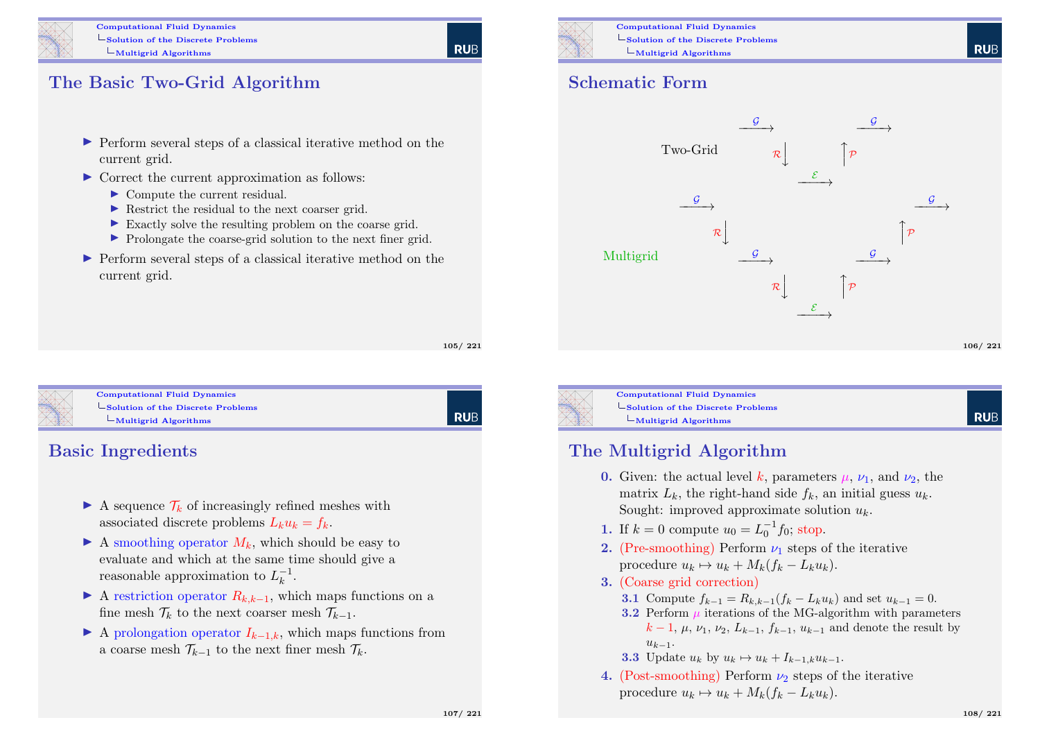## The Basic Two-Grid Algorithm

- Perform several steps of a classical iterative method on the current grid.
- Correct the current approximation as follows:
  - Compute the current residual.
  - Restrict the residual to the next coarser grid.
  - Exactly solve the resulting problem on the coarse grid.
  - Prolongate the coarse-grid solution to the next finer grid.
- Perform several steps of a classical iterative method on the current grid.

## Schematic Form

Two-Grid

$$\xrightarrow{\mathcal{G}} \quad \mathcal{R}\downarrow \quad \xrightarrow{\mathcal{E}} \quad \uparrow\mathcal{P} \quad \xrightarrow{\mathcal{G}}$$

Multigrid

$$\xrightarrow{\mathcal{G}} \quad \mathcal{R}\downarrow \quad \xrightarrow{\mathcal{G}} \quad \mathcal{R}\downarrow \quad \xrightarrow{\mathcal{E}} \quad \uparrow\mathcal{P} \quad \xrightarrow{\mathcal{G}} \quad \uparrow\mathcal{P} \quad \xrightarrow{\mathcal{G}}$$

## Basic Ingredients

- A sequence $\mathcal{T}_k$ of increasingly refined meshes with associated discrete problems $L_k u_k = f_k$.
- A smoothing operator $M_k$, which should be easy to evaluate and which at the same time should give a reasonable approximation to $L_k^{-1}$.
- A restriction operator $R_{k,k-1}$, which maps functions on a fine mesh $\mathcal{T}_k$ to the next coarser mesh $\mathcal{T}_{k-1}$.
- A prolongation operator $I_{k-1,k}$, which maps functions from a coarse mesh $\mathcal{T}_{k-1}$ to the next finer mesh $\mathcal{T}_k$.

## The Multigrid Algorithm

**0.** Given: the actual level $k$, parameters $\mu$, $\nu_1$, and $\nu_2$, the matrix $L_k$, the right-hand side $f_k$, an initial guess $u_k$. Sought: improved approximate solution $u_k$.

**1.** If $k = 0$ compute $u_0 = L_0^{-1} f_0$; stop.

**2.** (Pre-smoothing) Perform $\nu_1$ steps of the iterative procedure $u_k \mapsto u_k + M_k(f_k - L_k u_k)$.

**3.** (Coarse grid correction)

- **3.1** Compute $f_{k-1} = R_{k,k-1}(f_k - L_k u_k)$ and set $u_{k-1} = 0$.
- **3.2** Perform $\mu$ iterations of the MG-algorithm with parameters $k-1$, $\mu$, $\nu_1$, $\nu_2$, $L_{k-1}$, $f_{k-1}$, $u_{k-1}$ and denote the result by $u_{k-1}$.
- **3.3** Update $u_k$ by $u_k \mapsto u_k + I_{k-1,k} u_{k-1}$.

**4.** (Post-smoothing) Perform $\nu_2$ steps of the iterative procedure $u_k \mapsto u_k + M_k(f_k - L_k u_k)$.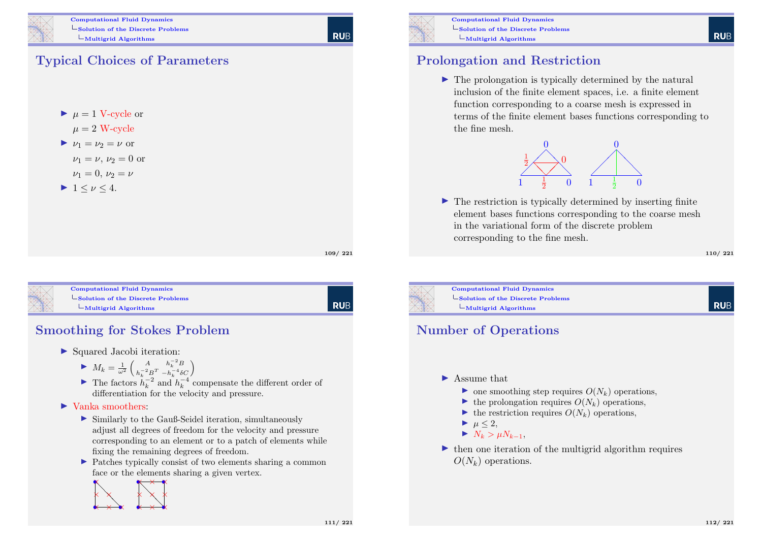## Typical Choices of Parameters

- $\mu = 1$ V-cycle or
  $\mu = 2$ W-cycle
- $\nu_1 = \nu_2 = \nu$ or
  $\nu_1 = \nu$, $\nu_2 = 0$ or
  $\nu_1 = 0$, $\nu_2 = \nu$
- $1 \le \nu \le 4$.

## Prolongation and Restriction

- The prolongation is typically determined by the natural inclusion of the finite element spaces, i.e. a finite element function corresponding to a coarse mesh is expressed in terms of the finite element bases functions corresponding to the fine mesh.
- The restriction is typically determined by inserting finite element bases functions corresponding to the coarse mesh in the variational form of the discrete problem corresponding to the fine mesh.

## Smoothing for Stokes Problem

- Squared Jacobi iteration:
  - $M_k = \frac{1}{\omega^2} \begin{pmatrix} A & h_k^{-2}B \\ h_k^{-2}B^T & -h_k^{-4}\delta C \end{pmatrix}$
  - The factors $h_k^{-2}$ and $h_k^{-4}$ compensate the different order of differentiation for the velocity and pressure.
- Vanka smoothers:
  - Similarly to the Gauß-Seidel iteration, simultaneously adjust all degrees of freedom for the velocity and pressure corresponding to an element or to a patch of elements while fixing the remaining degrees of freedom.
  - Patches typically consist of two elements sharing a common face or the elements sharing a given vertex.

## Number of Operations

- Assume that
  - one smoothing step requires $O(N_k)$ operations,
  - the prolongation requires $O(N_k)$ operations,
  - the restriction requires $O(N_k)$ operations,
  - $\mu \le 2$,
  - $N_k > \mu N_{k-1}$,
- then one iteration of the multigrid algorithm requires $O(N_k)$ operations.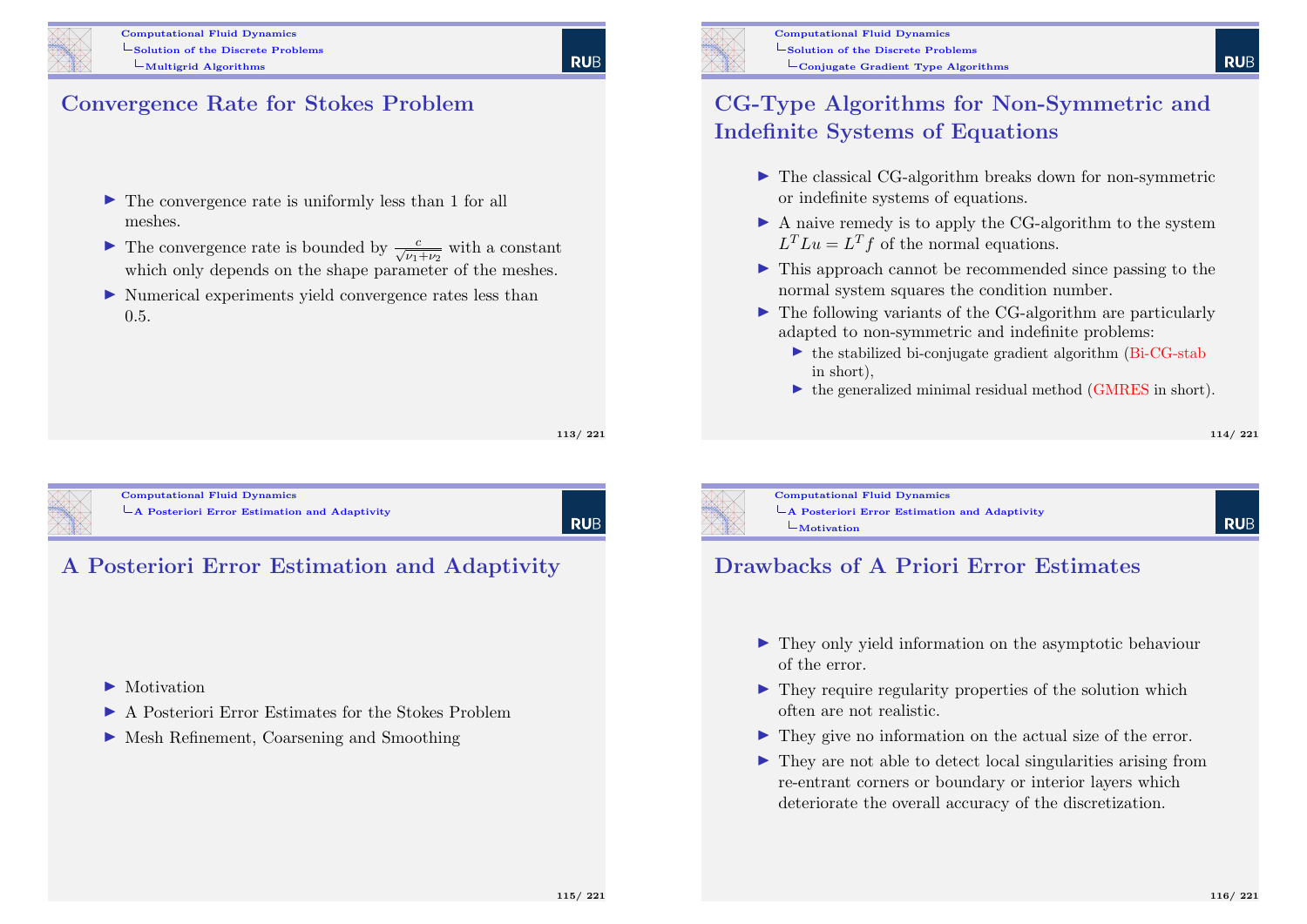## Convergence Rate for Stokes Problem

- The convergence rate is uniformly less than 1 for all meshes.
- The convergence rate is bounded by $\frac{c}{\sqrt{\nu_1+\nu_2}}$ with a constant which only depends on the shape parameter of the meshes.
- Numerical experiments yield convergence rates less than 0.5.

## CG-Type Algorithms for Non-Symmetric and Indefinite Systems of Equations

- The classical CG-algorithm breaks down for non-symmetric or indefinite systems of equations.
- A naive remedy is to apply the CG-algorithm to the system $L^T L u = L^T f$ of the normal equations.
- This approach cannot be recommended since passing to the normal system squares the condition number.
- The following variants of the CG-algorithm are particularly adapted to non-symmetric and indefinite problems:
  - the stabilized bi-conjugate gradient algorithm (Bi-CG-stab in short),
  - the generalized minimal residual method (GMRES in short).

## A Posteriori Error Estimation and Adaptivity

- Motivation
- A Posteriori Error Estimates for the Stokes Problem
- Mesh Refinement, Coarsening and Smoothing

## Drawbacks of A Priori Error Estimates

- They only yield information on the asymptotic behaviour of the error.
- They require regularity properties of the solution which often are not realistic.
- They give no information on the actual size of the error.
- They are not able to detect local singularities arising from re-entrant corners or boundary or interior layers which deteriorate the overall accuracy of the discretization.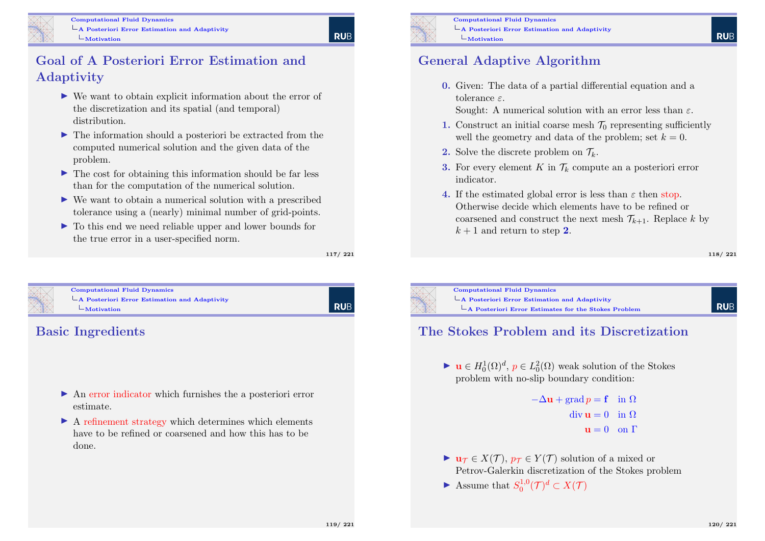## Goal of A Posteriori Error Estimation and Adaptivity

- We want to obtain explicit information about the error of the discretization and its spatial (and temporal) distribution.
- The information should a posteriori be extracted from the computed numerical solution and the given data of the problem.
- The cost for obtaining this information should be far less than for the computation of the numerical solution.
- We want to obtain a numerical solution with a prescribed tolerance using a (nearly) minimal number of grid-points.
- To this end we need reliable upper and lower bounds for the true error in a user-specified norm.

## General Adaptive Algorithm

**0.** Given: The data of a partial differential equation and a tolerance $\varepsilon$.
Sought: A numerical solution with an error less than $\varepsilon$.

**1.** Construct an initial coarse mesh $\mathcal{T}_0$ representing sufficiently well the geometry and data of the problem; set $k = 0$.

**2.** Solve the discrete problem on $\mathcal{T}_k$.

**3.** For every element $K$ in $\mathcal{T}_k$ compute an a posteriori error indicator.

**4.** If the estimated global error is less than $\varepsilon$ then stop. Otherwise decide which elements have to be refined or coarsened and construct the next mesh $\mathcal{T}_{k+1}$. Replace $k$ by $k + 1$ and return to step **2**.

## Basic Ingredients

- An error indicator which furnishes the a posteriori error estimate.
- A refinement strategy which determines which elements have to be refined or coarsened and how this has to be done.

## The Stokes Problem and its Discretization

- $\mathbf{u} \in H_0^1(\Omega)^d$, $p \in L_0^2(\Omega)$ weak solution of the Stokes problem with no-slip boundary condition:

$$
\begin{aligned}
-\Delta \mathbf{u} + \operatorname{grad} p &= \mathbf{f} \quad \text{in } \Omega \\
\operatorname{div} \mathbf{u} &= 0 \quad \text{in } \Omega \\
\mathbf{u} &= 0 \quad \text{on } \Gamma
\end{aligned}
$$

- $\mathbf{u}_\mathcal{T} \in X(\mathcal{T})$, $p_\mathcal{T} \in Y(\mathcal{T})$ solution of a mixed or Petrov-Galerkin discretization of the Stokes problem
- Assume that $S_0^{1,0}(\mathcal{T})^d \subset X(\mathcal{T})$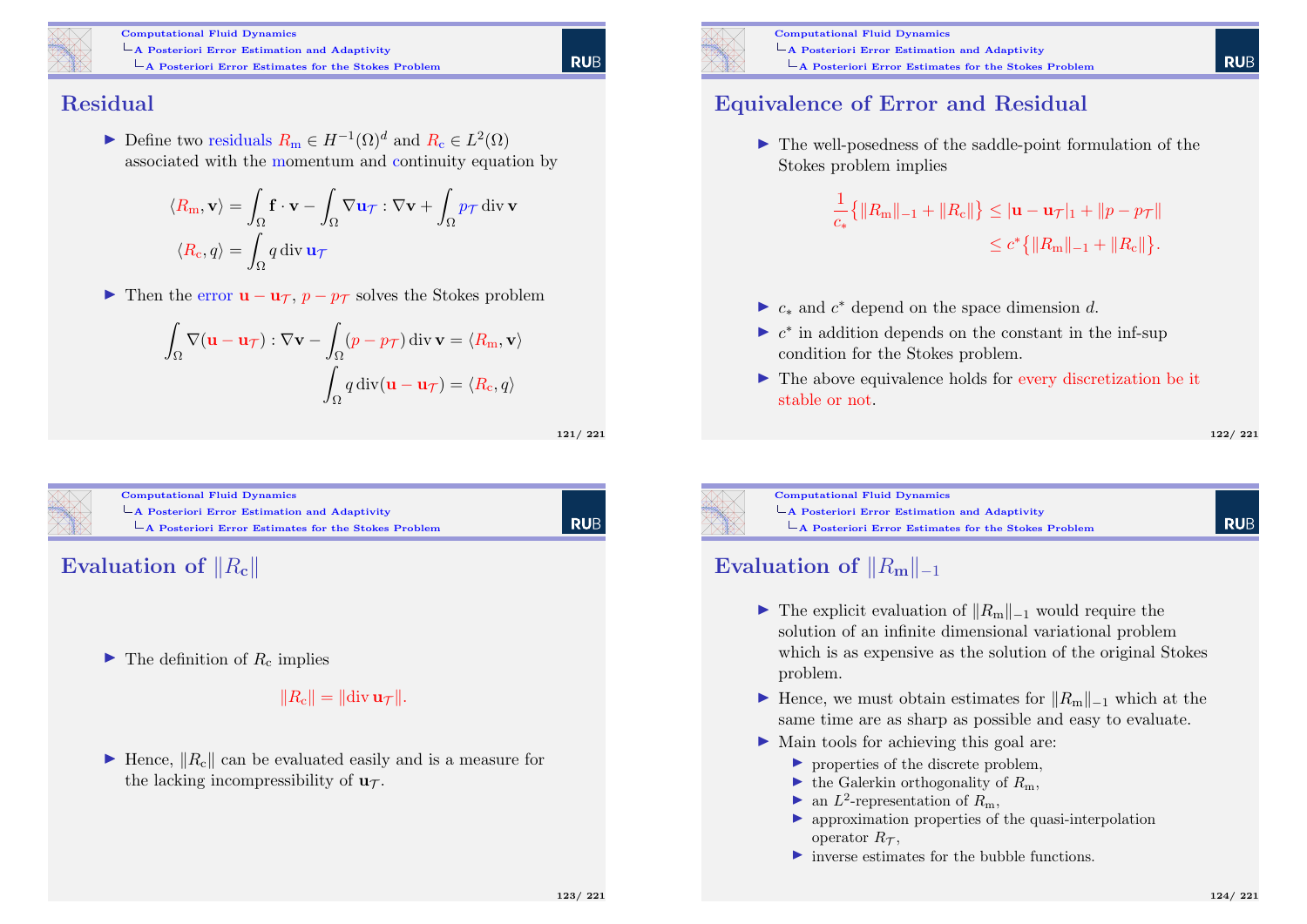## Residual

- Define two residuals $R_{\mathrm{m}} \in H^{-1}(\Omega)^d$ and $R_{\mathrm{c}} \in L^2(\Omega)$ associated with the momentum and continuity equation by

$$\langle R_{\mathrm{m}}, \mathbf{v}\rangle = \int_\Omega \mathbf{f}\cdot\mathbf{v} - \int_\Omega \nabla \mathbf{u}_{\mathcal{T}} : \nabla \mathbf{v} + \int_\Omega p_{\mathcal{T}} \operatorname{div} \mathbf{v}$$

$$\langle R_{\mathrm{c}}, q\rangle = \int_\Omega q \operatorname{div} \mathbf{u}_{\mathcal{T}}$$

- Then the error $\mathbf{u} - \mathbf{u}_{\mathcal{T}}$, $p - p_{\mathcal{T}}$ solves the Stokes problem

$$\int_\Omega \nabla(\mathbf{u} - \mathbf{u}_{\mathcal{T}}) : \nabla \mathbf{v} - \int_\Omega (p - p_{\mathcal{T}}) \operatorname{div} \mathbf{v} = \langle R_{\mathrm{m}}, \mathbf{v}\rangle$$

$$\int_\Omega q \operatorname{div}(\mathbf{u} - \mathbf{u}_{\mathcal{T}}) = \langle R_{\mathrm{c}}, q\rangle$$

## Equivalence of Error and Residual

- The well-posedness of the saddle-point formulation of the Stokes problem implies

$$\frac{1}{c_*}\big\{\|R_{\mathrm{m}}\|_{-1} + \|R_{\mathrm{c}}\|\big\} \le |\mathbf{u} - \mathbf{u}_{\mathcal{T}}|_1 + \|p - p_{\mathcal{T}}\| \le c^*\big\{\|R_{\mathrm{m}}\|_{-1} + \|R_{\mathrm{c}}\|\big\}.$$

- $c_*$ and $c^*$ depend on the space dimension $d$.
- $c^*$ in addition depends on the constant in the inf-sup condition for the Stokes problem.
- The above equivalence holds for every discretization be it stable or not.

## Evaluation of $\|R_{\mathrm{c}}\|$

- The definition of $R_{\mathrm{c}}$ implies

$$\|R_{\mathrm{c}}\| = \|\operatorname{div} \mathbf{u}_{\mathcal{T}}\|.$$

- Hence, $\|R_{\mathrm{c}}\|$ can be evaluated easily and is a measure for the lacking incompressibility of $\mathbf{u}_{\mathcal{T}}$.

## Evaluation of $\|R_{\mathrm{m}}\|_{-1}$

- The explicit evaluation of $\|R_{\mathrm{m}}\|_{-1}$ would require the solution of an infinite dimensional variational problem which is as expensive as the solution of the original Stokes problem.
- Hence, we must obtain estimates for $\|R_{\mathrm{m}}\|_{-1}$ which at the same time are as sharp as possible and easy to evaluate.
- Main tools for achieving this goal are:
  - properties of the discrete problem,
  - the Galerkin orthogonality of $R_{\mathrm{m}}$,
  - an $L^2$-representation of $R_{\mathrm{m}}$,
  - approximation properties of the quasi-interpolation operator $R_{\mathcal{T}}$,
  - inverse estimates for the bubble functions.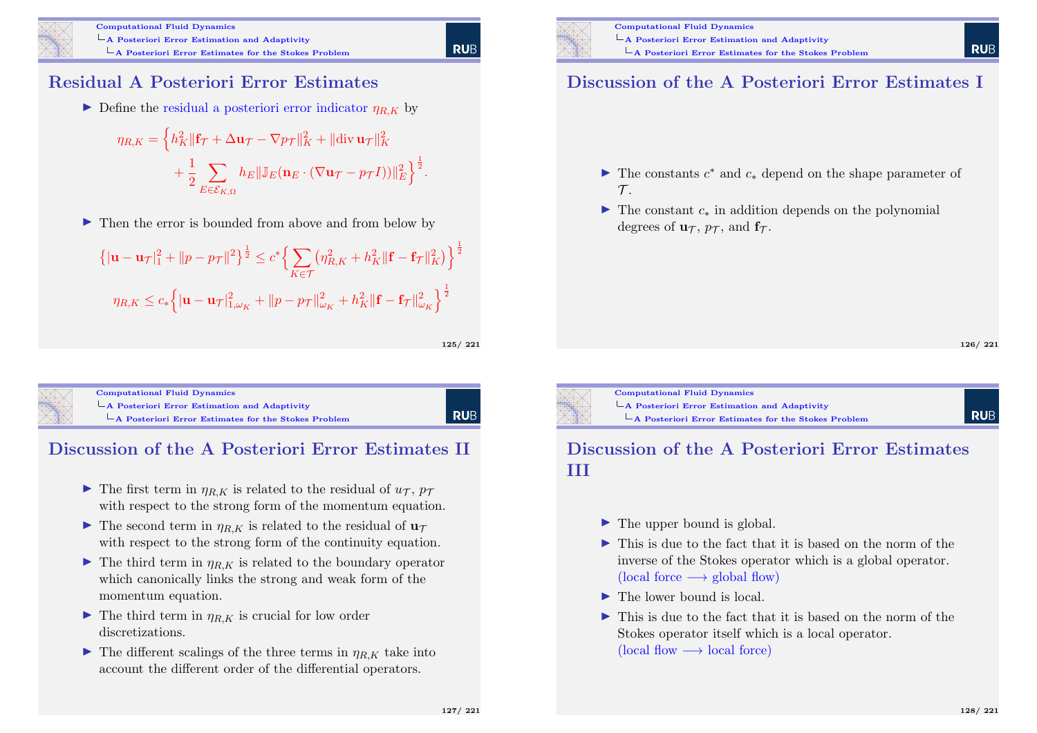## Residual A Posteriori Error Estimates

- Define the residual a posteriori error indicator $\eta_{R,K}$ by

$$\eta_{R,K} = \Big\{ h_K^2 \|\mathbf{f}_\mathcal{T} + \Delta \mathbf{u}_\mathcal{T} - \nabla p_\mathcal{T}\|_K^2 + \|\operatorname{div} \mathbf{u}_\mathcal{T}\|_K^2 + \frac{1}{2} \sum_{E \in \mathcal{E}_{K,\Omega}} h_E \|\mathbb{J}_E(\mathbf{n}_E \cdot (\nabla \mathbf{u}_\mathcal{T} - p_\mathcal{T} I))\|_E^2 \Big\}^{\frac{1}{2}}.$$

- Then the error is bounded from above and from below by

$$\big\{ |\mathbf{u} - \mathbf{u}_\mathcal{T}|_1^2 + \|p - p_\mathcal{T}\|^2 \big\}^{\frac{1}{2}} \le c^* \Big\{ \sum_{K \in \mathcal{T}} \big( \eta_{R,K}^2 + h_K^2 \|\mathbf{f} - \mathbf{f}_\mathcal{T}\|_K^2 \big) \Big\}^{\frac{1}{2}}$$

$$\eta_{R,K} \le c_* \Big\{ |\mathbf{u} - \mathbf{u}_\mathcal{T}|_{1,\omega_K}^2 + \|p - p_\mathcal{T}\|_{\omega_K}^2 + h_K^2 \|\mathbf{f} - \mathbf{f}_\mathcal{T}\|_{\omega_K}^2 \Big\}^{\frac{1}{2}}$$

## Discussion of the A Posteriori Error Estimates I

- The constants $c^*$ and $c_*$ depend on the shape parameter of $\mathcal{T}$.
- The constant $c_*$ in addition depends on the polynomial degrees of $\mathbf{u}_\mathcal{T}$, $p_\mathcal{T}$, and $\mathbf{f}_\mathcal{T}$.

## Discussion of the A Posteriori Error Estimates II

- The first term in $\eta_{R,K}$ is related to the residual of $u_\mathcal{T}$, $p_\mathcal{T}$ with respect to the strong form of the momentum equation.
- The second term in $\eta_{R,K}$ is related to the residual of $\mathbf{u}_\mathcal{T}$ with respect to the strong form of the continuity equation.
- The third term in $\eta_{R,K}$ is related to the boundary operator which canonically links the strong and weak form of the momentum equation.
- The third term in $\eta_{R,K}$ is crucial for low order discretizations.
- The different scalings of the three terms in $\eta_{R,K}$ take into account the different order of the differential operators.

## Discussion of the A Posteriori Error Estimates III

- The upper bound is global.
- This is due to the fact that it is based on the norm of the inverse of the Stokes operator which is a global operator. (local force $\longrightarrow$ global flow)
- The lower bound is local.
- This is due to the fact that it is based on the norm of the Stokes operator itself which is a local operator. (local flow $\longrightarrow$ local force)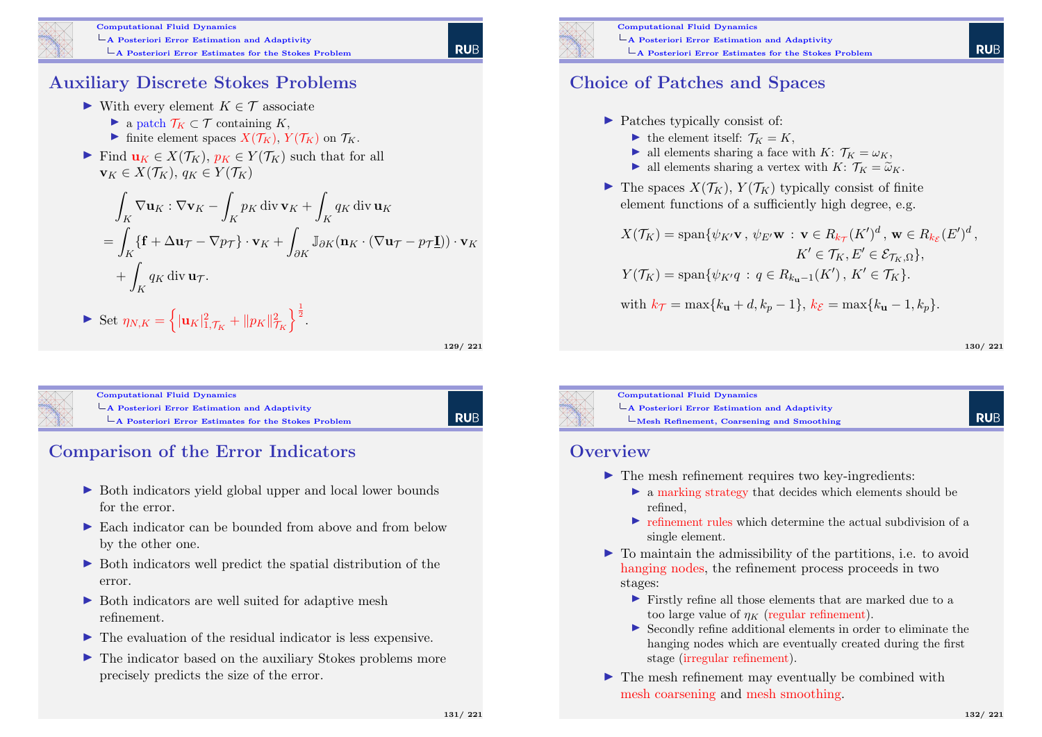## Auxiliary Discrete Stokes Problems

- With every element $K \in \mathcal{T}$ associate
  - a patch $\mathcal{T}_K \subset \mathcal{T}$ containing $K$,
  - finite element spaces $X(\mathcal{T}_K)$, $Y(\mathcal{T}_K)$ on $\mathcal{T}_K$.
- Find $\mathbf{u}_K \in X(\mathcal{T}_K)$, $p_K \in Y(\mathcal{T}_K)$ such that for all $\mathbf{v}_K \in X(\mathcal{T}_K)$, $q_K \in Y(\mathcal{T}_K)$

$$
\begin{aligned}
&\int_K \nabla \mathbf{u}_K : \nabla \mathbf{v}_K - \int_K p_K \operatorname{div} \mathbf{v}_K + \int_K q_K \operatorname{div} \mathbf{u}_K \\
&= \int_K \{\mathbf{f} + \Delta \mathbf{u}_{\mathcal{T}} - \nabla p_{\mathcal{T}}\} \cdot \mathbf{v}_K + \int_{\partial K} \mathbb{J}_{\partial K}(\mathbf{n}_K \cdot (\nabla \mathbf{u}_{\mathcal{T}} - p_{\mathcal{T}} \underline{\mathbf{I}})) \cdot \mathbf{v}_K \\
&\quad + \int_K q_K \operatorname{div} \mathbf{u}_{\mathcal{T}}.
\end{aligned}
$$

- Set $\eta_{N,K} = \left\{ |\mathbf{u}_K|^2_{1,\mathcal{T}_K} + \|p_K\|^2_{\mathcal{T}_K} \right\}^{\frac{1}{2}}$.

## Choice of Patches and Spaces

- Patches typically consist of:
  - the element itself: $\mathcal{T}_K = K$,
  - all elements sharing a face with $K$: $\mathcal{T}_K = \omega_K$,
  - all elements sharing a vertex with $K$: $\mathcal{T}_K = \widetilde{\omega}_K$.
- The spaces $X(\mathcal{T}_K)$, $Y(\mathcal{T}_K)$ typically consist of finite element functions of a sufficiently high degree, e.g.

$$
\begin{aligned}
X(\mathcal{T}_K) &= \operatorname{span}\{\psi_{K'}\mathbf{v}\,,\ \psi_{E'}\mathbf{w} : \mathbf{v} \in R_{k_{\mathcal{T}}}(K')^d\,, \mathbf{w} \in R_{k_{\mathcal{E}}}(E')^d\,, \\
&\qquad\qquad K' \in \mathcal{T}_K, E' \in \mathcal{E}_{\mathcal{T}_K,\Omega}\}, \\
Y(\mathcal{T}_K) &= \operatorname{span}\{\psi_{K'} q : q \in R_{k_{\mathbf{u}}-1}(K')\,, K' \in \mathcal{T}_K\}.
\end{aligned}
$$

with $k_{\mathcal{T}} = \max\{k_{\mathbf{u}} + d, k_p - 1\}$, $k_{\mathcal{E}} = \max\{k_{\mathbf{u}} - 1, k_p\}$.

## Comparison of the Error Indicators

- Both indicators yield global upper and local lower bounds for the error.
- Each indicator can be bounded from above and from below by the other one.
- Both indicators well predict the spatial distribution of the error.
- Both indicators are well suited for adaptive mesh refinement.
- The evaluation of the residual indicator is less expensive.
- The indicator based on the auxiliary Stokes problems more precisely predicts the size of the error.

## Overview

- The mesh refinement requires two key-ingredients:
  - a marking strategy that decides which elements should be refined,
  - refinement rules which determine the actual subdivision of a single element.
- To maintain the admissibility of the partitions, i.e. to avoid hanging nodes, the refinement process proceeds in two stages:
  - Firstly refine all those elements that are marked due to a too large value of $\eta_K$ (regular refinement).
  - Secondly refine additional elements in order to eliminate the hanging nodes which are eventually created during the first stage (irregular refinement).
- The mesh refinement may eventually be combined with mesh coarsening and mesh smoothing.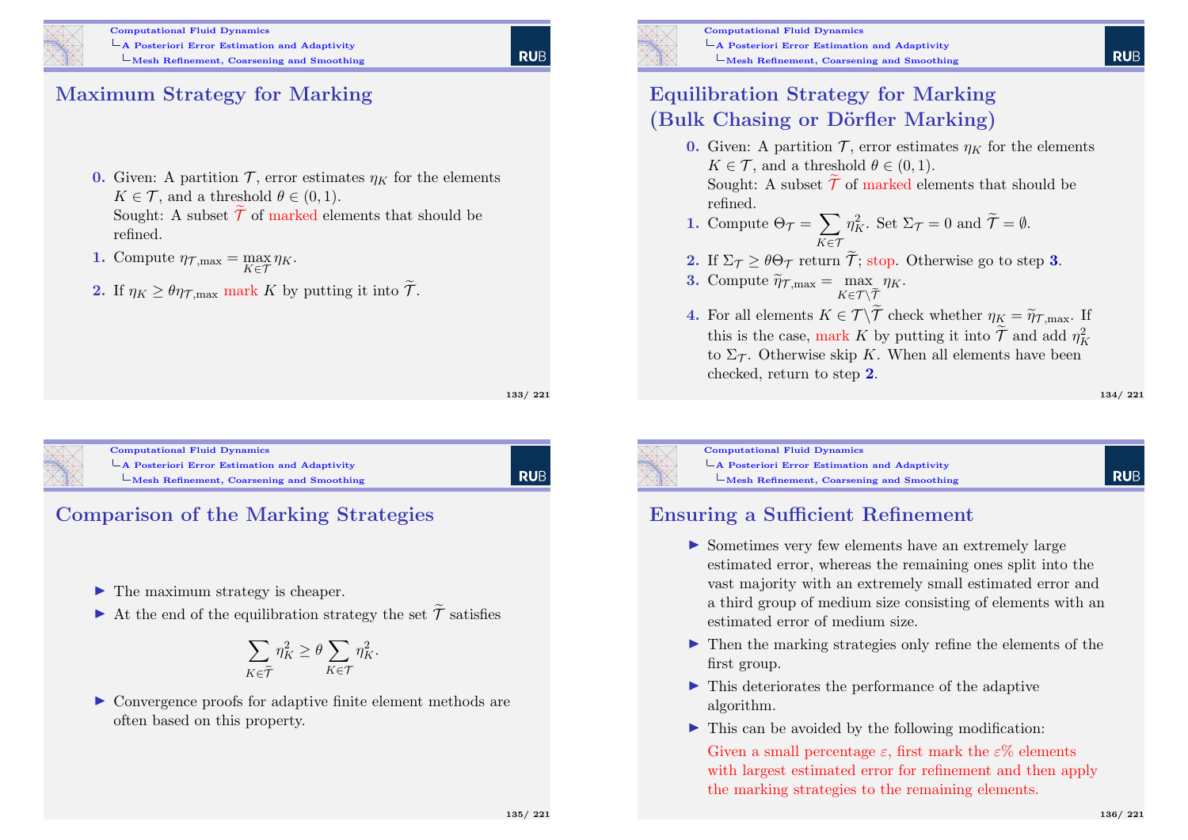## Maximum Strategy for Marking

**0.** Given: A partition $\mathcal{T}$, error estimates $\eta_K$ for the elements $K \in \mathcal{T}$, and a threshold $\theta \in (0,1)$.
Sought: A subset $\widetilde{\mathcal{T}}$ of marked elements that should be refined.

**1.** Compute $\eta_{\mathcal{T},\max} = \max_{K \in \mathcal{T}} \eta_K$.

**2.** If $\eta_K \geq \theta \eta_{\mathcal{T},\max}$ mark $K$ by putting it into $\widetilde{\mathcal{T}}$.

## Equilibration Strategy for Marking (Bulk Chasing or Dörfler Marking)

**0.** Given: A partition $\mathcal{T}$, error estimates $\eta_K$ for the elements $K \in \mathcal{T}$, and a threshold $\theta \in (0,1)$.
Sought: A subset $\widetilde{\mathcal{T}}$ of marked elements that should be refined.

**1.** Compute $\Theta_{\mathcal{T}} = \sum_{K \in \mathcal{T}} \eta_K^2$. Set $\Sigma_{\mathcal{T}} = 0$ and $\widetilde{\mathcal{T}} = \emptyset$.

**2.** If $\Sigma_{\mathcal{T}} \geq \theta \Theta_{\mathcal{T}}$ return $\widetilde{\mathcal{T}}$; stop. Otherwise go to step **3**.

**3.** Compute $\widetilde{\eta}_{\mathcal{T},\max} = \max_{K \in \mathcal{T} \setminus \widetilde{\mathcal{T}}} \eta_K$.

**4.** For all elements $K \in \mathcal{T} \setminus \widetilde{\mathcal{T}}$ check whether $\eta_K = \widetilde{\eta}_{\mathcal{T},\max}$. If this is the case, mark $K$ by putting it into $\widetilde{\mathcal{T}}$ and add $\eta_K^2$ to $\Sigma_{\mathcal{T}}$. Otherwise skip $K$. When all elements have been checked, return to step **2**.

## Comparison of the Marking Strategies

- The maximum strategy is cheaper.
- At the end of the equilibration strategy the set $\widetilde{\mathcal{T}}$ satisfies

$$\sum_{K \in \widetilde{\mathcal{T}}} \eta_K^2 \geq \theta \sum_{K \in \mathcal{T}} \eta_K^2.$$

- Convergence proofs for adaptive finite element methods are often based on this property.

## Ensuring a Sufficient Refinement

- Sometimes very few elements have an extremely large estimated error, whereas the remaining ones split into the vast majority with an extremely small estimated error and a third group of medium size consisting of elements with an estimated error of medium size.
- Then the marking strategies only refine the elements of the first group.
- This deteriorates the performance of the adaptive algorithm.
- This can be avoided by the following modification:
  Given a small percentage $\varepsilon$, first mark the $\varepsilon$% elements with largest estimated error for refinement and then apply the marking strategies to the remaining elements.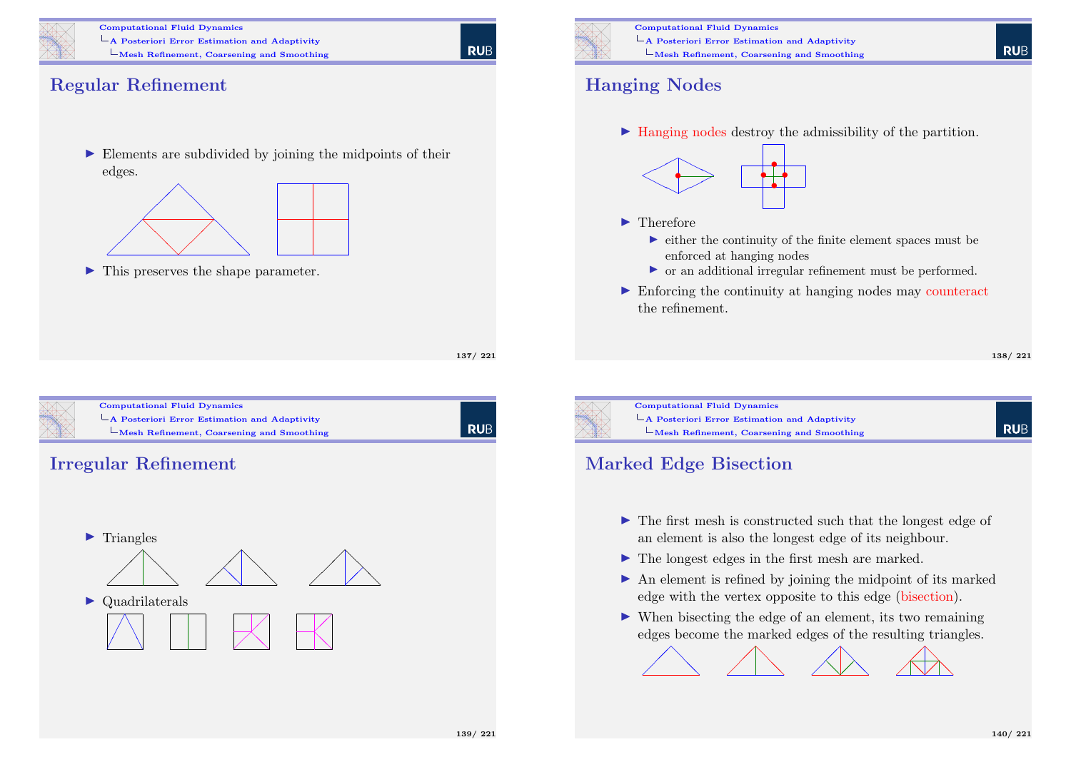## Regular Refinement

- Elements are subdivided by joining the midpoints of their edges.
- This preserves the shape parameter.

## Hanging Nodes

- Hanging nodes destroy the admissibility of the partition.
- Therefore
  - either the continuity of the finite element spaces must be enforced at hanging nodes
  - or an additional irregular refinement must be performed.
- Enforcing the continuity at hanging nodes may counteract the refinement.

## Irregular Refinement

- Triangles
- Quadrilaterals

## Marked Edge Bisection

- The first mesh is constructed such that the longest edge of an element is also the longest edge of its neighbour.
- The longest edges in the first mesh are marked.
- An element is refined by joining the midpoint of its marked edge with the vertex opposite to this edge (bisection).
- When bisecting the edge of an element, its two remaining edges become the marked edges of the resulting triangles.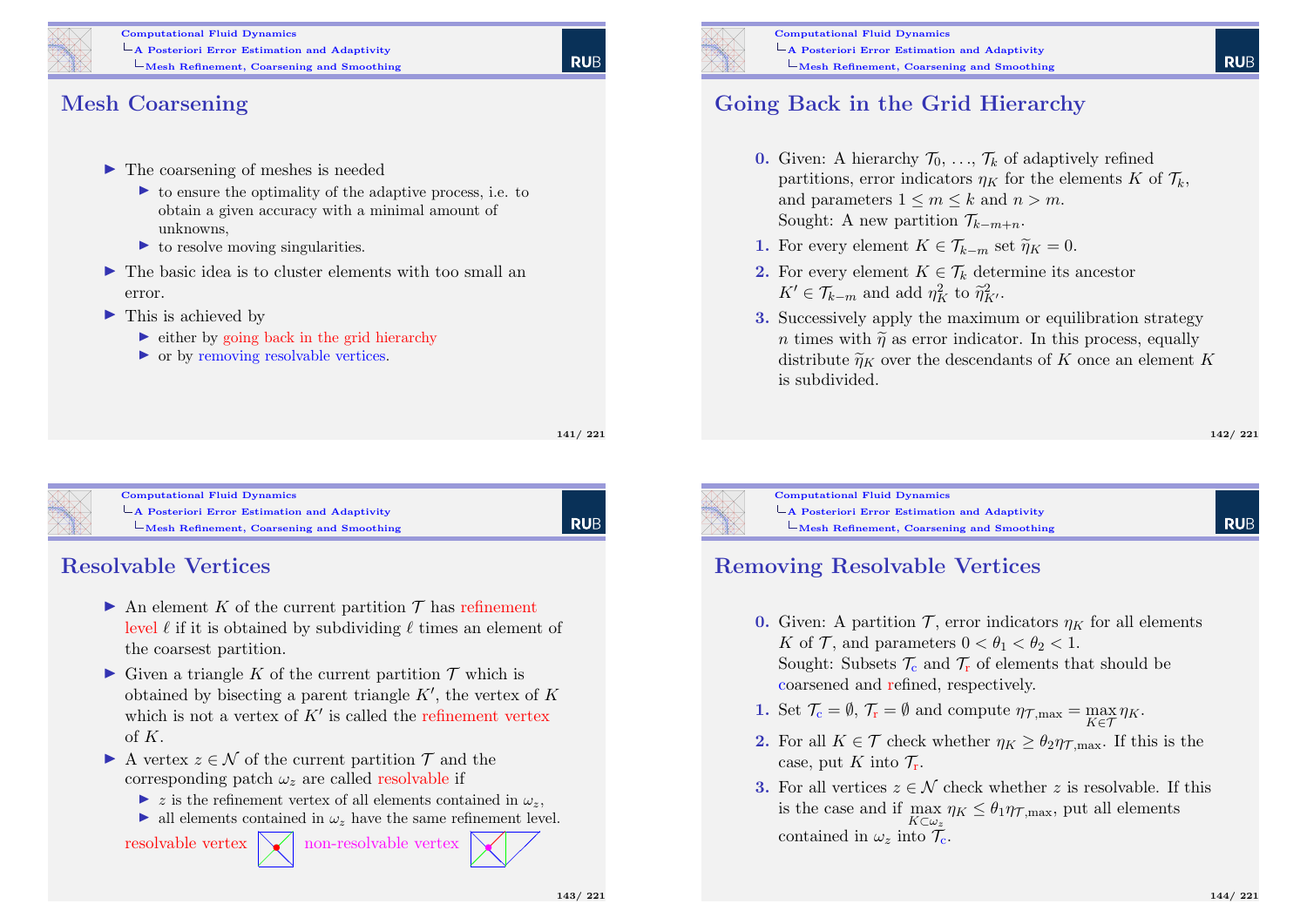## Mesh Coarsening

- The coarsening of meshes is needed
  - to ensure the optimality of the adaptive process, i.e. to obtain a given accuracy with a minimal amount of unknowns,
  - to resolve moving singularities.
- The basic idea is to cluster elements with too small an error.
- This is achieved by
  - either by going back in the grid hierarchy
  - or by removing resolvable vertices.

## Going Back in the Grid Hierarchy

**0.** Given: A hierarchy $\mathcal{T}_0, \ldots, \mathcal{T}_k$ of adaptively refined partitions, error indicators $\eta_K$ for the elements $K$ of $\mathcal{T}_k$, and parameters $1 \le m \le k$ and $n > m$.
Sought: A new partition $\mathcal{T}_{k-m+n}$.

**1.** For every element $K \in \mathcal{T}_{k-m}$ set $\widetilde{\eta}_K = 0$.

**2.** For every element $K \in \mathcal{T}_k$ determine its ancestor $K' \in \mathcal{T}_{k-m}$ and add $\eta_K^2$ to $\widetilde{\eta}_{K'}^2$.

**3.** Successively apply the maximum or equilibration strategy $n$ times with $\widetilde{\eta}$ as error indicator. In this process, equally distribute $\widetilde{\eta}_K$ over the descendants of $K$ once an element $K$ is subdivided.

## Resolvable Vertices

- An element $K$ of the current partition $\mathcal{T}$ has refinement level $\ell$ if it is obtained by subdividing $\ell$ times an element of the coarsest partition.
- Given a triangle $K$ of the current partition $\mathcal{T}$ which is obtained by bisecting a parent triangle $K'$, the vertex of $K$ which is not a vertex of $K'$ is called the refinement vertex of $K$.
- A vertex $z \in \mathcal{N}$ of the current partition $\mathcal{T}$ and the corresponding patch $\omega_z$ are called resolvable if
  - $z$ is the refinement vertex of all elements contained in $\omega_z$,
  - all elements contained in $\omega_z$ have the same refinement level.

resolvable vertex non-resolvable vertex

## Removing Resolvable Vertices

**0.** Given: A partition $\mathcal{T}$, error indicators $\eta_K$ for all elements $K$ of $\mathcal{T}$, and parameters $0 < \theta_1 < \theta_2 < 1$.
Sought: Subsets $\mathcal{T}_c$ and $\mathcal{T}_r$ of elements that should be coarsened and refined, respectively.

**1.** Set $\mathcal{T}_c = \emptyset$, $\mathcal{T}_r = \emptyset$ and compute $\eta_{\mathcal{T},\max} = \max_{K \in \mathcal{T}} \eta_K$.

**2.** For all $K \in \mathcal{T}$ check whether $\eta_K \ge \theta_2 \eta_{\mathcal{T},\max}$. If this is the case, put $K$ into $\mathcal{T}_r$.

**3.** For all vertices $z \in \mathcal{N}$ check whether $z$ is resolvable. If this is the case and if $\max_{K \subset \omega_z} \eta_K \le \theta_1 \eta_{\mathcal{T},\max}$, put all elements contained in $\omega_z$ into $\mathcal{T}_c$.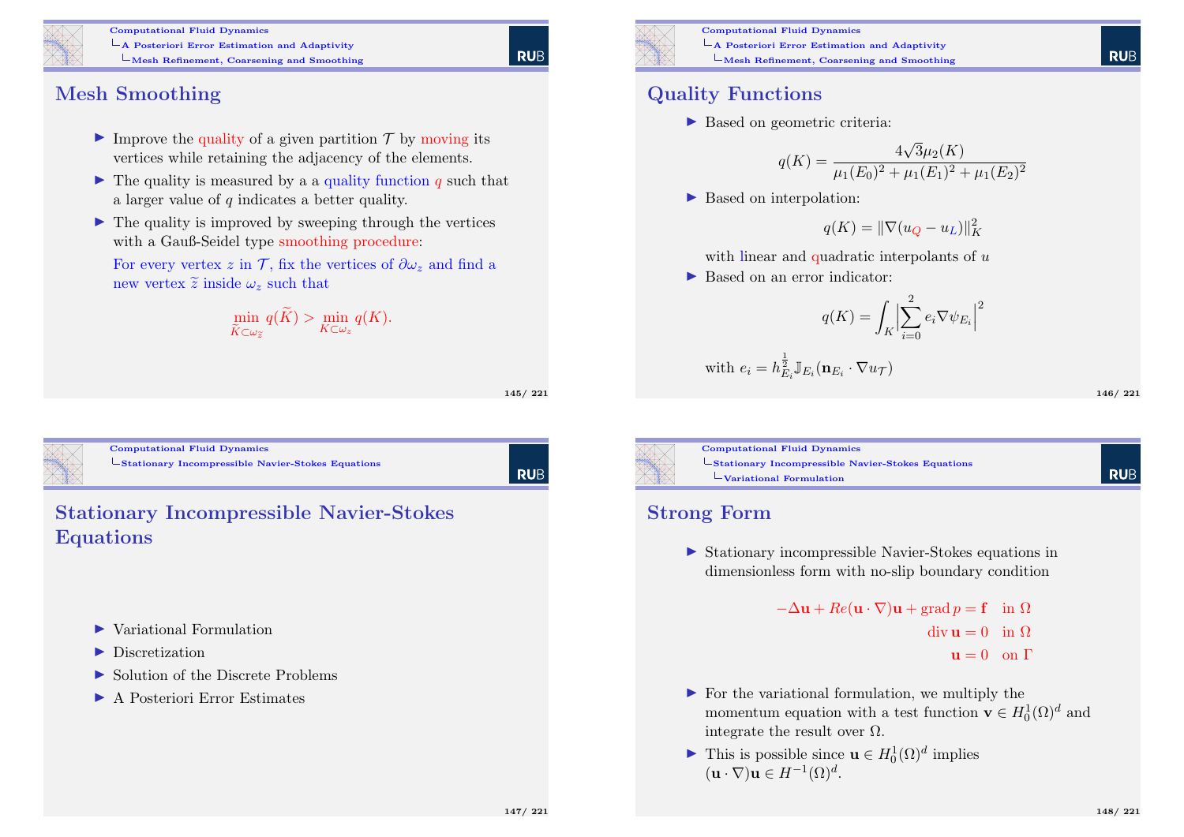## Mesh Smoothing

- Improve the quality of a given partition $\mathcal{T}$ by moving its vertices while retaining the adjacency of the elements.
- The quality is measured by a a quality function $q$ such that a larger value of $q$ indicates a better quality.
- The quality is improved by sweeping through the vertices with a Gauß-Seidel type smoothing procedure:

  For every vertex $z$ in $\mathcal{T}$, fix the vertices of $\partial\omega_z$ and find a new vertex $\widetilde{z}$ inside $\omega_z$ such that

$$\min_{\widetilde{K}\subset\omega_{\widetilde{z}}} q(\widetilde{K}) > \min_{K\subset\omega_z} q(K).$$

## Quality Functions

- Based on geometric criteria:

$$q(K) = \frac{4\sqrt{3}\mu_2(K)}{\mu_1(E_0)^2 + \mu_1(E_1)^2 + \mu_1(E_2)^2}$$

- Based on interpolation:

$$q(K) = \|\nabla(u_Q - u_L)\|_K^2$$

  with linear and quadratic interpolants of $u$
- Based on an error indicator:

$$q(K) = \int_K \Big|\sum_{i=0}^{2} e_i \nabla\psi_{E_i}\Big|^2$$

  with $e_i = h_{E_i}^{\frac{1}{2}} \mathbb{J}_{E_i}(\mathbf{n}_{E_i}\cdot\nabla u_{\mathcal{T}})$

## Stationary Incompressible Navier-Stokes Equations

- Variational Formulation
- Discretization
- Solution of the Discrete Problems
- A Posteriori Error Estimates

## Strong Form

- Stationary incompressible Navier-Stokes equations in dimensionless form with no-slip boundary condition

$$\begin{aligned} -\Delta\mathbf{u} + Re(\mathbf{u}\cdot\nabla)\mathbf{u} + \operatorname{grad} p &= \mathbf{f} \quad \text{in } \Omega \\ \operatorname{div}\mathbf{u} &= 0 \quad \text{in } \Omega \\ \mathbf{u} &= 0 \quad \text{on } \Gamma \end{aligned}$$

- For the variational formulation, we multiply the momentum equation with a test function $\mathbf{v} \in H_0^1(\Omega)^d$ and integrate the result over $\Omega$.
- This is possible since $\mathbf{u} \in H_0^1(\Omega)^d$ implies $(\mathbf{u}\cdot\nabla)\mathbf{u} \in H^{-1}(\Omega)^d$.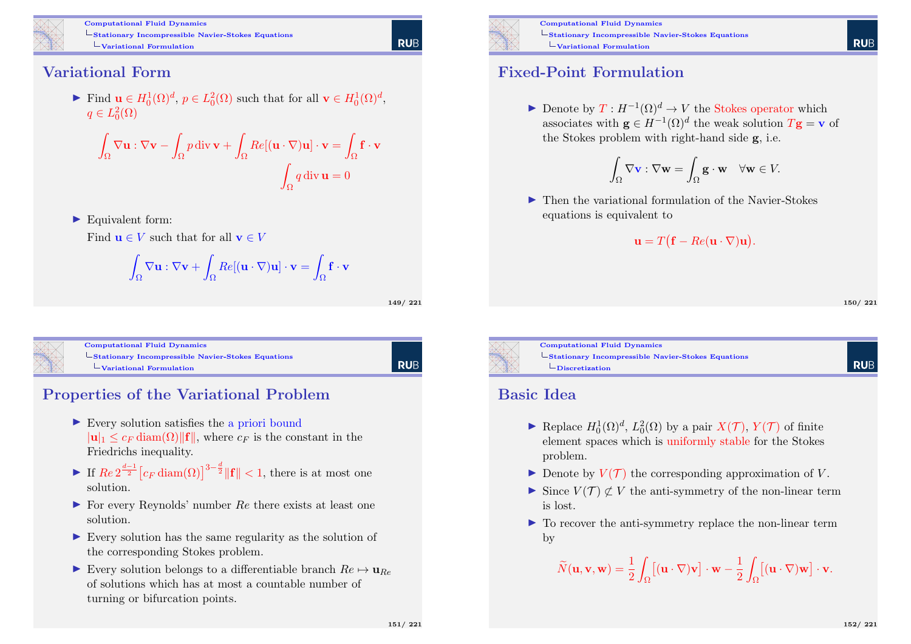## Variational Form

- Find $\mathbf{u} \in H_0^1(\Omega)^d$, $p \in L_0^2(\Omega)$ such that for all $\mathbf{v} \in H_0^1(\Omega)^d$, $q \in L_0^2(\Omega)$

$$\int_\Omega \nabla \mathbf{u} : \nabla \mathbf{v} - \int_\Omega p \operatorname{div} \mathbf{v} + \int_\Omega Re[(\mathbf{u} \cdot \nabla)\mathbf{u}] \cdot \mathbf{v} = \int_\Omega \mathbf{f} \cdot \mathbf{v}$$

$$\int_\Omega q \operatorname{div} \mathbf{u} = 0$$

- Equivalent form:
  Find $\mathbf{u} \in V$ such that for all $\mathbf{v} \in V$

$$\int_\Omega \nabla \mathbf{u} : \nabla \mathbf{v} + \int_\Omega Re[(\mathbf{u} \cdot \nabla)\mathbf{u}] \cdot \mathbf{v} = \int_\Omega \mathbf{f} \cdot \mathbf{v}$$

## Fixed-Point Formulation

- Denote by $T : H^{-1}(\Omega)^d \to V$ the Stokes operator which associates with $\mathbf{g} \in H^{-1}(\Omega)^d$ the weak solution $T\mathbf{g} = \mathbf{v}$ of the Stokes problem with right-hand side $\mathbf{g}$, i.e.

$$\int_\Omega \nabla \mathbf{v} : \nabla \mathbf{w} = \int_\Omega \mathbf{g} \cdot \mathbf{w} \quad \forall \mathbf{w} \in V.$$

- Then the variational formulation of the Navier-Stokes equations is equivalent to

$$\mathbf{u} = T\big(\mathbf{f} - Re(\mathbf{u} \cdot \nabla)\mathbf{u}\big).$$

## Properties of the Variational Problem

- Every solution satisfies the a priori bound $|\mathbf{u}|_1 \le c_F \operatorname{diam}(\Omega) \|\mathbf{f}\|$, where $c_F$ is the constant in the Friedrichs inequality.
- If $Re\, 2^{\frac{d-1}{2}} \big[c_F \operatorname{diam}(\Omega)\big]^{3-\frac{d}{2}} \|\mathbf{f}\| < 1$, there is at most one solution.
- For every Reynolds' number $Re$ there exists at least one solution.
- Every solution has the same regularity as the solution of the corresponding Stokes problem.
- Every solution belongs to a differentiable branch $Re \mapsto \mathbf{u}_{Re}$ of solutions which has at most a countable number of turning or bifurcation points.

## Basic Idea

- Replace $H_0^1(\Omega)^d$, $L_0^2(\Omega)$ by a pair $X(\mathcal{T})$, $Y(\mathcal{T})$ of finite element spaces which is uniformly stable for the Stokes problem.
- Denote by $V(\mathcal{T})$ the corresponding approximation of $V$.
- Since $V(\mathcal{T}) \not\subset V$ the anti-symmetry of the non-linear term is lost.
- To recover the anti-symmetry replace the non-linear term by

$$\widetilde{N}(\mathbf{u}, \mathbf{v}, \mathbf{w}) = \frac{1}{2} \int_\Omega \big[(\mathbf{u} \cdot \nabla)\mathbf{v}\big] \cdot \mathbf{w} - \frac{1}{2} \int_\Omega \big[(\mathbf{u} \cdot \nabla)\mathbf{w}\big] \cdot \mathbf{v}.$$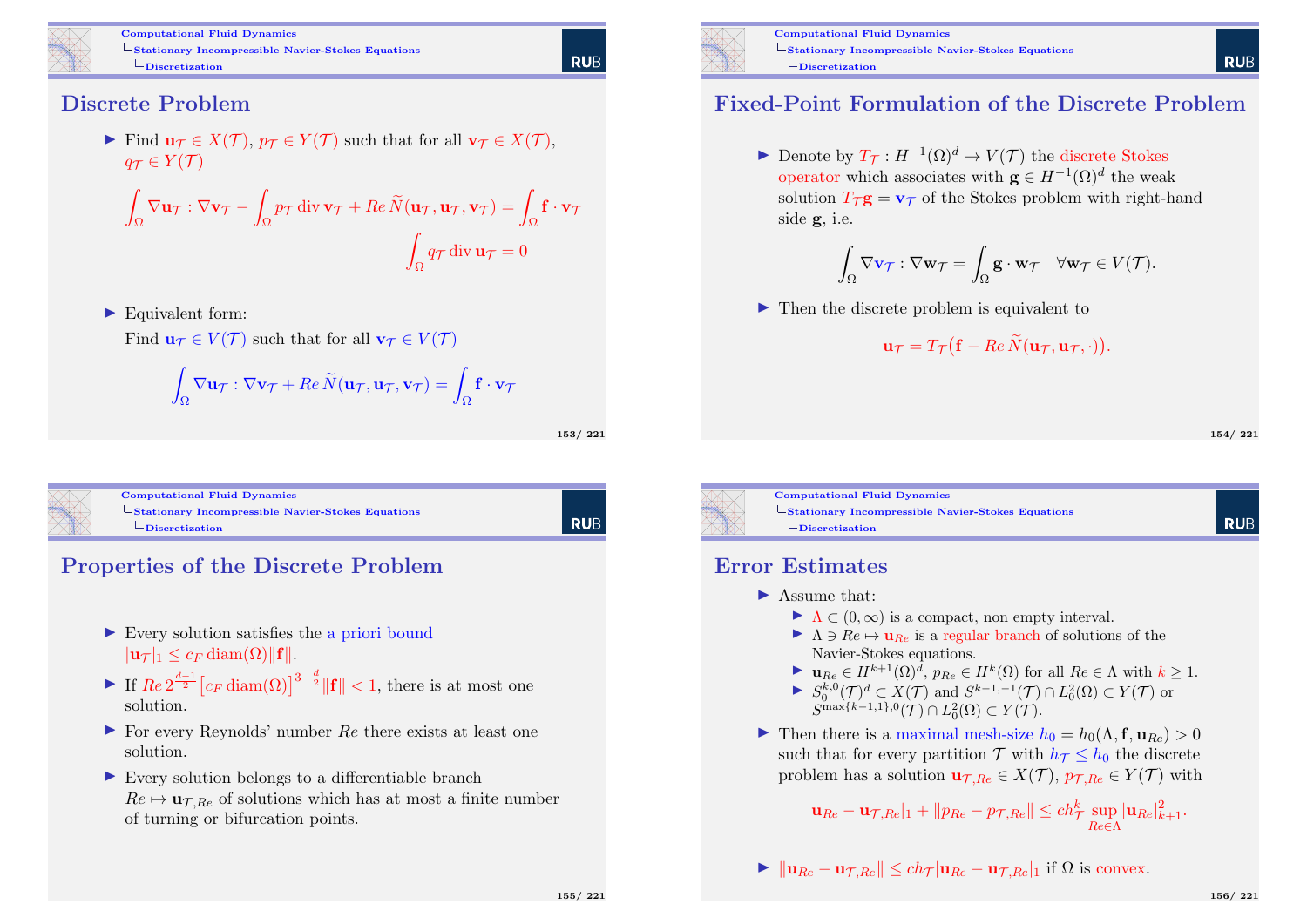## Discrete Problem

- Find $\mathbf{u}_\mathcal{T} \in X(\mathcal{T})$, $p_\mathcal{T} \in Y(\mathcal{T})$ such that for all $\mathbf{v}_\mathcal{T} \in X(\mathcal{T})$, $q_\mathcal{T} \in Y(\mathcal{T})$

$$\int_\Omega \nabla \mathbf{u}_\mathcal{T} : \nabla \mathbf{v}_\mathcal{T} - \int_\Omega p_\mathcal{T} \operatorname{div} \mathbf{v}_\mathcal{T} + Re\, \widetilde{N}(\mathbf{u}_\mathcal{T}, \mathbf{u}_\mathcal{T}, \mathbf{v}_\mathcal{T}) = \int_\Omega \mathbf{f} \cdot \mathbf{v}_\mathcal{T}$$

$$\int_\Omega q_\mathcal{T} \operatorname{div} \mathbf{u}_\mathcal{T} = 0$$

- Equivalent form:
  Find $\mathbf{u}_\mathcal{T} \in V(\mathcal{T})$ such that for all $\mathbf{v}_\mathcal{T} \in V(\mathcal{T})$

$$\int_\Omega \nabla \mathbf{u}_\mathcal{T} : \nabla \mathbf{v}_\mathcal{T} + Re\, \widetilde{N}(\mathbf{u}_\mathcal{T}, \mathbf{u}_\mathcal{T}, \mathbf{v}_\mathcal{T}) = \int_\Omega \mathbf{f} \cdot \mathbf{v}_\mathcal{T}$$

## Fixed-Point Formulation of the Discrete Problem

- Denote by $T_\mathcal{T} : H^{-1}(\Omega)^d \to V(\mathcal{T})$ the discrete Stokes operator which associates with $\mathbf{g} \in H^{-1}(\Omega)^d$ the weak solution $T_\mathcal{T}\mathbf{g} = \mathbf{v}_\mathcal{T}$ of the Stokes problem with right-hand side $\mathbf{g}$, i.e.

$$\int_\Omega \nabla \mathbf{v}_\mathcal{T} : \nabla \mathbf{w}_\mathcal{T} = \int_\Omega \mathbf{g} \cdot \mathbf{w}_\mathcal{T} \quad \forall \mathbf{w}_\mathcal{T} \in V(\mathcal{T}).$$

- Then the discrete problem is equivalent to

$$\mathbf{u}_\mathcal{T} = T_\mathcal{T}\big(\mathbf{f} - Re\, \widetilde{N}(\mathbf{u}_\mathcal{T}, \mathbf{u}_\mathcal{T}, \cdot)\big).$$

## Properties of the Discrete Problem

- Every solution satisfies the a priori bound $|\mathbf{u}_\mathcal{T}|_1 \le c_F \operatorname{diam}(\Omega) \|\mathbf{f}\|$.
- If $Re\, 2^{\frac{d-1}{2}} \big[c_F \operatorname{diam}(\Omega)\big]^{3-\frac{d}{2}} \|\mathbf{f}\| < 1$, there is at most one solution.
- For every Reynolds' number $Re$ there exists at least one solution.
- Every solution belongs to a differentiable branch $Re \mapsto \mathbf{u}_{\mathcal{T},Re}$ of solutions which has at most a finite number of turning or bifurcation points.

## Error Estimates

- Assume that:
  - $\Lambda \subset (0, \infty)$ is a compact, non empty interval.
  - $\Lambda \ni Re \mapsto \mathbf{u}_{Re}$ is a regular branch of solutions of the Navier-Stokes equations.
  - $\mathbf{u}_{Re} \in H^{k+1}(\Omega)^d$, $p_{Re} \in H^k(\Omega)$ for all $Re \in \Lambda$ with $k \ge 1$.
  - $S_0^{k,0}(\mathcal{T})^d \subset X(\mathcal{T})$ and $S^{k-1,-1}(\mathcal{T}) \cap L_0^2(\Omega) \subset Y(\mathcal{T})$ or $S^{\max\{k-1,1\},0}(\mathcal{T}) \cap L_0^2(\Omega) \subset Y(\mathcal{T})$.
- Then there is a maximal mesh-size $h_0 = h_0(\Lambda, \mathbf{f}, \mathbf{u}_{Re}) > 0$ such that for every partition $\mathcal{T}$ with $h_\mathcal{T} \le h_0$ the discrete problem has a solution $\mathbf{u}_{\mathcal{T},Re} \in X(\mathcal{T})$, $p_{\mathcal{T},Re} \in Y(\mathcal{T})$ with

$$|\mathbf{u}_{Re} - \mathbf{u}_{\mathcal{T},Re}|_1 + \|p_{Re} - p_{\mathcal{T},Re}\| \le c h_\mathcal{T}^k \sup_{Re \in \Lambda} |\mathbf{u}_{Re}|_{k+1}^2.$$

- $\|\mathbf{u}_{Re} - \mathbf{u}_{\mathcal{T},Re}\| \le c h_\mathcal{T} |\mathbf{u}_{Re} - \mathbf{u}_{\mathcal{T},Re}|_1$ if $\Omega$ is convex.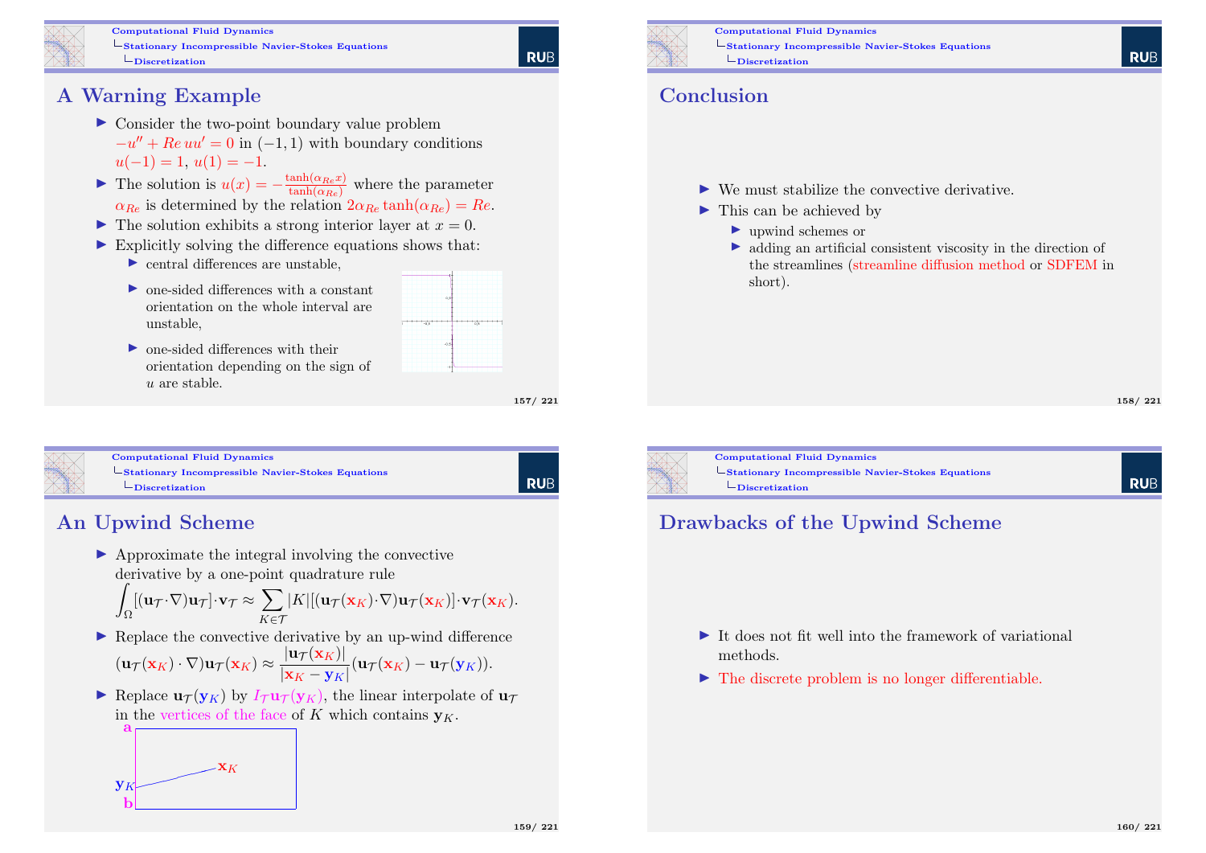## A Warning Example

- Consider the two-point boundary value problem $-u'' + Re\, uu' = 0$ in $(-1, 1)$ with boundary conditions $u(-1) = 1$, $u(1) = -1$.
- The solution is $u(x) = -\frac{\tanh(\alpha_{Re} x)}{\tanh(\alpha_{Re})}$ where the parameter $\alpha_{Re}$ is determined by the relation $2\alpha_{Re} \tanh(\alpha_{Re}) = Re$.
- The solution exhibits a strong interior layer at $x = 0$.
- Explicitly solving the difference equations shows that:
  - central differences are unstable,
  - one-sided differences with a constant orientation on the whole interval are unstable,
  - one-sided differences with their orientation depending on the sign of $u$ are stable.

## Conclusion

- We must stabilize the convective derivative.
- This can be achieved by
  - upwind schemes or
  - adding an artificial consistent viscosity in the direction of the streamlines (streamline diffusion method or SDFEM in short).

## An Upwind Scheme

- Approximate the integral involving the convective derivative by a one-point quadrature rule
$$\int_\Omega [(\mathbf{u}_\mathcal{T} \cdot \nabla)\mathbf{u}_\mathcal{T}] \cdot \mathbf{v}_\mathcal{T} \approx \sum_{K \in \mathcal{T}} |K| [(\mathbf{u}_\mathcal{T}(\mathbf{x}_K) \cdot \nabla)\mathbf{u}_\mathcal{T}(\mathbf{x}_K)] \cdot \mathbf{v}_\mathcal{T}(\mathbf{x}_K).$$
- Replace the convective derivative by an up-wind difference
$$(\mathbf{u}_\mathcal{T}(\mathbf{x}_K) \cdot \nabla)\mathbf{u}_\mathcal{T}(\mathbf{x}_K) \approx \frac{|\mathbf{u}_\mathcal{T}(\mathbf{x}_K)|}{|\mathbf{x}_K - \mathbf{y}_K|}(\mathbf{u}_\mathcal{T}(\mathbf{x}_K) - \mathbf{u}_\mathcal{T}(\mathbf{y}_K)).$$
- Replace $\mathbf{u}_\mathcal{T}(\mathbf{y}_K)$ by $I_\mathcal{T}\mathbf{u}_\mathcal{T}(\mathbf{y}_K)$, the linear interpolate of $\mathbf{u}_\mathcal{T}$ in the vertices of the face of $K$ which contains $\mathbf{y}_K$.

## Drawbacks of the Upwind Scheme

- It does not fit well into the framework of variational methods.
- The discrete problem is no longer differentiable.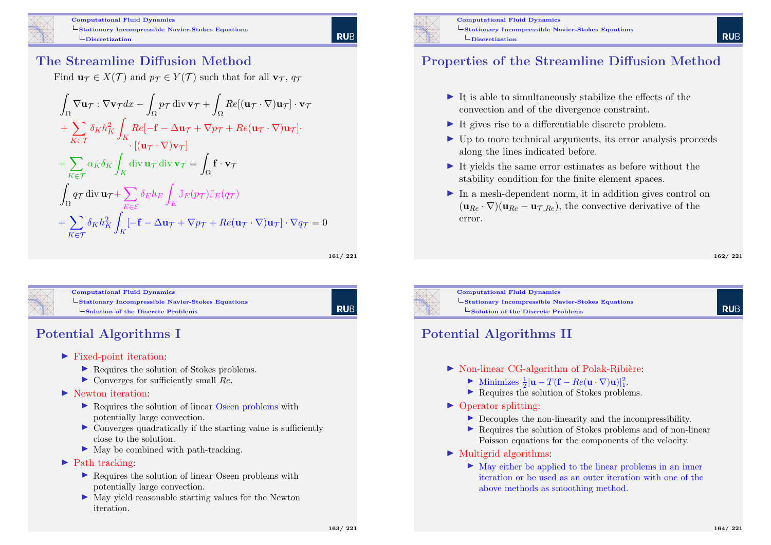## The Streamline Diffusion Method

Find $\mathbf{u}_{\mathcal{T}} \in X(\mathcal{T})$ and $p_{\mathcal{T}} \in Y(\mathcal{T})$ such that for all $\mathbf{v}_{\mathcal{T}}$, $q_{\mathcal{T}}$

$$
\begin{aligned}
&\int_\Omega \nabla \mathbf{u}_{\mathcal{T}} : \nabla \mathbf{v}_{\mathcal{T}} dx - \int_\Omega p_{\mathcal{T}} \operatorname{div} \mathbf{v}_{\mathcal{T}} + \int_\Omega Re[(\mathbf{u}_{\mathcal{T}} \cdot \nabla)\mathbf{u}_{\mathcal{T}}] \cdot \mathbf{v}_{\mathcal{T}} \\
&+ \sum_{K \in \mathcal{T}} \delta_K h_K^2 \int_K Re[-\mathbf{f} - \Delta \mathbf{u}_{\mathcal{T}} + \nabla p_{\mathcal{T}} + Re(\mathbf{u}_{\mathcal{T}} \cdot \nabla)\mathbf{u}_{\mathcal{T}}] \cdot \\
&\quad \cdot [(\mathbf{u}_{\mathcal{T}} \cdot \nabla)\mathbf{v}_{\mathcal{T}}] \\
&+ \sum_{K \in \mathcal{T}} \alpha_K \delta_K \int_K \operatorname{div} \mathbf{u}_{\mathcal{T}} \operatorname{div} \mathbf{v}_{\mathcal{T}} = \int_\Omega \mathbf{f} \cdot \mathbf{v}_{\mathcal{T}} \\
&\int_\Omega q_{\mathcal{T}} \operatorname{div} \mathbf{u}_{\mathcal{T}} + \sum_{E \in \mathcal{E}} \delta_E h_E \int_E \mathbb{J}_E(p_{\mathcal{T}}) \mathbb{J}_E(q_{\mathcal{T}}) \\
&+ \sum_{K \in \mathcal{T}} \delta_K h_K^2 \int_K [-\mathbf{f} - \Delta \mathbf{u}_{\mathcal{T}} + \nabla p_{\mathcal{T}} + Re(\mathbf{u}_{\mathcal{T}} \cdot \nabla)\mathbf{u}_{\mathcal{T}}] \cdot \nabla q_{\mathcal{T}} = 0
\end{aligned}
$$

## Properties of the Streamline Diffusion Method

- It is able to simultaneously stabilize the effects of the convection and of the divergence constraint.
- It gives rise to a differentiable discrete problem.
- Up to more technical arguments, its error analysis proceeds along the lines indicated before.
- It yields the same error estimates as before without the stability condition for the finite element spaces.
- In a mesh-dependent norm, it in addition gives control on $(\mathbf{u}_{Re} \cdot \nabla)(\mathbf{u}_{Re} - \mathbf{u}_{\mathcal{T},Re})$, the convective derivative of the error.

## Potential Algorithms I

- Fixed-point iteration:
  - Requires the solution of Stokes problems.
  - Converges for sufficiently small $Re$.
- Newton iteration:
  - Requires the solution of linear Oseen problems with potentially large convection.
  - Converges quadratically if the starting value is sufficiently close to the solution.
  - May be combined with path-tracking.
- Path tracking:
  - Requires the solution of linear Oseen problems with potentially large convection.
  - May yield reasonable starting values for the Newton iteration.

## Potential Algorithms II

- Non-linear CG-algorithm of Polak-Ribière:
  - Minimizes $\frac{1}{2}|\mathbf{u} - T(\mathbf{f} - Re(\mathbf{u} \cdot \nabla)\mathbf{u})|_1^2$.
  - Requires the solution of Stokes problems.
- Operator splitting:
  - Decouples the non-linearity and the incompressibility.
  - Requires the solution of Stokes problems and of non-linear Poisson equations for the components of the velocity.
- Multigrid algorithms:
  - May either be applied to the linear problems in an inner iteration or be used as an outer iteration with one of the above methods as smoothing method.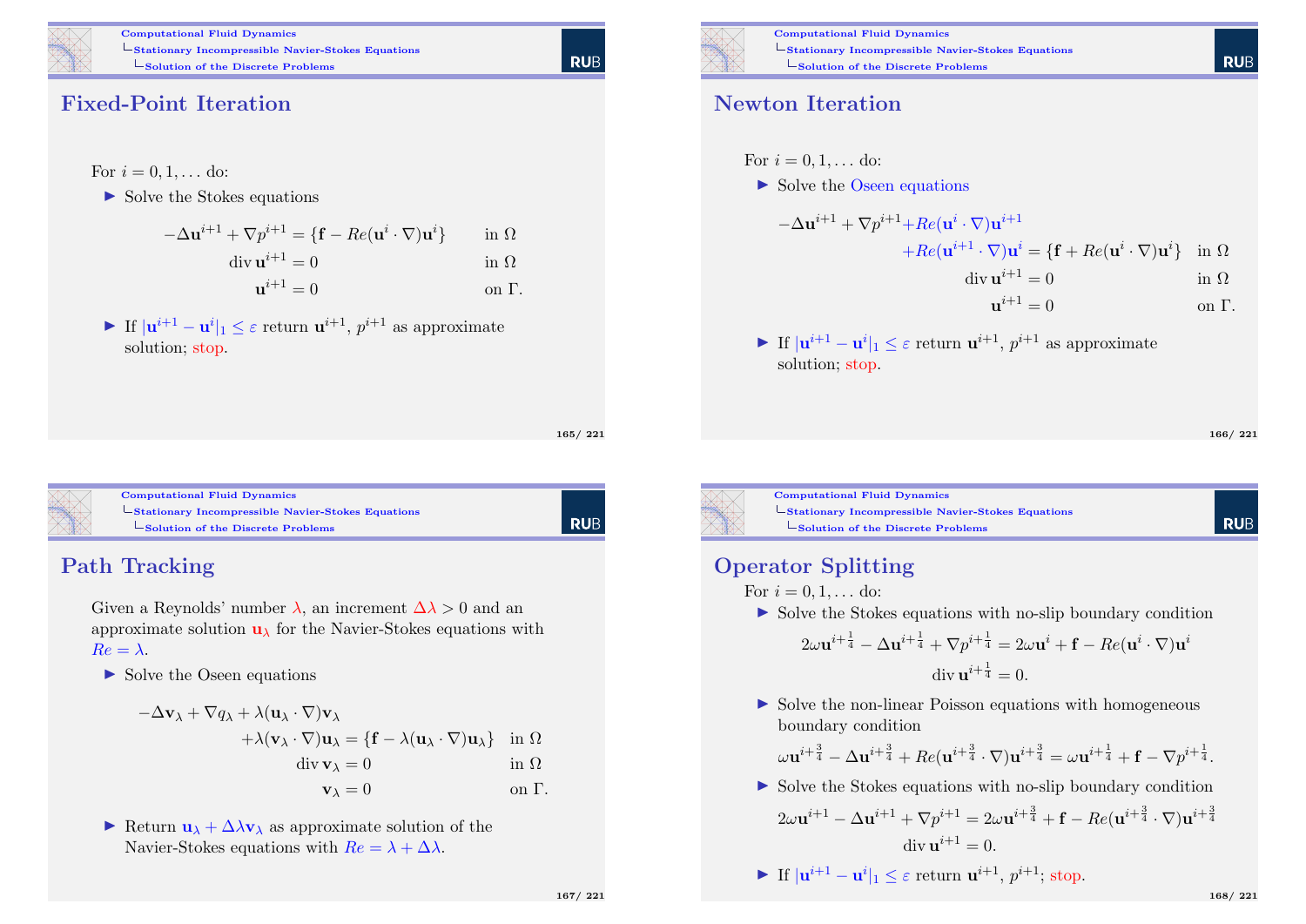## Fixed-Point Iteration

For $i = 0, 1, \ldots$ do:

- Solve the Stokes equations

$$
\begin{aligned}
-\Delta \mathbf{u}^{i+1} + \nabla p^{i+1} &= \{\mathbf{f} - Re(\mathbf{u}^i \cdot \nabla)\mathbf{u}^i\} && \text{in } \Omega \\
\operatorname{div} \mathbf{u}^{i+1} &= 0 && \text{in } \Omega \\
\mathbf{u}^{i+1} &= 0 && \text{on } \Gamma.
\end{aligned}
$$

- If $|\mathbf{u}^{i+1} - \mathbf{u}^i|_1 \le \varepsilon$ return $\mathbf{u}^{i+1}$, $p^{i+1}$ as approximate solution; stop.

## Newton Iteration

For $i = 0, 1, \ldots$ do:

- Solve the Oseen equations

$$
\begin{aligned}
-\Delta \mathbf{u}^{i+1} + \nabla p^{i+1} + Re(\mathbf{u}^i \cdot \nabla)\mathbf{u}^{i+1} & \\
+ Re(\mathbf{u}^{i+1} \cdot \nabla)\mathbf{u}^i &= \{\mathbf{f} + Re(\mathbf{u}^i \cdot \nabla)\mathbf{u}^i\} && \text{in } \Omega \\
\operatorname{div} \mathbf{u}^{i+1} &= 0 && \text{in } \Omega \\
\mathbf{u}^{i+1} &= 0 && \text{on } \Gamma.
\end{aligned}
$$

- If $|\mathbf{u}^{i+1} - \mathbf{u}^i|_1 \le \varepsilon$ return $\mathbf{u}^{i+1}$, $p^{i+1}$ as approximate solution; stop.

## Path Tracking

Given a Reynolds' number $\lambda$, an increment $\Delta\lambda > 0$ and an approximate solution $\mathbf{u}_\lambda$ for the Navier-Stokes equations with $Re = \lambda$.

- Solve the Oseen equations

$$
\begin{aligned}
-\Delta \mathbf{v}_\lambda + \nabla q_\lambda + \lambda(\mathbf{u}_\lambda \cdot \nabla)\mathbf{v}_\lambda & \\
+ \lambda(\mathbf{v}_\lambda \cdot \nabla)\mathbf{u}_\lambda &= \{\mathbf{f} - \lambda(\mathbf{u}_\lambda \cdot \nabla)\mathbf{u}_\lambda\} && \text{in } \Omega \\
\operatorname{div} \mathbf{v}_\lambda &= 0 && \text{in } \Omega \\
\mathbf{v}_\lambda &= 0 && \text{on } \Gamma.
\end{aligned}
$$

- Return $\mathbf{u}_\lambda + \Delta\lambda \mathbf{v}_\lambda$ as approximate solution of the Navier-Stokes equations with $Re = \lambda + \Delta\lambda$.

## Operator Splitting

For $i = 0, 1, \ldots$ do:

- Solve the Stokes equations with no-slip boundary condition

$$
\begin{aligned}
2\omega \mathbf{u}^{i+\frac{1}{4}} - \Delta \mathbf{u}^{i+\frac{1}{4}} + \nabla p^{i+\frac{1}{4}} &= 2\omega \mathbf{u}^i + \mathbf{f} - Re(\mathbf{u}^i \cdot \nabla)\mathbf{u}^i \\
\operatorname{div} \mathbf{u}^{i+\frac{1}{4}} &= 0.
\end{aligned}
$$

- Solve the non-linear Poisson equations with homogeneous boundary condition

$$
\omega \mathbf{u}^{i+\frac{3}{4}} - \Delta \mathbf{u}^{i+\frac{3}{4}} + Re(\mathbf{u}^{i+\frac{3}{4}} \cdot \nabla)\mathbf{u}^{i+\frac{3}{4}} = \omega \mathbf{u}^{i+\frac{1}{4}} + \mathbf{f} - \nabla p^{i+\frac{1}{4}}.
$$

- Solve the Stokes equations with no-slip boundary condition

$$
\begin{aligned}
2\omega \mathbf{u}^{i+1} - \Delta \mathbf{u}^{i+1} + \nabla p^{i+1} &= 2\omega \mathbf{u}^{i+\frac{3}{4}} + \mathbf{f} - Re(\mathbf{u}^{i+\frac{3}{4}} \cdot \nabla)\mathbf{u}^{i+\frac{3}{4}} \\
\operatorname{div} \mathbf{u}^{i+1} &= 0.
\end{aligned}
$$

- If $|\mathbf{u}^{i+1} - \mathbf{u}^i|_1 \le \varepsilon$ return $\mathbf{u}^{i+1}$, $p^{i+1}$; stop.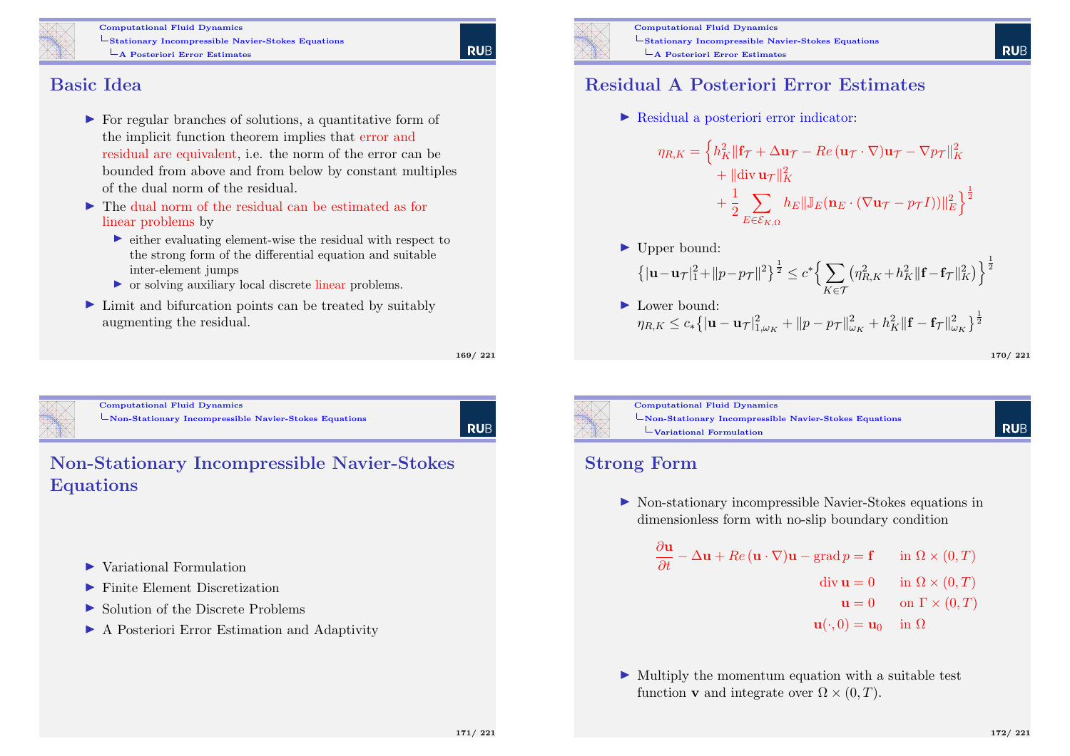## Basic Idea

- For regular branches of solutions, a quantitative form of the implicit function theorem implies that error and residual are equivalent, i.e. the norm of the error can be bounded from above and from below by constant multiples of the dual norm of the residual.
- The dual norm of the residual can be estimated as for linear problems by
  - either evaluating element-wise the residual with respect to the strong form of the differential equation and suitable inter-element jumps
  - or solving auxiliary local discrete linear problems.
- Limit and bifurcation points can be treated by suitably augmenting the residual.

## Residual A Posteriori Error Estimates

- Residual a posteriori error indicator:

$$\eta_{R,K} = \Big\{ h_K^2 \| \mathbf{f}_\mathcal{T} + \Delta \mathbf{u}_\mathcal{T} - Re\,(\mathbf{u}_\mathcal{T} \cdot \nabla)\mathbf{u}_\mathcal{T} - \nabla p_\mathcal{T} \|_K^2 + \| \operatorname{div} \mathbf{u}_\mathcal{T} \|_K^2 + \frac{1}{2} \sum_{E \in \mathcal{E}_{K,\Omega}} h_E \| \mathbb{J}_E(\mathbf{n}_E \cdot (\nabla \mathbf{u}_\mathcal{T} - p_\mathcal{T} I)) \|_E^2 \Big\}^{\frac{1}{2}}$$

- Upper bound:

$$\big\{ |\mathbf{u} - \mathbf{u}_\mathcal{T}|_1^2 + \| p - p_\mathcal{T} \|^2 \big\}^{\frac{1}{2}} \le c^* \Big\{ \sum_{K \in \mathcal{T}} \big( \eta_{R,K}^2 + h_K^2 \| \mathbf{f} - \mathbf{f}_\mathcal{T} \|_K^2 \big) \Big\}^{\frac{1}{2}}$$

- Lower bound:

$$\eta_{R,K} \le c_* \big\{ |\mathbf{u} - \mathbf{u}_\mathcal{T}|_{1,\omega_K}^2 + \| p - p_\mathcal{T} \|_{\omega_K}^2 + h_K^2 \| \mathbf{f} - \mathbf{f}_\mathcal{T} \|_{\omega_K}^2 \big\}^{\frac{1}{2}}$$

## Non-Stationary Incompressible Navier-Stokes Equations

- Variational Formulation
- Finite Element Discretization
- Solution of the Discrete Problems
- A Posteriori Error Estimation and Adaptivity

## Strong Form

- Non-stationary incompressible Navier-Stokes equations in dimensionless form with no-slip boundary condition

$$\begin{aligned}
\frac{\partial \mathbf{u}}{\partial t} - \Delta \mathbf{u} + Re\,(\mathbf{u} \cdot \nabla)\mathbf{u} - \operatorname{grad} p &= \mathbf{f} && \text{in } \Omega \times (0,T) \\
\operatorname{div} \mathbf{u} &= 0 && \text{in } \Omega \times (0,T) \\
\mathbf{u} &= 0 && \text{on } \Gamma \times (0,T) \\
\mathbf{u}(\cdot, 0) &= \mathbf{u}_0 && \text{in } \Omega
\end{aligned}$$

- Multiply the momentum equation with a suitable test function $\mathbf{v}$ and integrate over $\Omega \times (0,T)$.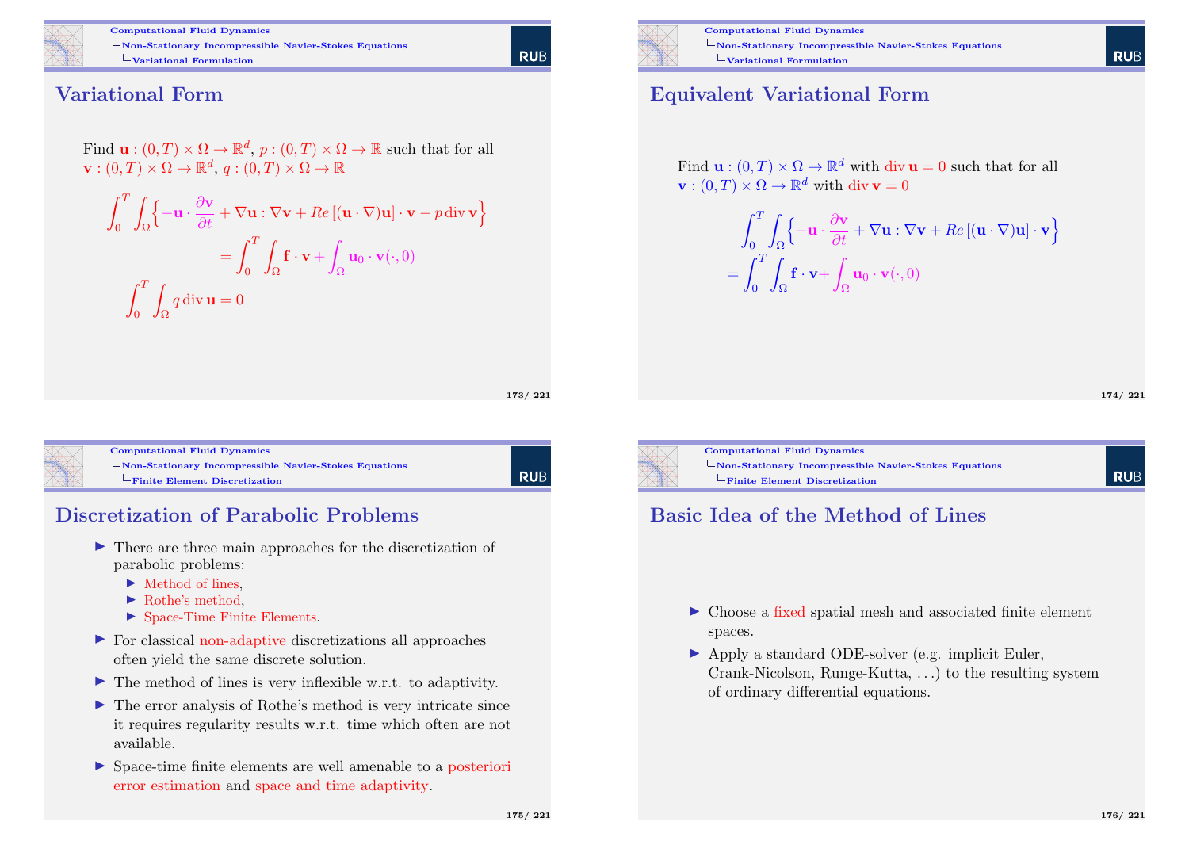## Variational Form

Find $\mathbf{u} : (0,T) \times \Omega \to \mathbb{R}^d$, $p : (0,T) \times \Omega \to \mathbb{R}$ such that for all $\mathbf{v} : (0,T) \times \Omega \to \mathbb{R}^d$, $q : (0,T) \times \Omega \to \mathbb{R}$

$$\int_0^T \int_\Omega \Big\{ -\mathbf{u} \cdot \frac{\partial \mathbf{v}}{\partial t} + \nabla \mathbf{u} : \nabla \mathbf{v} + Re\,[(\mathbf{u} \cdot \nabla)\mathbf{u}] \cdot \mathbf{v} - p \operatorname{div} \mathbf{v} \Big\} = \int_0^T \int_\Omega \mathbf{f} \cdot \mathbf{v} + \int_\Omega \mathbf{u}_0 \cdot \mathbf{v}(\cdot, 0)$$

$$\int_0^T \int_\Omega q \operatorname{div} \mathbf{u} = 0$$

## Equivalent Variational Form

Find $\mathbf{u} : (0,T) \times \Omega \to \mathbb{R}^d$ with $\operatorname{div} \mathbf{u} = 0$ such that for all $\mathbf{v} : (0,T) \times \Omega \to \mathbb{R}^d$ with $\operatorname{div} \mathbf{v} = 0$

$$\int_0^T \int_\Omega \Big\{ -\mathbf{u} \cdot \frac{\partial \mathbf{v}}{\partial t} + \nabla \mathbf{u} : \nabla \mathbf{v} + Re\,[(\mathbf{u} \cdot \nabla)\mathbf{u}] \cdot \mathbf{v} \Big\} = \int_0^T \int_\Omega \mathbf{f} \cdot \mathbf{v} + \int_\Omega \mathbf{u}_0 \cdot \mathbf{v}(\cdot, 0)$$

## Discretization of Parabolic Problems

- There are three main approaches for the discretization of parabolic problems:
  - Method of lines,
  - Rothe's method,
  - Space-Time Finite Elements.
- For classical non-adaptive discretizations all approaches often yield the same discrete solution.
- The method of lines is very inflexible w.r.t. to adaptivity.
- The error analysis of Rothe's method is very intricate since it requires regularity results w.r.t. time which often are not available.
- Space-time finite elements are well amenable to a posteriori error estimation and space and time adaptivity.

## Basic Idea of the Method of Lines

- Choose a fixed spatial mesh and associated finite element spaces.
- Apply a standard ODE-solver (e.g. implicit Euler, Crank-Nicolson, Runge-Kutta, ...) to the resulting system of ordinary differential equations.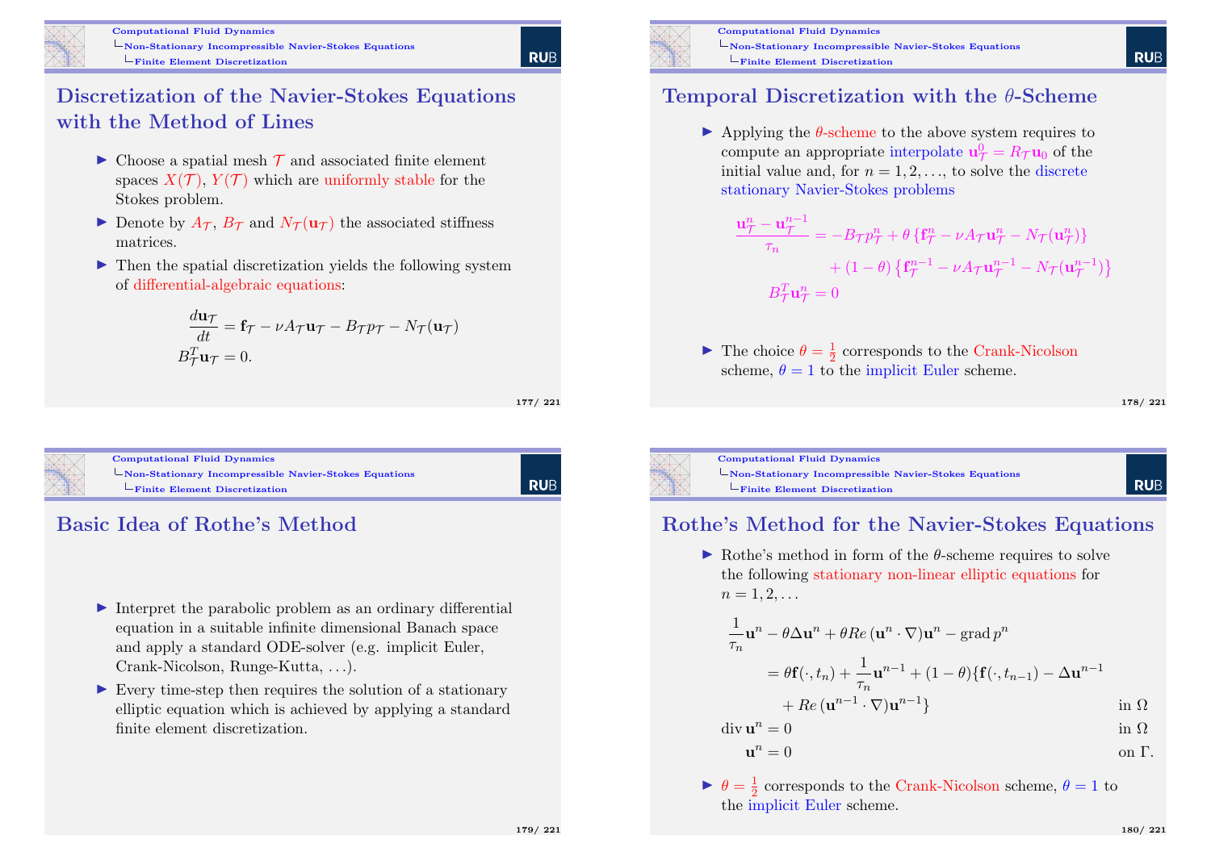## Discretization of the Navier-Stokes Equations with the Method of Lines

- Choose a spatial mesh $\mathcal{T}$ and associated finite element spaces $X(\mathcal{T})$, $Y(\mathcal{T})$ which are uniformly stable for the Stokes problem.
- Denote by $A_\mathcal{T}$, $B_\mathcal{T}$ and $N_\mathcal{T}(\mathbf{u}_\mathcal{T})$ the associated stiffness matrices.
- Then the spatial discretization yields the following system of differential-algebraic equations:

$$
\begin{aligned}
\frac{d\mathbf{u}_\mathcal{T}}{dt} &= \mathbf{f}_\mathcal{T} - \nu A_\mathcal{T}\mathbf{u}_\mathcal{T} - B_\mathcal{T} p_\mathcal{T} - N_\mathcal{T}(\mathbf{u}_\mathcal{T}) \\
B_\mathcal{T}^T \mathbf{u}_\mathcal{T} &= 0.
\end{aligned}
$$

## Temporal Discretization with the $\theta$-Scheme

- Applying the $\theta$-scheme to the above system requires to compute an appropriate interpolate $\mathbf{u}_\mathcal{T}^0 = R_\mathcal{T}\mathbf{u}_0$ of the initial value and, for $n = 1, 2, \ldots$, to solve the discrete stationary Navier-Stokes problems

$$
\begin{aligned}
\frac{\mathbf{u}_\mathcal{T}^n - \mathbf{u}_\mathcal{T}^{n-1}}{\tau_n} &= -B_\mathcal{T} p_\mathcal{T}^n + \theta\left\{\mathbf{f}_\mathcal{T}^n - \nu A_\mathcal{T}\mathbf{u}_\mathcal{T}^n - N_\mathcal{T}(\mathbf{u}_\mathcal{T}^n)\right\} \\
&\quad + (1-\theta)\left\{\mathbf{f}_\mathcal{T}^{n-1} - \nu A_\mathcal{T}\mathbf{u}_\mathcal{T}^{n-1} - N_\mathcal{T}(\mathbf{u}_\mathcal{T}^{n-1})\right\} \\
B_\mathcal{T}^T \mathbf{u}_\mathcal{T}^n &= 0
\end{aligned}
$$

- The choice $\theta = \frac{1}{2}$ corresponds to the Crank-Nicolson scheme, $\theta = 1$ to the implicit Euler scheme.

## Basic Idea of Rothe's Method

- Interpret the parabolic problem as an ordinary differential equation in a suitable infinite dimensional Banach space and apply a standard ODE-solver (e.g. implicit Euler, Crank-Nicolson, Runge-Kutta, ...).
- Every time-step then requires the solution of a stationary elliptic equation which is achieved by applying a standard finite element discretization.

## Rothe's Method for the Navier-Stokes Equations

- Rothe's method in form of the $\theta$-scheme requires to solve the following stationary non-linear elliptic equations for $n = 1, 2, \ldots$

$$
\begin{aligned}
&\frac{1}{\tau_n}\mathbf{u}^n - \theta\Delta\mathbf{u}^n + \theta Re\,(\mathbf{u}^n \cdot \nabla)\mathbf{u}^n - \operatorname{grad} p^n \\
&\quad = \theta\mathbf{f}(\cdot, t_n) + \frac{1}{\tau_n}\mathbf{u}^{n-1} + (1-\theta)\{\mathbf{f}(\cdot, t_{n-1}) - \Delta\mathbf{u}^{n-1} \\
&\qquad + Re\,(\mathbf{u}^{n-1} \cdot \nabla)\mathbf{u}^{n-1}\} && \text{in } \Omega \\
&\operatorname{div}\mathbf{u}^n = 0 && \text{in } \Omega \\
&\mathbf{u}^n = 0 && \text{on } \Gamma.
\end{aligned}
$$

- $\theta = \frac{1}{2}$ corresponds to the Crank-Nicolson scheme, $\theta = 1$ to the implicit Euler scheme.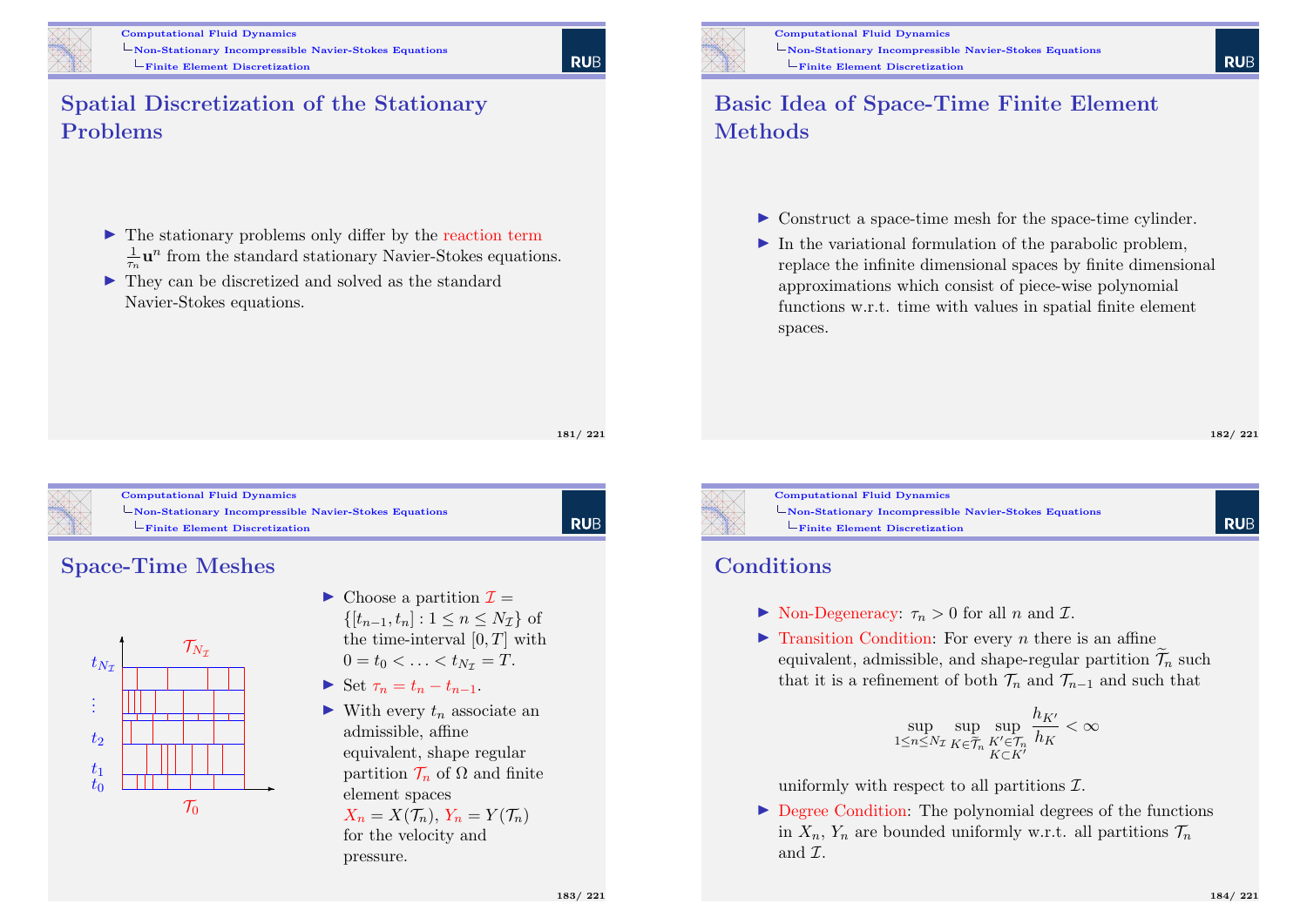## Spatial Discretization of the Stationary Problems

- The stationary problems only differ by the reaction term $\frac{1}{\tau_n}\mathbf{u}^n$ from the standard stationary Navier-Stokes equations.
- They can be discretized and solved as the standard Navier-Stokes equations.

## Basic Idea of Space-Time Finite Element Methods

- Construct a space-time mesh for the space-time cylinder.
- In the variational formulation of the parabolic problem, replace the infinite dimensional spaces by finite dimensional approximations which consist of piece-wise polynomial functions w.r.t. time with values in spatial finite element spaces.

## Space-Time Meshes

- Choose a partition $\mathcal{I} = \{[t_{n-1}, t_n] : 1 \leq n \leq N_{\mathcal{I}}\}$ of the time-interval $[0, T]$ with $0 = t_0 < \ldots < t_{N_{\mathcal{I}}} = T$.
- Set $\tau_n = t_n - t_{n-1}$.
- With every $t_n$ associate an admissible, affine equivalent, shape regular partition $\mathcal{T}_n$ of $\Omega$ and finite element spaces $X_n = X(\mathcal{T}_n)$, $Y_n = Y(\mathcal{T}_n)$ for the velocity and pressure.

## Conditions

- Non-Degeneracy: $\tau_n > 0$ for all $n$ and $\mathcal{I}$.
- Transition Condition: For every $n$ there is an affine equivalent, admissible, and shape-regular partition $\widetilde{\mathcal{T}}_n$ such that it is a refinement of both $\mathcal{T}_n$ and $\mathcal{T}_{n-1}$ and such that

$$\sup_{1 \leq n \leq N_{\mathcal{I}}} \sup_{K \in \widetilde{\mathcal{T}}_n} \sup_{\substack{K' \in \mathcal{T}_n \\ K \subset K'}} \frac{h_{K'}}{h_K} < \infty$$

  uniformly with respect to all partitions $\mathcal{I}$.
- Degree Condition: The polynomial degrees of the functions in $X_n$, $Y_n$ are bounded uniformly w.r.t. all partitions $\mathcal{T}_n$ and $\mathcal{I}$.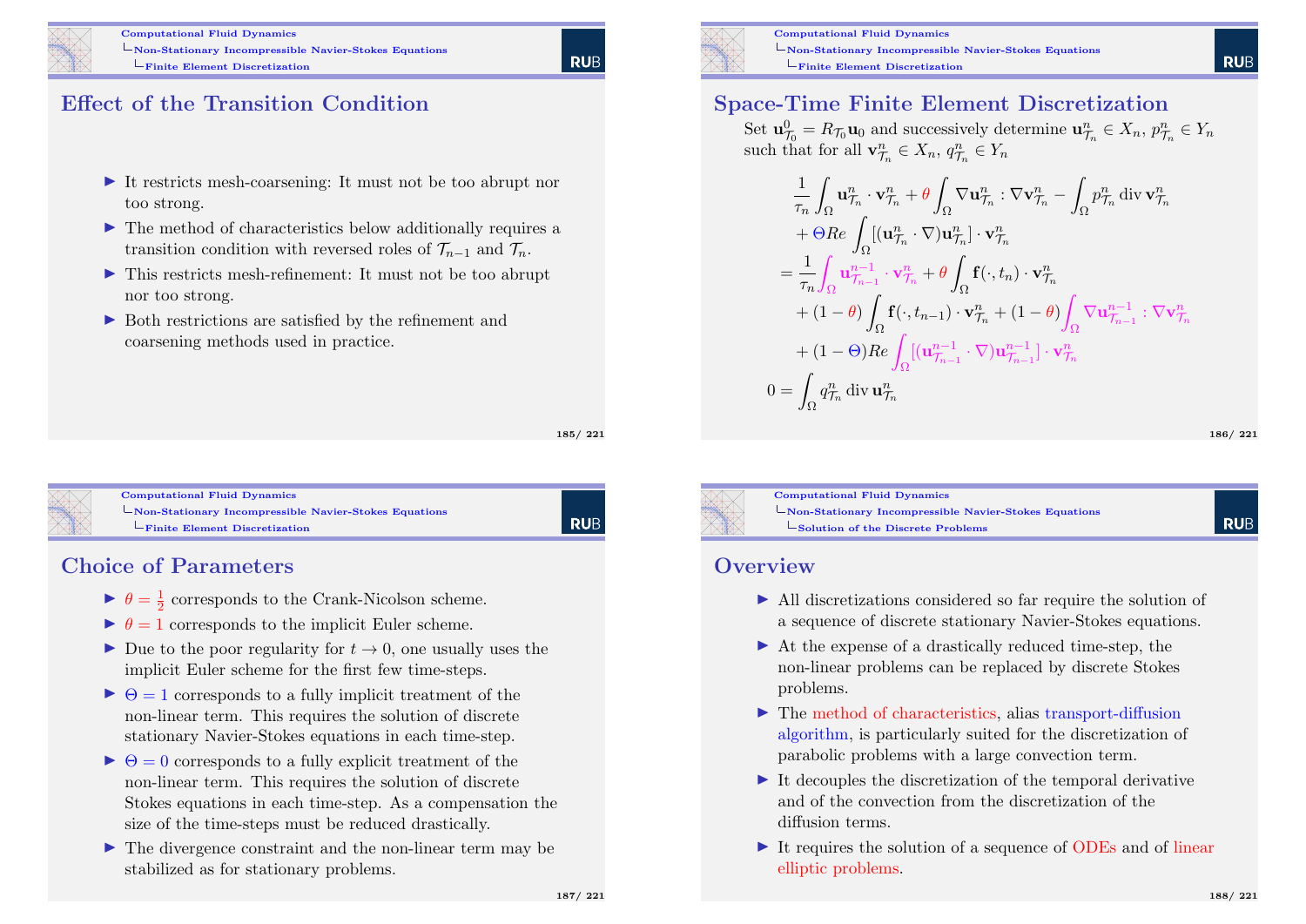## Effect of the Transition Condition

- It restricts mesh-coarsening: It must not be too abrupt nor too strong.
- The method of characteristics below additionally requires a transition condition with reversed roles of $\mathcal{T}_{n-1}$ and $\mathcal{T}_n$.
- This restricts mesh-refinement: It must not be too abrupt nor too strong.
- Both restrictions are satisfied by the refinement and coarsening methods used in practice.

## Space-Time Finite Element Discretization

Set $\mathbf{u}^0_{\mathcal{T}_0} = R_{\mathcal{T}_0}\mathbf{u}_0$ and successively determine $\mathbf{u}^n_{\mathcal{T}_n} \in X_n$, $p^n_{\mathcal{T}_n} \in Y_n$ such that for all $\mathbf{v}^n_{\mathcal{T}_n} \in X_n$, $q^n_{\mathcal{T}_n} \in Y_n$

$$
\begin{aligned}
&\frac{1}{\tau_n}\int_\Omega \mathbf{u}^n_{\mathcal{T}_n}\cdot\mathbf{v}^n_{\mathcal{T}_n} + \theta\int_\Omega \nabla\mathbf{u}^n_{\mathcal{T}_n} : \nabla\mathbf{v}^n_{\mathcal{T}_n} - \int_\Omega p^n_{\mathcal{T}_n}\operatorname{div}\mathbf{v}^n_{\mathcal{T}_n} \\
&\quad + \Theta Re\int_\Omega [(\mathbf{u}^n_{\mathcal{T}_n}\cdot\nabla)\mathbf{u}^n_{\mathcal{T}_n}]\cdot\mathbf{v}^n_{\mathcal{T}_n} \\
&= \frac{1}{\tau_n}\int_\Omega \mathbf{u}^{n-1}_{\mathcal{T}_{n-1}}\cdot\mathbf{v}^n_{\mathcal{T}_n} + \theta\int_\Omega \mathbf{f}(\cdot,t_n)\cdot\mathbf{v}^n_{\mathcal{T}_n} \\
&\quad + (1-\theta)\int_\Omega \mathbf{f}(\cdot,t_{n-1})\cdot\mathbf{v}^n_{\mathcal{T}_n} + (1-\theta)\int_\Omega \nabla\mathbf{u}^{n-1}_{\mathcal{T}_{n-1}} : \nabla\mathbf{v}^n_{\mathcal{T}_n} \\
&\quad + (1-\Theta)Re\int_\Omega [(\mathbf{u}^{n-1}_{\mathcal{T}_{n-1}}\cdot\nabla)\mathbf{u}^{n-1}_{\mathcal{T}_{n-1}}]\cdot\mathbf{v}^n_{\mathcal{T}_n} \\
0 &= \int_\Omega q^n_{\mathcal{T}_n}\operatorname{div}\mathbf{u}^n_{\mathcal{T}_n}
\end{aligned}
$$

## Choice of Parameters

- $\theta = \frac{1}{2}$ corresponds to the Crank-Nicolson scheme.
- $\theta = 1$ corresponds to the implicit Euler scheme.
- Due to the poor regularity for $t \to 0$, one usually uses the implicit Euler scheme for the first few time-steps.
- $\Theta = 1$ corresponds to a fully implicit treatment of the non-linear term. This requires the solution of discrete stationary Navier-Stokes equations in each time-step.
- $\Theta = 0$ corresponds to a fully explicit treatment of the non-linear term. This requires the solution of discrete Stokes equations in each time-step. As a compensation the size of the time-steps must be reduced drastically.
- The divergence constraint and the non-linear term may be stabilized as for stationary problems.

## Overview

- All discretizations considered so far require the solution of a sequence of discrete stationary Navier-Stokes equations.
- At the expense of a drastically reduced time-step, the non-linear problems can be replaced by discrete Stokes problems.
- The method of characteristics, alias transport-diffusion algorithm, is particularly suited for the discretization of parabolic problems with a large convection term.
- It decouples the discretization of the temporal derivative and of the convection from the discretization of the diffusion terms.
- It requires the solution of a sequence of ODEs and of linear elliptic problems.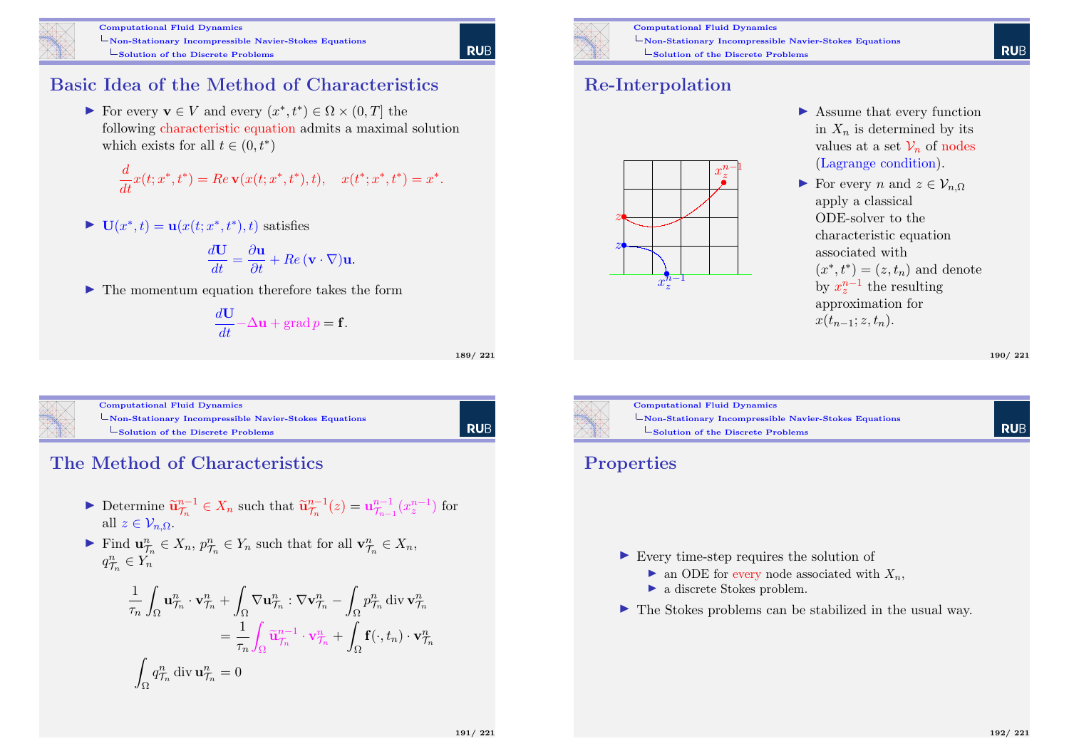## Basic Idea of the Method of Characteristics

- For every $\mathbf{v} \in V$ and every $(x^*, t^*) \in \Omega \times (0, T]$ the following characteristic equation admits a maximal solution which exists for all $t \in (0, t^*)$

$$\frac{d}{dt}x(t; x^*, t^*) = Re\, \mathbf{v}(x(t; x^*, t^*), t), \quad x(t^*; x^*, t^*) = x^*.$$

- $\mathbf{U}(x^*, t) = \mathbf{u}(x(t; x^*, t^*), t)$ satisfies

$$\frac{d\mathbf{U}}{dt} = \frac{\partial \mathbf{u}}{\partial t} + Re\,(\mathbf{v} \cdot \nabla)\mathbf{u}.$$

- The momentum equation therefore takes the form

$$\frac{d\mathbf{U}}{dt} - \Delta \mathbf{u} + \operatorname{grad} p = \mathbf{f}.$$

## Re-Interpolation

- Assume that every function in $X_n$ is determined by its values at a set $\mathcal{V}_n$ of nodes (Lagrange condition).
- For every $n$ and $z \in \mathcal{V}_{n,\Omega}$ apply a classical ODE-solver to the characteristic equation associated with $(x^*, t^*) = (z, t_n)$ and denote by $x_z^{n-1}$ the resulting approximation for $x(t_{n-1}; z, t_n)$.

## The Method of Characteristics

- Determine $\widetilde{\mathbf{u}}_{\mathcal{T}_n}^{n-1} \in X_n$ such that $\widetilde{\mathbf{u}}_{\mathcal{T}_n}^{n-1}(z) = \mathbf{u}_{\mathcal{T}_{n-1}}^{n-1}(x_z^{n-1})$ for all $z \in \mathcal{V}_{n,\Omega}$.
- Find $\mathbf{u}_{\mathcal{T}_n}^n \in X_n$, $p_{\mathcal{T}_n}^n \in Y_n$ such that for all $\mathbf{v}_{\mathcal{T}_n}^n \in X_n$, $q_{\mathcal{T}_n}^n \in Y_n$

$$\frac{1}{\tau_n}\int_\Omega \mathbf{u}_{\mathcal{T}_n}^n \cdot \mathbf{v}_{\mathcal{T}_n}^n + \int_\Omega \nabla \mathbf{u}_{\mathcal{T}_n}^n : \nabla \mathbf{v}_{\mathcal{T}_n}^n - \int_\Omega p_{\mathcal{T}_n}^n \operatorname{div} \mathbf{v}_{\mathcal{T}_n}^n = \frac{1}{\tau_n}\int_\Omega \widetilde{\mathbf{u}}_{\mathcal{T}_n}^{n-1} \cdot \mathbf{v}_{\mathcal{T}_n}^n + \int_\Omega \mathbf{f}(\cdot, t_n) \cdot \mathbf{v}_{\mathcal{T}_n}^n$$

$$\int_\Omega q_{\mathcal{T}_n}^n \operatorname{div} \mathbf{u}_{\mathcal{T}_n}^n = 0$$

## Properties

- Every time-step requires the solution of
  - an ODE for every node associated with $X_n$,
  - a discrete Stokes problem.
- The Stokes problems can be stabilized in the usual way.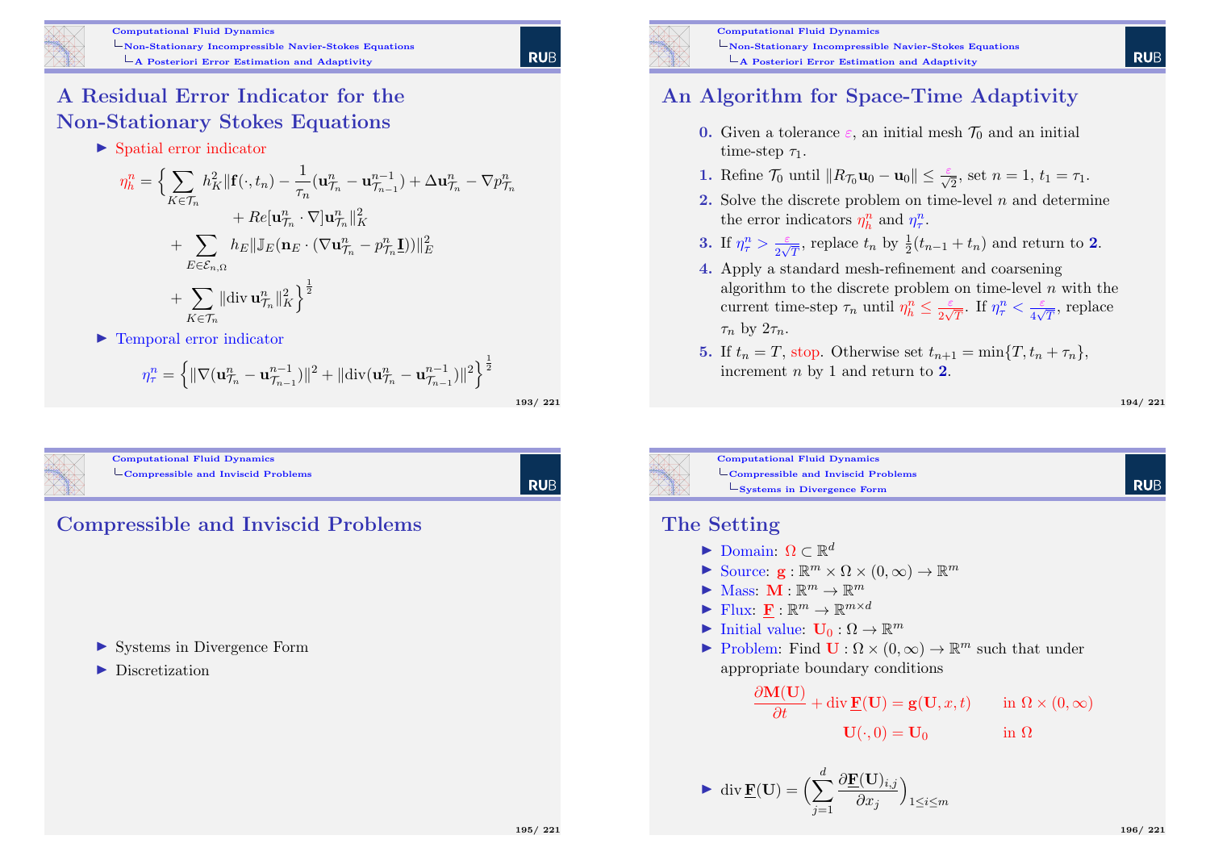## A Residual Error Indicator for the Non-Stationary Stokes Equations

- Spatial error indicator

$$\eta_h^n = \Big\{ \sum_{K\in\mathcal{T}_n} h_K^2 \|\mathbf{f}(\cdot,t_n) - \frac{1}{\tau_n}(\mathbf{u}_{\mathcal{T}_n}^n - \mathbf{u}_{\mathcal{T}_{n-1}}^{n-1}) + \Delta \mathbf{u}_{\mathcal{T}_n}^n - \nabla p_{\mathcal{T}_n}^n + Re[\mathbf{u}_{\mathcal{T}_n}^n \cdot \nabla]\mathbf{u}_{\mathcal{T}_n}^n\|_K^2 + \sum_{E\in\mathcal{E}_{n,\Omega}} h_E \|\mathbb{J}_E(\mathbf{n}_E \cdot (\nabla \mathbf{u}_{\mathcal{T}_n}^n - p_{\mathcal{T}_n}^n \underline{\mathbf{I}}))\|_E^2 + \sum_{K\in\mathcal{T}_n} \|\operatorname{div} \mathbf{u}_{\mathcal{T}_n}^n\|_K^2 \Big\}^{\frac{1}{2}}$$

- Temporal error indicator

$$\eta_\tau^n = \Big\{ \|\nabla(\mathbf{u}_{\mathcal{T}_n}^n - \mathbf{u}_{\mathcal{T}_{n-1}}^{n-1})\|^2 + \|\operatorname{div}(\mathbf{u}_{\mathcal{T}_n}^n - \mathbf{u}_{\mathcal{T}_{n-1}}^{n-1})\|^2 \Big\}^{\frac{1}{2}}$$

## An Algorithm for Space-Time Adaptivity

0. Given a tolerance $\varepsilon$, an initial mesh $\mathcal{T}_0$ and an initial time-step $\tau_1$.
1. Refine $\mathcal{T}_0$ until $\|R_{\mathcal{T}_0}\mathbf{u}_0 - \mathbf{u}_0\| \le \frac{\varepsilon}{\sqrt{2}}$, set $n=1$, $t_1 = \tau_1$.
2. Solve the discrete problem on time-level $n$ and determine the error indicators $\eta_h^n$ and $\eta_\tau^n$.
3. If $\eta_\tau^n > \frac{\varepsilon}{2\sqrt{T}}$, replace $t_n$ by $\frac{1}{2}(t_{n-1}+t_n)$ and return to **2**.
4. Apply a standard mesh-refinement and coarsening algorithm to the discrete problem on time-level $n$ with the current time-step $\tau_n$ until $\eta_h^n \le \frac{\varepsilon}{2\sqrt{T}}$. If $\eta_\tau^n < \frac{\varepsilon}{4\sqrt{T}}$, replace $\tau_n$ by $2\tau_n$.
5. If $t_n = T$, stop. Otherwise set $t_{n+1} = \min\{T, t_n + \tau_n\}$, increment $n$ by 1 and return to **2**.

## Compressible and Inviscid Problems

- Systems in Divergence Form
- Discretization

## The Setting

- Domain: $\Omega \subset \mathbb{R}^d$
- Source: $\mathbf{g} : \mathbb{R}^m \times \Omega \times (0,\infty) \to \mathbb{R}^m$
- Mass: $\mathbf{M} : \mathbb{R}^m \to \mathbb{R}^m$
- Flux: $\underline{\mathbf{F}} : \mathbb{R}^m \to \mathbb{R}^{m\times d}$
- Initial value: $\mathbf{U}_0 : \Omega \to \mathbb{R}^m$
- Problem: Find $\mathbf{U} : \Omega \times (0,\infty) \to \mathbb{R}^m$ such that under appropriate boundary conditions

$$\frac{\partial \mathbf{M}(\mathbf{U})}{\partial t} + \operatorname{div} \underline{\mathbf{F}}(\mathbf{U}) = \mathbf{g}(\mathbf{U}, x, t) \qquad \text{in } \Omega \times (0,\infty)$$

$$\mathbf{U}(\cdot, 0) = \mathbf{U}_0 \qquad \text{in } \Omega$$

- $\operatorname{div} \underline{\mathbf{F}}(\mathbf{U}) = \Big( \sum_{j=1}^d \frac{\partial \underline{\mathbf{F}}(\mathbf{U})_{i,j}}{\partial x_j} \Big)_{1\le i\le m}$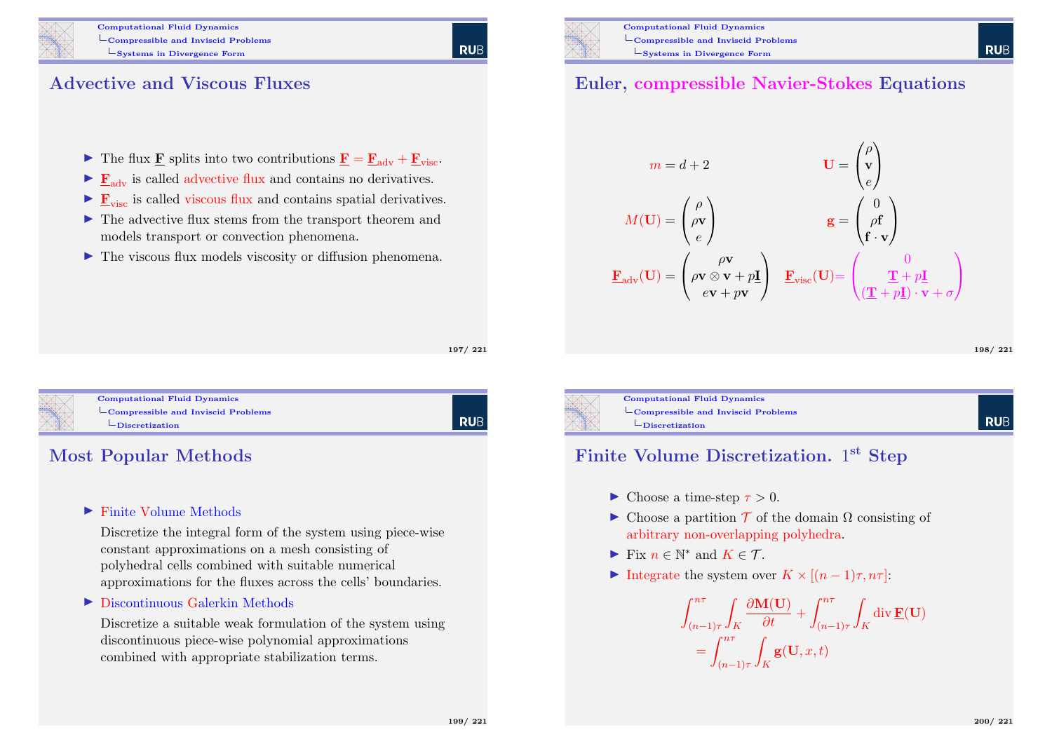## Advective and Viscous Fluxes

- The flux $\underline{\mathbf{F}}$ splits into two contributions $\underline{\mathbf{F}} = \underline{\mathbf{F}}_{\text{adv}} + \underline{\mathbf{F}}_{\text{visc}}$.
- $\underline{\mathbf{F}}_{\text{adv}}$ is called advective flux and contains no derivatives.
- $\underline{\mathbf{F}}_{\text{visc}}$ is called viscous flux and contains spatial derivatives.
- The advective flux stems from the transport theorem and models transport or convection phenomena.
- The viscous flux models viscosity or diffusion phenomena.

## Euler, compressible Navier-Stokes Equations

$$m = d + 2 \qquad \mathbf{U} = \begin{pmatrix} \rho \\ \mathbf{v} \\ e \end{pmatrix}$$

$$M(\mathbf{U}) = \begin{pmatrix} \rho \\ \rho\mathbf{v} \\ e \end{pmatrix} \qquad \mathbf{g} = \begin{pmatrix} 0 \\ \rho\mathbf{f} \\ \mathbf{f}\cdot\mathbf{v} \end{pmatrix}$$

$$\underline{\mathbf{F}}_{\text{adv}}(\mathbf{U}) = \begin{pmatrix} \rho\mathbf{v} \\ \rho\mathbf{v}\otimes\mathbf{v} + p\underline{\mathbf{I}} \\ e\mathbf{v} + p\mathbf{v} \end{pmatrix} \quad \underline{\mathbf{F}}_{\text{visc}}(\mathbf{U}) = \begin{pmatrix} 0 \\ \underline{\mathbf{T}} + p\underline{\mathbf{I}} \\ (\underline{\mathbf{T}} + p\underline{\mathbf{I}})\cdot\mathbf{v} + \sigma \end{pmatrix}$$

## Most Popular Methods

- Finite Volume Methods

  Discretize the integral form of the system using piece-wise constant approximations on a mesh consisting of polyhedral cells combined with suitable numerical approximations for the fluxes across the cells' boundaries.

- Discontinuous Galerkin Methods

  Discretize a suitable weak formulation of the system using discontinuous piece-wise polynomial approximations combined with appropriate stabilization terms.

## Finite Volume Discretization. 1st Step

- Choose a time-step $\tau > 0$.
- Choose a partition $\mathcal{T}$ of the domain $\Omega$ consisting of arbitrary non-overlapping polyhedra.
- Fix $n \in \mathbb{N}^*$ and $K \in \mathcal{T}$.
- Integrate the system over $K \times [(n-1)\tau, n\tau]$:

$$\int_{(n-1)\tau}^{n\tau}\int_K \frac{\partial \mathbf{M}(\mathbf{U})}{\partial t} + \int_{(n-1)\tau}^{n\tau}\int_K \operatorname{div} \underline{\mathbf{F}}(\mathbf{U}) = \int_{(n-1)\tau}^{n\tau}\int_K \mathbf{g}(\mathbf{U}, x, t)$$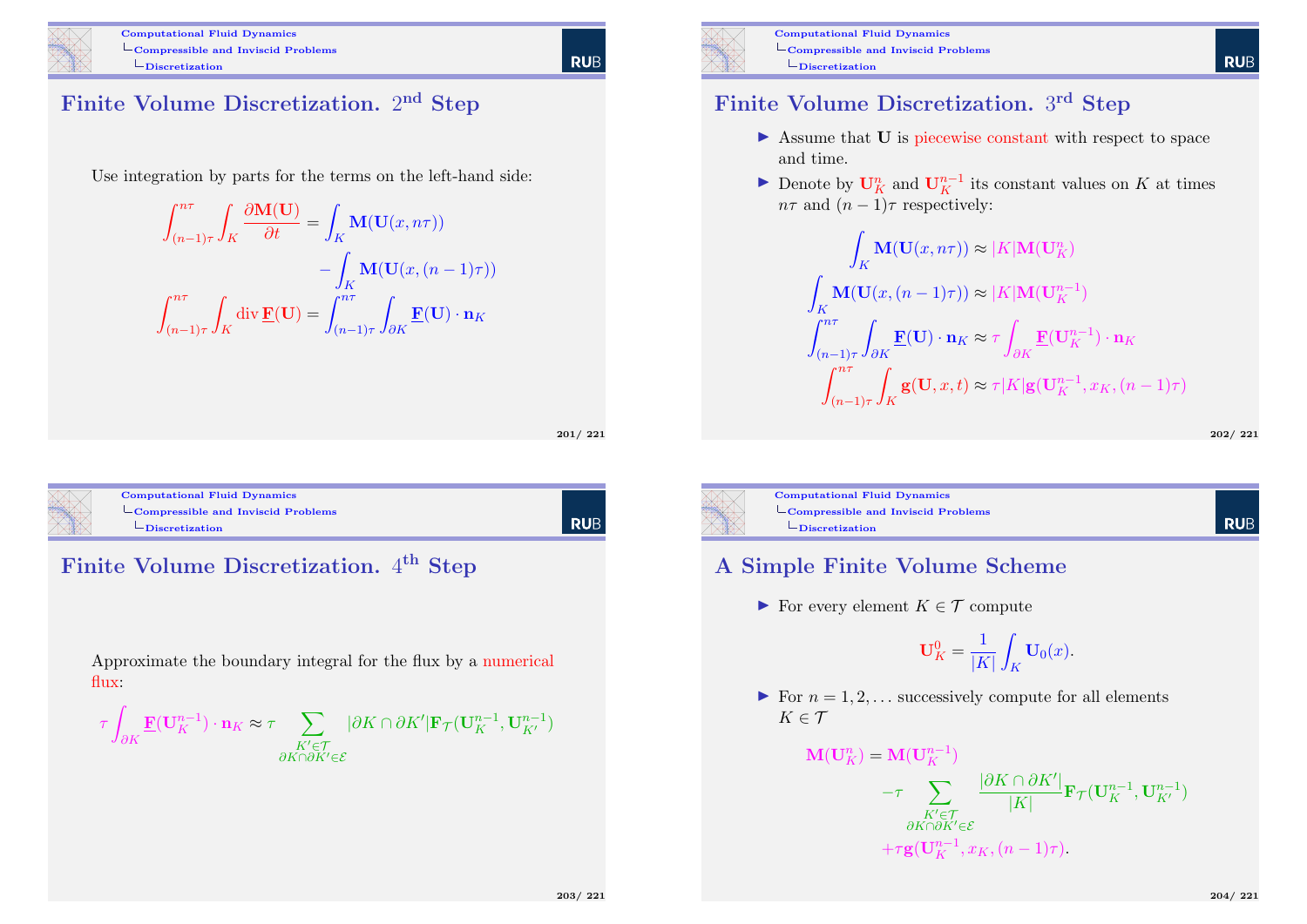## Finite Volume Discretization. 2nd Step

Use integration by parts for the terms on the left-hand side:

$$\int_{(n-1)\tau}^{n\tau} \int_K \frac{\partial \mathbf{M}(\mathbf{U})}{\partial t} = \int_K \mathbf{M}(\mathbf{U}(x, n\tau)) - \int_K \mathbf{M}(\mathbf{U}(x,(n-1)\tau))$$

$$\int_{(n-1)\tau}^{n\tau} \int_K \operatorname{div} \underline{\mathbf{F}}(\mathbf{U}) = \int_{(n-1)\tau}^{n\tau} \int_{\partial K} \underline{\mathbf{F}}(\mathbf{U}) \cdot \mathbf{n}_K$$

## Finite Volume Discretization. 3rd Step

- Assume that $\mathbf{U}$ is piecewise constant with respect to space and time.
- Denote by $\mathbf{U}_K^n$ and $\mathbf{U}_K^{n-1}$ its constant values on $K$ at times $n\tau$ and $(n-1)\tau$ respectively:

$$\int_K \mathbf{M}(\mathbf{U}(x, n\tau)) \approx |K| \mathbf{M}(\mathbf{U}_K^n)$$

$$\int_K \mathbf{M}(\mathbf{U}(x,(n-1)\tau)) \approx |K| \mathbf{M}(\mathbf{U}_K^{n-1})$$

$$\int_{(n-1)\tau}^{n\tau} \int_{\partial K} \underline{\mathbf{F}}(\mathbf{U}) \cdot \mathbf{n}_K \approx \tau \int_{\partial K} \underline{\mathbf{F}}(\mathbf{U}_K^{n-1}) \cdot \mathbf{n}_K$$

$$\int_{(n-1)\tau}^{n\tau} \int_K \mathbf{g}(\mathbf{U}, x, t) \approx \tau |K| \mathbf{g}(\mathbf{U}_K^{n-1}, x_K, (n-1)\tau)$$

## Finite Volume Discretization. 4th Step

Approximate the boundary integral for the flux by a numerical flux:

$$\tau \int_{\partial K} \underline{\mathbf{F}}(\mathbf{U}_K^{n-1}) \cdot \mathbf{n}_K \approx \tau \sum_{\substack{K' \in \mathcal{T} \\ \partial K \cap \partial K' \in \mathcal{E}}} |\partial K \cap \partial K'| \mathbf{F}_{\mathcal{T}}(\mathbf{U}_K^{n-1}, \mathbf{U}_{K'}^{n-1})$$

## A Simple Finite Volume Scheme

- For every element $K \in \mathcal{T}$ compute

$$\mathbf{U}_K^0 = \frac{1}{|K|} \int_K \mathbf{U}_0(x).$$

- For $n = 1, 2, \ldots$ successively compute for all elements $K \in \mathcal{T}$

$$\mathbf{M}(\mathbf{U}_K^n) = \mathbf{M}(\mathbf{U}_K^{n-1}) - \tau \sum_{\substack{K' \in \mathcal{T} \\ \partial K \cap \partial K' \in \mathcal{E}}} \frac{|\partial K \cap \partial K'|}{|K|} \mathbf{F}_{\mathcal{T}}(\mathbf{U}_K^{n-1}, \mathbf{U}_{K'}^{n-1}) + \tau \mathbf{g}(\mathbf{U}_K^{n-1}, x_K, (n-1)\tau).$$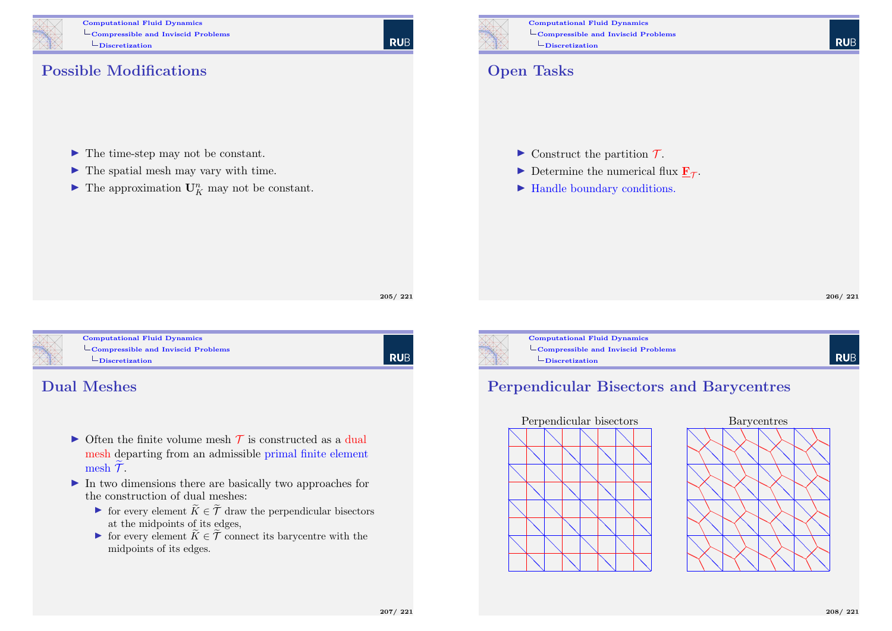## Possible Modifications

- The time-step may not be constant.
- The spatial mesh may vary with time.
- The approximation $\mathbf{U}_K^n$ may not be constant.

## Open Tasks

- Construct the partition $\mathcal{T}$.
- Determine the numerical flux $\underline{\mathbf{F}}_{\mathcal{T}}$.
- Handle boundary conditions.

## Dual Meshes

- Often the finite volume mesh $\mathcal{T}$ is constructed as a dual mesh departing from an admissible primal finite element mesh $\widetilde{\mathcal{T}}$.
- In two dimensions there are basically two approaches for the construction of dual meshes:
  - for every element $\widetilde{K} \in \widetilde{\mathcal{T}}$ draw the perpendicular bisectors at the midpoints of its edges,
  - for every element $\widetilde{K} \in \widetilde{\mathcal{T}}$ connect its barycentre with the midpoints of its edges.

## Perpendicular Bisectors and Barycentres

Perpendicular bisectors

Barycentres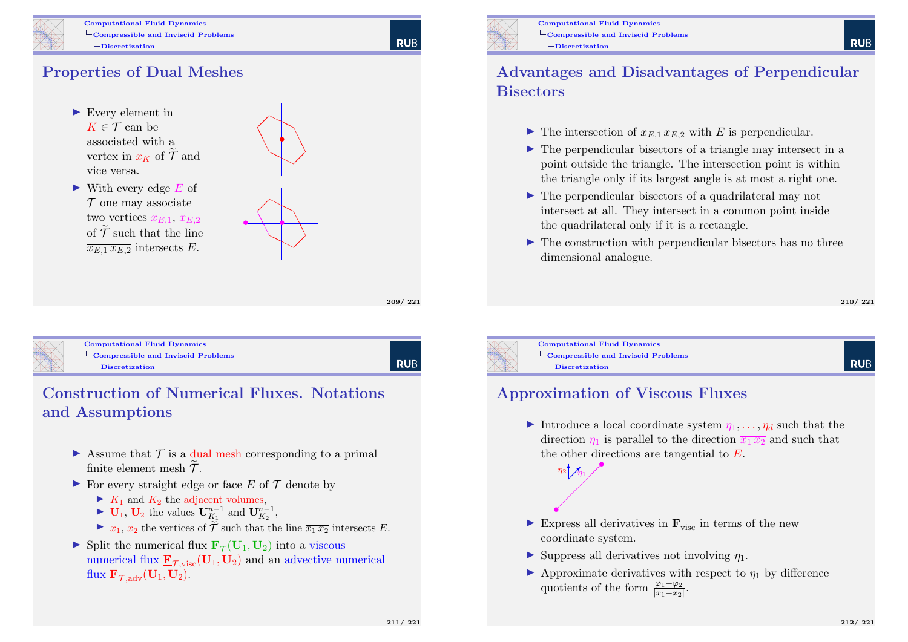## Properties of Dual Meshes

- Every element in $K \in \mathcal{T}$ can be associated with a vertex in $x_K$ of $\widetilde{\mathcal{T}}$ and vice versa.
- With every edge $E$ of $\mathcal{T}$ one may associate two vertices $x_{E,1}$, $x_{E,2}$ of $\widetilde{\mathcal{T}}$ such that the line $\overline{x_{E,1}\,x_{E,2}}$ intersects $E$.

## Advantages and Disadvantages of Perpendicular Bisectors

- The intersection of $\overline{x_{E,1}\,x_{E,2}}$ with $E$ is perpendicular.
- The perpendicular bisectors of a triangle may intersect in a point outside the triangle. The intersection point is within the triangle only if its largest angle is at most a right one.
- The perpendicular bisectors of a quadrilateral may not intersect at all. They intersect in a common point inside the quadrilateral only if it is a rectangle.
- The construction with perpendicular bisectors has no three dimensional analogue.

## Construction of Numerical Fluxes. Notations and Assumptions

- Assume that $\mathcal{T}$ is a dual mesh corresponding to a primal finite element mesh $\widetilde{\mathcal{T}}$.
- For every straight edge or face $E$ of $\mathcal{T}$ denote by
  - $K_1$ and $K_2$ the adjacent volumes,
  - $\mathbf{U}_1$, $\mathbf{U}_2$ the values $\mathbf{U}_{K_1}^{n-1}$ and $\mathbf{U}_{K_2}^{n-1}$,
  - $x_1$, $x_2$ the vertices of $\widetilde{\mathcal{T}}$ such that the line $\overline{x_1\,x_2}$ intersects $E$.
- Split the numerical flux $\underline{\mathbf{F}}_{\mathcal{T}}(\mathbf{U}_1, \mathbf{U}_2)$ into a viscous numerical flux $\underline{\mathbf{F}}_{\mathcal{T},\mathrm{visc}}(\mathbf{U}_1, \mathbf{U}_2)$ and an advective numerical flux $\underline{\mathbf{F}}_{\mathcal{T},\mathrm{adv}}(\mathbf{U}_1, \mathbf{U}_2)$.

## Approximation of Viscous Fluxes

- Introduce a local coordinate system $\eta_1, \ldots, \eta_d$ such that the direction $\eta_1$ is parallel to the direction $\overline{x_1\,x_2}$ and such that the other directions are tangential to $E$.
- Express all derivatives in $\underline{\mathbf{F}}_{\mathrm{visc}}$ in terms of the new coordinate system.
- Suppress all derivatives not involving $\eta_1$.
- Approximate derivatives with respect to $\eta_1$ by difference quotients of the form $\frac{\varphi_1 - \varphi_2}{|x_1 - x_2|}$.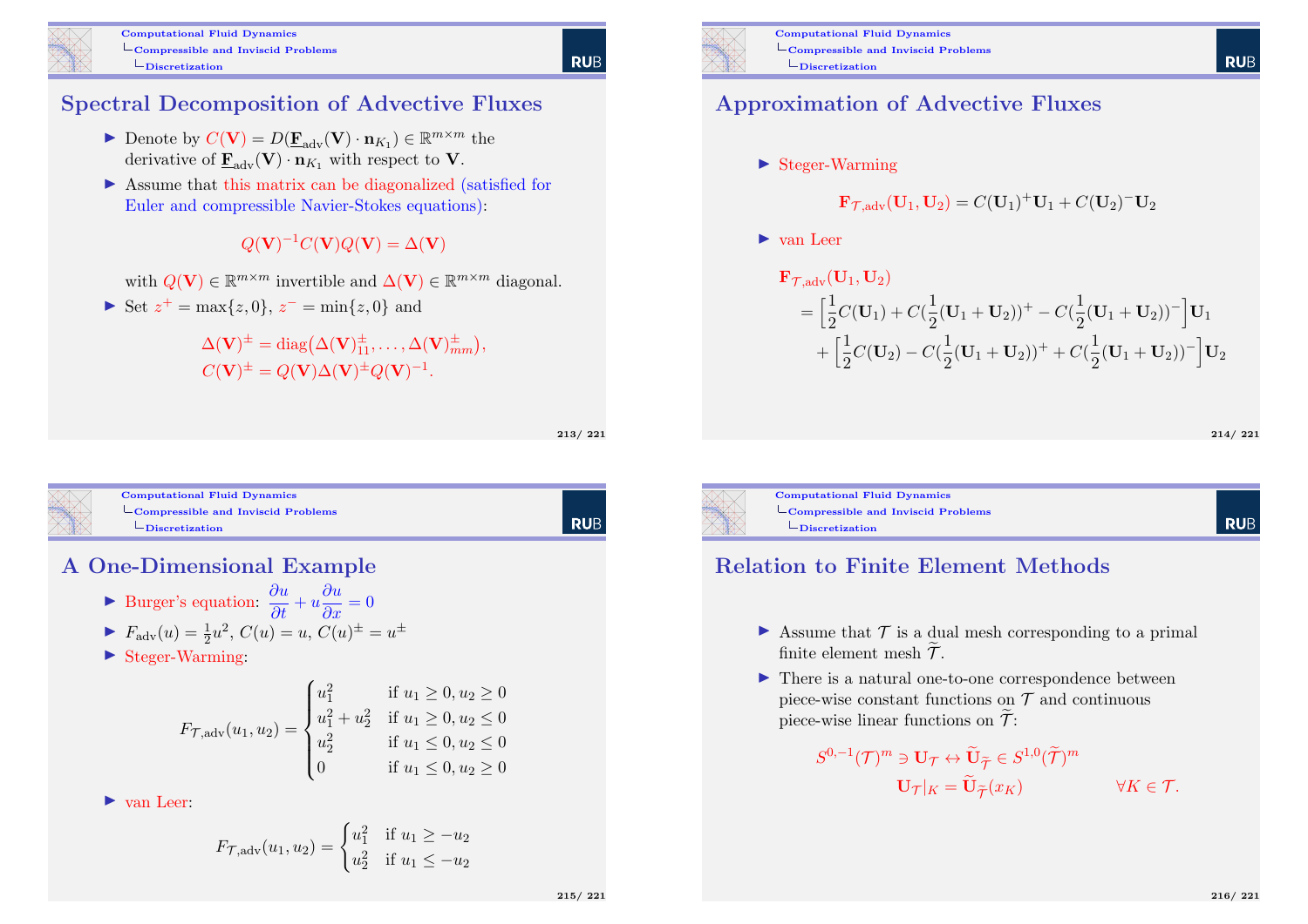## Spectral Decomposition of Advective Fluxes

- Denote by $C(\mathbf{V}) = D(\underline{\mathbf{F}}_{\text{adv}}(\mathbf{V}) \cdot \mathbf{n}_{K_1}) \in \mathbb{R}^{m \times m}$ the derivative of $\underline{\mathbf{F}}_{\text{adv}}(\mathbf{V}) \cdot \mathbf{n}_{K_1}$ with respect to $\mathbf{V}$.
- Assume that this matrix can be diagonalized (satisfied for Euler and compressible Navier-Stokes equations):

$$Q(\mathbf{V})^{-1} C(\mathbf{V}) Q(\mathbf{V}) = \Delta(\mathbf{V})$$

with $Q(\mathbf{V}) \in \mathbb{R}^{m \times m}$ invertible and $\Delta(\mathbf{V}) \in \mathbb{R}^{m \times m}$ diagonal.

- Set $z^+ = \max\{z, 0\}$, $z^- = \min\{z, 0\}$ and

$$\Delta(\mathbf{V})^{\pm} = \operatorname{diag}\big(\Delta(\mathbf{V})_{11}^{\pm}, \ldots, \Delta(\mathbf{V})_{mm}^{\pm}\big),$$
$$C(\mathbf{V})^{\pm} = Q(\mathbf{V}) \Delta(\mathbf{V})^{\pm} Q(\mathbf{V})^{-1}.$$

## Approximation of Advective Fluxes

- Steger-Warming

$$\mathbf{F}_{\mathcal{T},\text{adv}}(\mathbf{U}_1, \mathbf{U}_2) = C(\mathbf{U}_1)^+ \mathbf{U}_1 + C(\mathbf{U}_2)^- \mathbf{U}_2$$

- van Leer

$$\begin{aligned}
&\mathbf{F}_{\mathcal{T},\text{adv}}(\mathbf{U}_1, \mathbf{U}_2) \\
&= \Big[\frac{1}{2} C(\mathbf{U}_1) + C(\frac{1}{2}(\mathbf{U}_1 + \mathbf{U}_2))^+ - C(\frac{1}{2}(\mathbf{U}_1 + \mathbf{U}_2))^-\Big] \mathbf{U}_1 \\
&\quad + \Big[\frac{1}{2} C(\mathbf{U}_2) - C(\frac{1}{2}(\mathbf{U}_1 + \mathbf{U}_2))^+ + C(\frac{1}{2}(\mathbf{U}_1 + \mathbf{U}_2))^-\Big] \mathbf{U}_2
\end{aligned}$$

## A One-Dimensional Example

- Burger's equation: $\dfrac{\partial u}{\partial t} + u \dfrac{\partial u}{\partial x} = 0$
- $F_{\text{adv}}(u) = \frac{1}{2} u^2$, $C(u) = u$, $C(u)^{\pm} = u^{\pm}$
- Steger-Warming:

$$F_{\mathcal{T},\text{adv}}(u_1, u_2) = \begin{cases} u_1^2 & \text{if } u_1 \geq 0, u_2 \geq 0 \\ u_1^2 + u_2^2 & \text{if } u_1 \geq 0, u_2 \leq 0 \\ u_2^2 & \text{if } u_1 \leq 0, u_2 \leq 0 \\ 0 & \text{if } u_1 \leq 0, u_2 \geq 0 \end{cases}$$

- van Leer:

$$F_{\mathcal{T},\text{adv}}(u_1, u_2) = \begin{cases} u_1^2 & \text{if } u_1 \geq -u_2 \\ u_2^2 & \text{if } u_1 \leq -u_2 \end{cases}$$

## Relation to Finite Element Methods

- Assume that $\mathcal{T}$ is a dual mesh corresponding to a primal finite element mesh $\widetilde{\mathcal{T}}$.
- There is a natural one-to-one correspondence between piece-wise constant functions on $\mathcal{T}$ and continuous piece-wise linear functions on $\widetilde{\mathcal{T}}$:

$$S^{0,-1}(\mathcal{T})^m \ni \mathbf{U}_{\mathcal{T}} \leftrightarrow \widetilde{\mathbf{U}}_{\widetilde{\mathcal{T}}} \in S^{1,0}(\widetilde{\mathcal{T}})^m$$
$$\mathbf{U}_{\mathcal{T}}|_K = \widetilde{\mathbf{U}}_{\widetilde{\mathcal{T}}}(x_K) \qquad \forall K \in \mathcal{T}.$$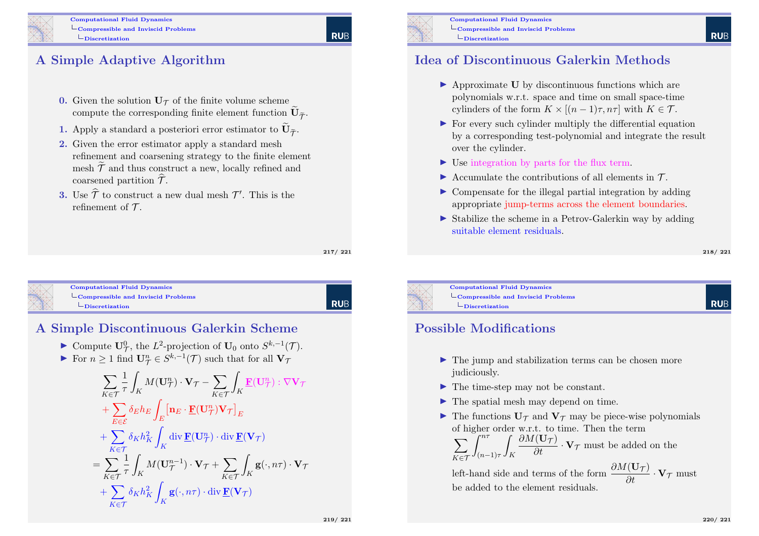## A Simple Adaptive Algorithm

**0.** Given the solution $\mathbf{U}_{\mathcal{T}}$ of the finite volume scheme compute the corresponding finite element function $\widetilde{\mathbf{U}}_{\widetilde{\mathcal{T}}}$.

**1.** Apply a standard a posteriori error estimator to $\widetilde{\mathbf{U}}_{\widetilde{\mathcal{T}}}$.

**2.** Given the error estimator apply a standard mesh refinement and coarsening strategy to the finite element mesh $\widetilde{\mathcal{T}}$ and thus construct a new, locally refined and coarsened partition $\widehat{\mathcal{T}}$.

**3.** Use $\widehat{\mathcal{T}}$ to construct a new dual mesh $\mathcal{T}'$. This is the refinement of $\mathcal{T}$.

## Idea of Discontinuous Galerkin Methods

- Approximate $\mathbf{U}$ by discontinuous functions which are polynomials w.r.t. space and time on small space-time cylinders of the form $K \times [(n-1)\tau, n\tau]$ with $K \in \mathcal{T}$.
- For every such cylinder multiply the differential equation by a corresponding test-polynomial and integrate the result over the cylinder.
- Use integration by parts for the flux term.
- Accumulate the contributions of all elements in $\mathcal{T}$.
- Compensate for the illegal partial integration by adding appropriate jump-terms across the element boundaries.
- Stabilize the scheme in a Petrov-Galerkin way by adding suitable element residuals.

## A Simple Discontinuous Galerkin Scheme

- Compute $\mathbf{U}_{\mathcal{T}}^0$, the $L^2$-projection of $\mathbf{U}_0$ onto $S^{k,-1}(\mathcal{T})$.
- For $n \geq 1$ find $\mathbf{U}_{\mathcal{T}}^n \in S^{k,-1}(\mathcal{T})$ such that for all $\mathbf{V}_{\mathcal{T}}$

$$
\begin{aligned}
&\sum_{K \in \mathcal{T}} \frac{1}{\tau} \int_K M(\mathbf{U}_{\mathcal{T}}^n) \cdot \mathbf{V}_{\mathcal{T}} - \sum_{K \in \mathcal{T}} \int_K \underline{\mathbf{F}}(\mathbf{U}_{\mathcal{T}}^n) : \nabla \mathbf{V}_{\mathcal{T}} \\
&+ \sum_{E \in \mathcal{E}} \delta_E h_E \int_E \left[ \mathbf{n}_E \cdot \underline{\mathbf{F}}(\mathbf{U}_{\mathcal{T}}^n) \mathbf{V}_{\mathcal{T}} \right]_E \\
&+ \sum_{K \in \mathcal{T}} \delta_K h_K^2 \int_K \operatorname{div} \underline{\mathbf{F}}(\mathbf{U}_{\mathcal{T}}^n) \cdot \operatorname{div} \underline{\mathbf{F}}(\mathbf{V}_{\mathcal{T}}) \\
&= \sum_{K \in \mathcal{T}} \frac{1}{\tau} \int_K M(\mathbf{U}_{\mathcal{T}}^{n-1}) \cdot \mathbf{V}_{\mathcal{T}} + \sum_{K \in \mathcal{T}} \int_K \mathbf{g}(\cdot, n\tau) \cdot \mathbf{V}_{\mathcal{T}} \\
&+ \sum_{K \in \mathcal{T}} \delta_K h_K^2 \int_K \mathbf{g}(\cdot, n\tau) \cdot \operatorname{div} \underline{\mathbf{F}}(\mathbf{V}_{\mathcal{T}})
\end{aligned}
$$

## Possible Modifications

- The jump and stabilization terms can be chosen more judiciously.
- The time-step may not be constant.
- The spatial mesh may depend on time.
- The functions $\mathbf{U}_{\mathcal{T}}$ and $\mathbf{V}_{\mathcal{T}}$ may be piece-wise polynomials of higher order w.r.t. to time. Then the term $\displaystyle\sum_{K \in \mathcal{T}} \int_{(n-1)\tau}^{n\tau} \int_K \frac{\partial M(\mathbf{U}_{\mathcal{T}})}{\partial t} \cdot \mathbf{V}_{\mathcal{T}}$ must be added on the left-hand side and terms of the form $\dfrac{\partial M(\mathbf{U}_{\mathcal{T}})}{\partial t} \cdot \mathbf{V}_{\mathcal{T}}$ must be added to the element residuals.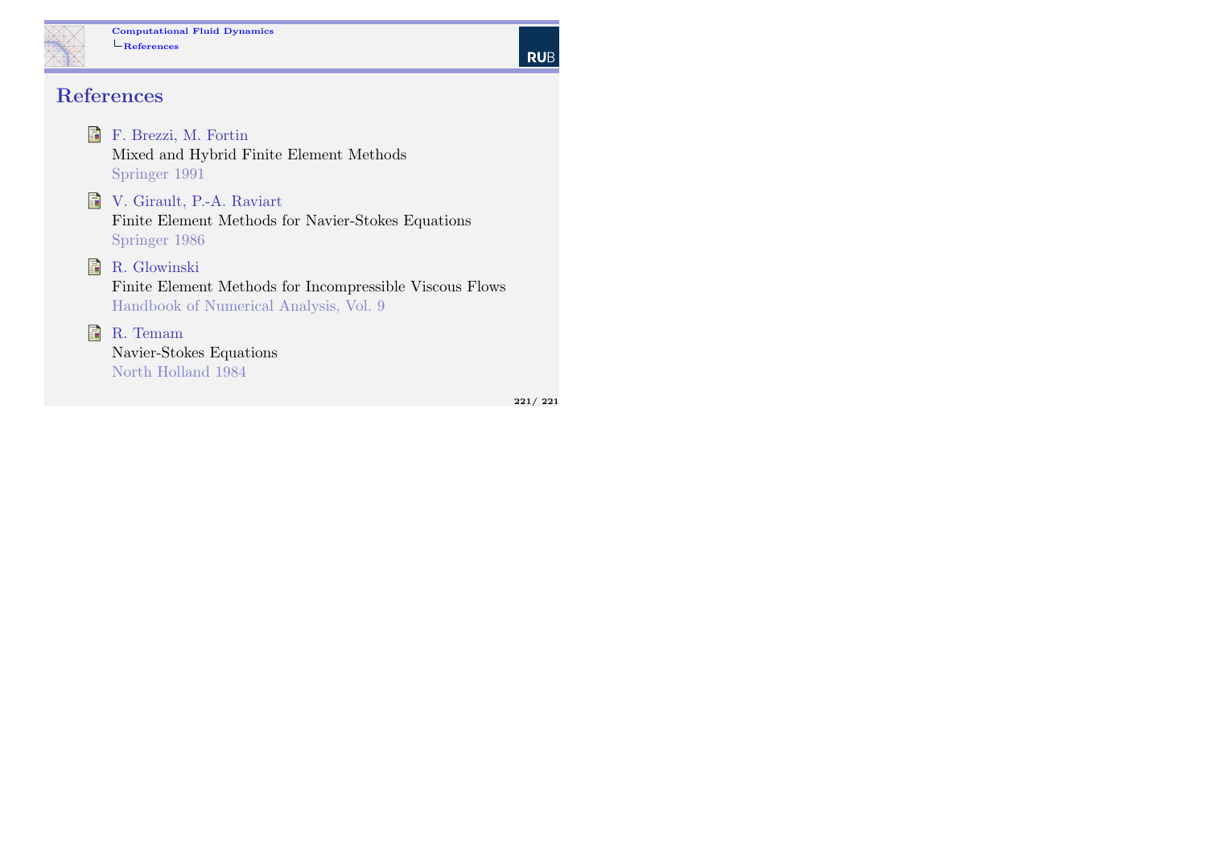## References

- F. Brezzi, M. Fortin
  Mixed and Hybrid Finite Element Methods
  Springer 1991

- V. Girault, P.-A. Raviart
  Finite Element Methods for Navier-Stokes Equations
  Springer 1986

- R. Glowinski
  Finite Element Methods for Incompressible Viscous Flows
  Handbook of Numerical Analysis, Vol. 9

- R. Temam
  Navier-Stokes Equations
  North Holland 1984